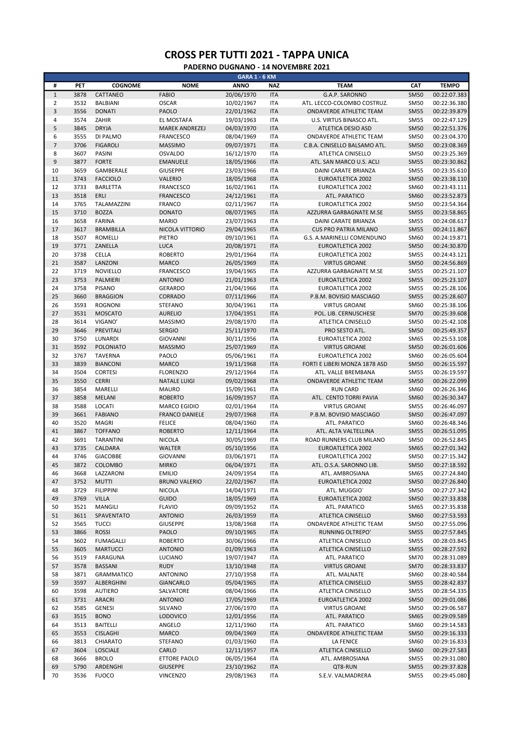# CROSS PER TUTTI 2021 - TAPPA UNICA

## PADERNO DUGNANO - 14 NOVEMBRE 2021

| GARA 1 - 6 KM | | | | | | | | |
|---|---|---|---|---|---|---|---|---|
| # | PET | COGNOME | NOME | ANNO | NAZ | TEAM | CAT | TEMPO |
| 1 | 3878 | CATTANEO | FABIO | 20/06/1970 | ITA | G.A.P. SARONNO | SM50 | 00:22:07.383 |
| 2 | 3532 | BALBIANI | OSCAR | 10/02/1967 | ITA | ATL. LECCO-COLOMBO COSTRUZ. | SM50 | 00:22:36.380 |
| 3 | 3556 | DONATI | PAOLO | 22/01/1962 | ITA | ONDAVERDE ATHLETIC TEAM | SM55 | 00:22:39.879 |
| 4 | 3574 | ZAHIR | EL MOSTAFA | 19/03/1963 | ITA | U.S. VIRTUS BINASCO ATL. | SM55 | 00:22:47.129 |
| 5 | 3845 | DRYJA | MAREK ANDREZEJ | 04/03/1970 | ITA | ATLETICA DESIO ASD | SM50 | 00:22:51.376 |
| 6 | 3555 | DI PALMO | FRANCESCO | 08/04/1969 | ITA | ONDAVERDE ATHLETIC TEAM | SM50 | 00:23:04.370 |
| 7 | 3706 | FIGAROLI | MASSIMO | 09/07/1971 | ITA | C.B.A. CINISELLO BALSAMO ATL. | SM50 | 00:23:08.369 |
| 8 | 3607 | PASINI | OSVALDO | 16/12/1970 | ITA | ATLETICA CINISELLO | SM50 | 00:23:25.369 |
| 9 | 3877 | FORTE | EMANUELE | 18/05/1966 | ITA | ATL. SAN MARCO U.S. ACLI | SM55 | 00:23:30.862 |
| 10 | 3659 | GAMBERALE | GIUSEPPE | 23/03/1966 | ITA | DAINI CARATE BRIANZA | SM55 | 00:23:35.610 |
| 11 | 3743 | FACCIOLO | VALERIO | 18/05/1968 | ITA | EUROATLETICA 2002 | SM50 | 00:23:38.110 |
| 12 | 3733 | BARLETTA | FRANCESCO | 16/02/1961 | ITA | EUROATLETICA 2002 | SM60 | 00:23:43.111 |
| 13 | 3518 | ERLI | FRANCESCO | 24/12/1961 | ITA | ATL. PARATICO | SM60 | 00:23:52.873 |
| 14 | 3765 | TALAMAZZINI | FRANCO | 02/11/1967 | ITA | EUROATLETICA 2002 | SM50 | 00:23:54.364 |
| 15 | 3710 | BOZZA | DONATO | 08/07/1965 | ITA | AZZURRA GARBAGNATE M.SE | SM55 | 00:23:58.865 |
| 16 | 3658 | FARINA | MARIO | 23/07/1963 | ITA | DAINI CARATE BRIANZA | SM55 | 00:24:08.617 |
| 17 | 3617 | BRAMBILLA | NICOLA VITTORIO | 29/04/1965 | ITA | CUS PRO PATRIA MILANO | SM55 | 00:24:11.867 |
| 18 | 3507 | ROMELLI | PIETRO | 09/10/1961 | ITA | G.S. A.MARINELLI COMENDUNO | SM60 | 00:24:19.871 |
| 19 | 3771 | ZANELLA | LUCA | 20/08/1971 | ITA | EUROATLETICA 2002 | SM50 | 00:24:30.870 |
| 20 | 3738 | CELLA | ROBERTO | 29/01/1964 | ITA | EUROATLETICA 2002 | SM55 | 00:24:43.121 |
| 21 | 3587 | LANZONI | MARCO | 26/05/1969 | ITA | VIRTUS GROANE | SM50 | 00:24:56.869 |
| 22 | 3719 | NOVIELLO | FRANCESCO | 19/04/1965 | ITA | AZZURRA GARBAGNATE M.SE | SM55 | 00:25:21.107 |
| 23 | 3753 | PALMIERI | ANTONIO | 21/01/1963 | ITA | EUROATLETICA 2002 | SM55 | 00:25:23.107 |
| 24 | 3758 | PISANO | GERARDO | 21/04/1966 | ITA | EUROATLETICA 2002 | SM55 | 00:25:28.106 |
| 25 | 3660 | BRAGGION | CORRADO | 07/11/1966 | ITA | P.B.M. BOVISIO MASCIAGO | SM55 | 00:25:28.607 |
| 26 | 3593 | ROGNONI | STEFANO | 30/04/1961 | ITA | VIRTUS GROANE | SM60 | 00:25:38.106 |
| 27 | 3531 | MOSCATO | AURELIO | 17/04/1951 | ITA | POL. LIB. CERNUSCHESE | SM70 | 00:25:39.608 |
| 28 | 3614 | VIGANO' | MASSIMO | 29/08/1970 | ITA | ATLETICA CINISELLO | SM50 | 00:25:42.108 |
| 29 | 3646 | PREVITALI | SERGIO | 25/11/1970 | ITA | PRO SESTO ATL. | SM50 | 00:25:49.357 |
| 30 | 3750 | LUNARDI | GIOVANNI | 30/11/1956 | ITA | EUROATLETICA 2002 | SM65 | 00:25:53.108 |
| 31 | 3592 | POLONIATO | MASSIMO | 25/07/1969 | ITA | VIRTUS GROANE | SM50 | 00:26:01.606 |
| 32 | 3767 | TAVERNA | PAOLO | 05/06/1961 | ITA | EUROATLETICA 2002 | SM60 | 00:26:05.604 |
| 33 | 3839 | BIANCONI | MARCO | 19/11/1968 | ITA | FORTI E LIBERI MONZA 1878 ASD | SM50 | 00:26:15.597 |
| 34 | 3504 | CORTESI | FLORENZIO | 29/12/1964 | ITA | ATL. VALLE BREMBANA | SM55 | 00:26:19.597 |
| 35 | 3550 | CERRI | NATALE LUIGI | 09/02/1968 | ITA | ONDAVERDE ATHLETIC TEAM | SM50 | 00:26:22.099 |
| 36 | 3854 | MARELLI | MAURO | 15/09/1961 | ITA | RUN CARD | SM60 | 00:26:26.346 |
| 37 | 3858 | MELANI | ROBERTO | 16/09/1957 | ITA | ATL. CENTO TORRI PAVIA | SM60 | 00:26:30.347 |
| 38 | 3588 | LOCATI | MARCO EGIDIO | 02/01/1964 | ITA | VIRTUS GROANE | SM55 | 00:26:46.097 |
| 39 | 3661 | FABIANO | FRANCO DANIELE | 29/07/1968 | ITA | P.B.M. BOVISIO MASCIAGO | SM50 | 00:26:47.097 |
| 40 | 3520 | MAGRI | FELICE | 08/04/1960 | ITA | ATL. PARATICO | SM60 | 00:26:48.346 |
| 41 | 3867 | TOFFANO | ROBERTO | 12/11/1964 | ITA | ATL. ALTA VALTELLINA | SM55 | 00:26:51.095 |
| 42 | 3691 | TARANTINI | NICOLA | 30/05/1969 | ITA | ROAD RUNNERS CLUB MILANO | SM50 | 00:26:52.845 |
| 43 | 3735 | CALDARA | WALTER | 05/10/1956 | ITA | EUROATLETICA 2002 | SM65 | 00:27:01.342 |
| 44 | 3746 | GIACOBBE | GIOVANNI | 03/06/1971 | ITA | EUROATLETICA 2002 | SM50 | 00:27:15.342 |
| 45 | 3872 | COLOMBO | MIRKO | 06/04/1971 | ITA | ATL. O.S.A. SARONNO LIB. | SM50 | 00:27:18.592 |
| 46 | 3668 | LAZZARONI | EMILIO | 24/09/1954 | ITA | ATL. AMBROSIANA | SM65 | 00:27:24.840 |
| 47 | 3752 | MUTTI | BRUNO VALERIO | 22/02/1967 | ITA | EUROATLETICA 2002 | SM50 | 00:27:26.840 |
| 48 | 3729 | FILIPPINI | NICOLA | 14/04/1971 | ITA | ATL. MUGGIO` | SM50 | 00:27:27.342 |
| 49 | 3769 | VILLA | GUIDO | 18/05/1969 | ITA | EUROATLETICA 2002 | SM50 | 00:27:33.838 |
| 50 | 3521 | MANGILI | FLAVIO | 09/09/1952 | ITA | ATL. PARATICO | SM65 | 00:27:35.838 |
| 51 | 3611 | SPAVENTATO | ANTONIO | 26/03/1959 | ITA | ATLETICA CINISELLO | SM60 | 00:27:53.593 |
| 52 | 3565 | TUCCI | GIUSEPPE | 13/08/1968 | ITA | ONDAVERDE ATHLETIC TEAM | SM50 | 00:27:55.096 |
| 53 | 3866 | ROSSI | PAOLO | 09/10/1965 | ITA | RUNNING OLTREPO' | SM55 | 00:27:57.845 |
| 54 | 3602 | FUMAGALLI | ROBERTO | 30/06/1966 | ITA | ATLETICA CINISELLO | SM55 | 00:28:03.845 |
| 55 | 3605 | MARTUCCI | ANTONIO | 01/09/1963 | ITA | ATLETICA CINISELLO | SM55 | 00:28:27.592 |
| 56 | 3519 | FARAGUNA | LUCIANO | 19/07/1947 | ITA | ATL. PARATICO | SM70 | 00:28:31.089 |
| 57 | 3578 | BASSANI | RUDY | 13/10/1948 | ITA | VIRTUS GROANE | SM70 | 00:28:33.837 |
| 58 | 3871 | GRAMMATICO | ANTONINO | 27/10/1958 | ITA | ATL. MALNATE | SM60 | 00:28:40.584 |
| 59 | 3597 | ALBERGHINI | GIANCARLO | 05/04/1965 | ITA | ATLETICA CINISELLO | SM55 | 00:28:42.837 |
| 60 | 3598 | AUTIERO | SALVATORE | 08/04/1966 | ITA | ATLETICA CINISELLO | SM55 | 00:28:54.335 |
| 61 | 3731 | ARACRI | ANTONIO | 17/05/1969 | ITA | EUROATLETICA 2002 | SM50 | 00:29:01.086 |
| 62 | 3585 | GENESI | SILVANO | 27/06/1970 | ITA | VIRTUS GROANE | SM50 | 00:29:06.587 |
| 63 | 3515 | BONO | LODOVICO | 12/01/1956 | ITA | ATL. PARATICO | SM65 | 00:29:09.589 |
| 64 | 3513 | BAITELLI | ANGELO | 12/11/1960 | ITA | ATL. PARATICO | SM60 | 00:29:14.583 |
| 65 | 3553 | CISLAGHI | MARCO | 09/04/1969 | ITA | ONDAVERDE ATHLETIC TEAM | SM50 | 00:29:16.333 |
| 66 | 3813 | CHIARATO | STEFANO | 01/03/1960 | ITA | LA FENICE | SM60 | 00:29:16.833 |
| 67 | 3604 | LOSCIALE | CARLO | 12/11/1957 | ITA | ATLETICA CINISELLO | SM60 | 00:29:27.583 |
| 68 | 3666 | BROLO | ETTORE PAOLO | 06/05/1964 | ITA | ATL. AMBROSIANA | SM55 | 00:29:31.080 |
| 69 | 5790 | ARDENGHI | GIUSEPPE | 23/10/1962 | ITA | QT8-RUN | SM55 | 00:29:37.828 |
| 70 | 3536 | FUOCO | VINCENZO | 29/08/1963 | ITA | S.E.V. VALMADRERA | SM55 | 00:29:45.080 |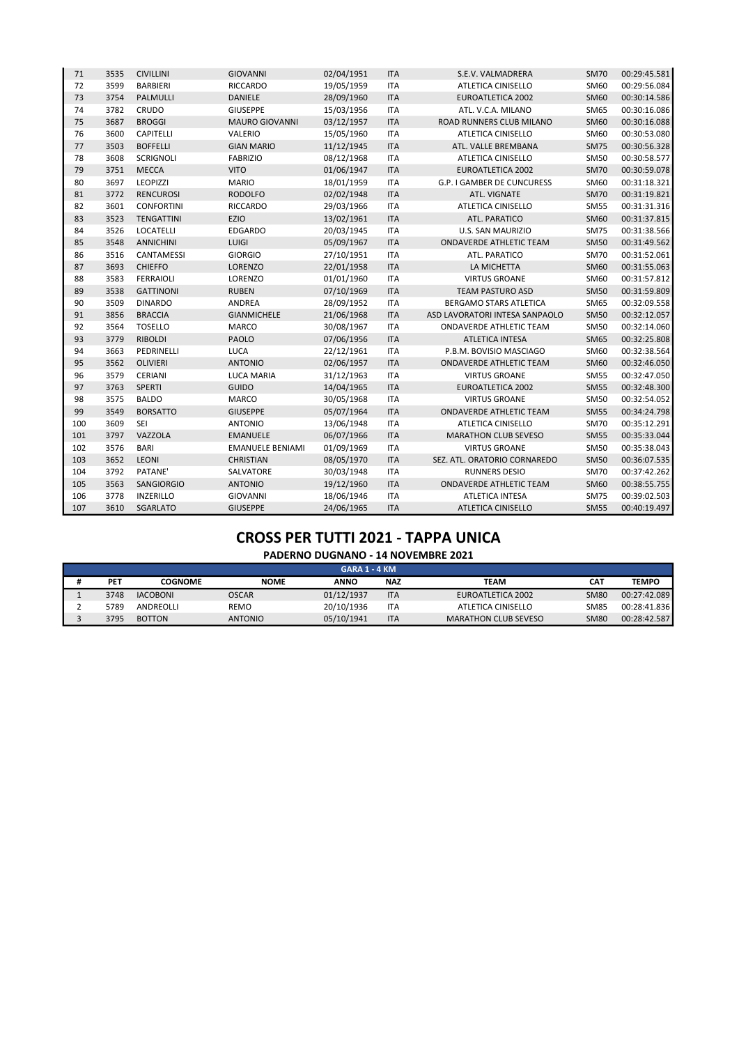| # | PET | COGNOME | NOME | ANNO | NAZ | TEAM | CAT | TEMPO |
|---|---|---|---|---|---|---|---|---|
| 71 | 3535 | CIVILLINI | GIOVANNI | 02/04/1951 | ITA | S.E.V. VALMADRERA | SM70 | 00:29:45.581 |
| 72 | 3599 | BARBIERI | RICCARDO | 19/05/1959 | ITA | ATLETICA CINISELLO | SM60 | 00:29:56.084 |
| 73 | 3754 | PALMULLI | DANIELE | 28/09/1960 | ITA | EUROATLETICA 2002 | SM60 | 00:30:14.586 |
| 74 | 3782 | CRUDO | GIUSEPPE | 15/03/1956 | ITA | ATL. V.C.A. MILANO | SM65 | 00:30:16.086 |
| 75 | 3687 | BROGGI | MAURO GIOVANNI | 03/12/1957 | ITA | ROAD RUNNERS CLUB MILANO | SM60 | 00:30:16.088 |
| 76 | 3600 | CAPITELLI | VALERIO | 15/05/1960 | ITA | ATLETICA CINISELLO | SM60 | 00:30:53.080 |
| 77 | 3503 | BOFFELLI | GIAN MARIO | 11/12/1945 | ITA | ATL. VALLE BREMBANA | SM75 | 00:30:56.328 |
| 78 | 3608 | SCRIGNOLI | FABRIZIO | 08/12/1968 | ITA | ATLETICA CINISELLO | SM50 | 00:30:58.577 |
| 79 | 3751 | MECCA | VITO | 01/06/1947 | ITA | EUROATLETICA 2002 | SM70 | 00:30:59.078 |
| 80 | 3697 | LEOPIZZI | MARIO | 18/01/1959 | ITA | G.P. I GAMBER DE CUNCURESS | SM60 | 00:31:18.321 |
| 81 | 3772 | RENCUROSI | RODOLFO | 02/02/1948 | ITA | ATL. VIGNATE | SM70 | 00:31:19.821 |
| 82 | 3601 | CONFORTINI | RICCARDO | 29/03/1966 | ITA | ATLETICA CINISELLO | SM55 | 00:31:31.316 |
| 83 | 3523 | TENGATTINI | EZIO | 13/02/1961 | ITA | ATL. PARATICO | SM60 | 00:31:37.815 |
| 84 | 3526 | LOCATELLI | EDGARDO | 20/03/1945 | ITA | U.S. SAN MAURIZIO | SM75 | 00:31:38.566 |
| 85 | 3548 | ANNICHINI | LUIGI | 05/09/1967 | ITA | ONDAVERDE ATHLETIC TEAM | SM50 | 00:31:49.562 |
| 86 | 3516 | CANTAMESSI | GIORGIO | 27/10/1951 | ITA | ATL. PARATICO | SM70 | 00:31:52.061 |
| 87 | 3693 | CHIEFFO | LORENZO | 22/01/1958 | ITA | LA MICHETTA | SM60 | 00:31:55.063 |
| 88 | 3583 | FERRAIOLI | LORENZO | 01/01/1960 | ITA | VIRTUS GROANE | SM60 | 00:31:57.812 |
| 89 | 3538 | GATTINONI | RUBEN | 07/10/1969 | ITA | TEAM PASTURO ASD | SM50 | 00:31:59.809 |
| 90 | 3509 | DINARDO | ANDREA | 28/09/1952 | ITA | BERGAMO STARS ATLETICA | SM65 | 00:32:09.558 |
| 91 | 3856 | BRACCIA | GIANMICHELE | 21/06/1968 | ITA | ASD LAVORATORI INTESA SANPAOLO | SM50 | 00:32:12.057 |
| 92 | 3564 | TOSELLO | MARCO | 30/08/1967 | ITA | ONDAVERDE ATHLETIC TEAM | SM50 | 00:32:14.060 |
| 93 | 3779 | RIBOLDI | PAOLO | 07/06/1956 | ITA | ATLETICA INTESA | SM65 | 00:32:25.808 |
| 94 | 3663 | PEDRINELLI | LUCA | 22/12/1961 | ITA | P.B.M. BOVISIO MASCIAGO | SM60 | 00:32:38.564 |
| 95 | 3562 | OLIVIERI | ANTONIO | 02/06/1957 | ITA | ONDAVERDE ATHLETIC TEAM | SM60 | 00:32:46.050 |
| 96 | 3579 | CERIANI | LUCA MARIA | 31/12/1963 | ITA | VIRTUS GROANE | SM55 | 00:32:47.050 |
| 97 | 3763 | SPERTI | GUIDO | 14/04/1965 | ITA | EUROATLETICA 2002 | SM55 | 00:32:48.300 |
| 98 | 3575 | BALDO | MARCO | 30/05/1968 | ITA | VIRTUS GROANE | SM50 | 00:32:54.052 |
| 99 | 3549 | BORSATTO | GIUSEPPE | 05/07/1964 | ITA | ONDAVERDE ATHLETIC TEAM | SM55 | 00:34:24.798 |
| 100 | 3609 | SEI | ANTONIO | 13/06/1948 | ITA | ATLETICA CINISELLO | SM70 | 00:35:12.291 |
| 101 | 3797 | VAZZOLA | EMANUELE | 06/07/1966 | ITA | MARATHON CLUB SEVESO | SM55 | 00:35:33.044 |
| 102 | 3576 | BARI | EMANUELE BENIAMI | 01/09/1969 | ITA | VIRTUS GROANE | SM50 | 00:35:38.043 |
| 103 | 3652 | LEONI | CHRISTIAN | 08/05/1970 | ITA | SEZ. ATL. ORATORIO CORNAREDO | SM50 | 00:36:07.535 |
| 104 | 3792 | PATANE' | SALVATORE | 30/03/1948 | ITA | RUNNERS DESIO | SM70 | 00:37:42.262 |
| 105 | 3563 | SANGIORGIO | ANTONIO | 19/12/1960 | ITA | ONDAVERDE ATHLETIC TEAM | SM60 | 00:38:55.755 |
| 106 | 3778 | INZERILLO | GIOVANNI | 18/06/1946 | ITA | ATLETICA INTESA | SM75 | 00:39:02.503 |
| 107 | 3610 | SGARLATO | GIUSEPPE | 24/06/1965 | ITA | ATLETICA CINISELLO | SM55 | 00:40:19.497 |

# CROSS PER TUTTI 2021 - TAPPA UNICA

**PADERNO DUGNANO - 14 NOVEMBRE 2021**

| GARA 1 - 4 KM | | | | | | | | |
|---|---|---|---|---|---|---|---|---|
| # | PET | COGNOME | NOME | ANNO | NAZ | TEAM | CAT | TEMPO |
| 1 | 3748 | IACOBONI | OSCAR | 01/12/1937 | ITA | EUROATLETICA 2002 | SM80 | 00:27:42.089 |
| 2 | 5789 | ANDREOLLI | REMO | 20/10/1936 | ITA | ATLETICA CINISELLO | SM85 | 00:28:41.836 |
| 3 | 3795 | BOTTON | ANTONIO | 05/10/1941 | ITA | MARATHON CLUB SEVESO | SM80 | 00:28:42.587 |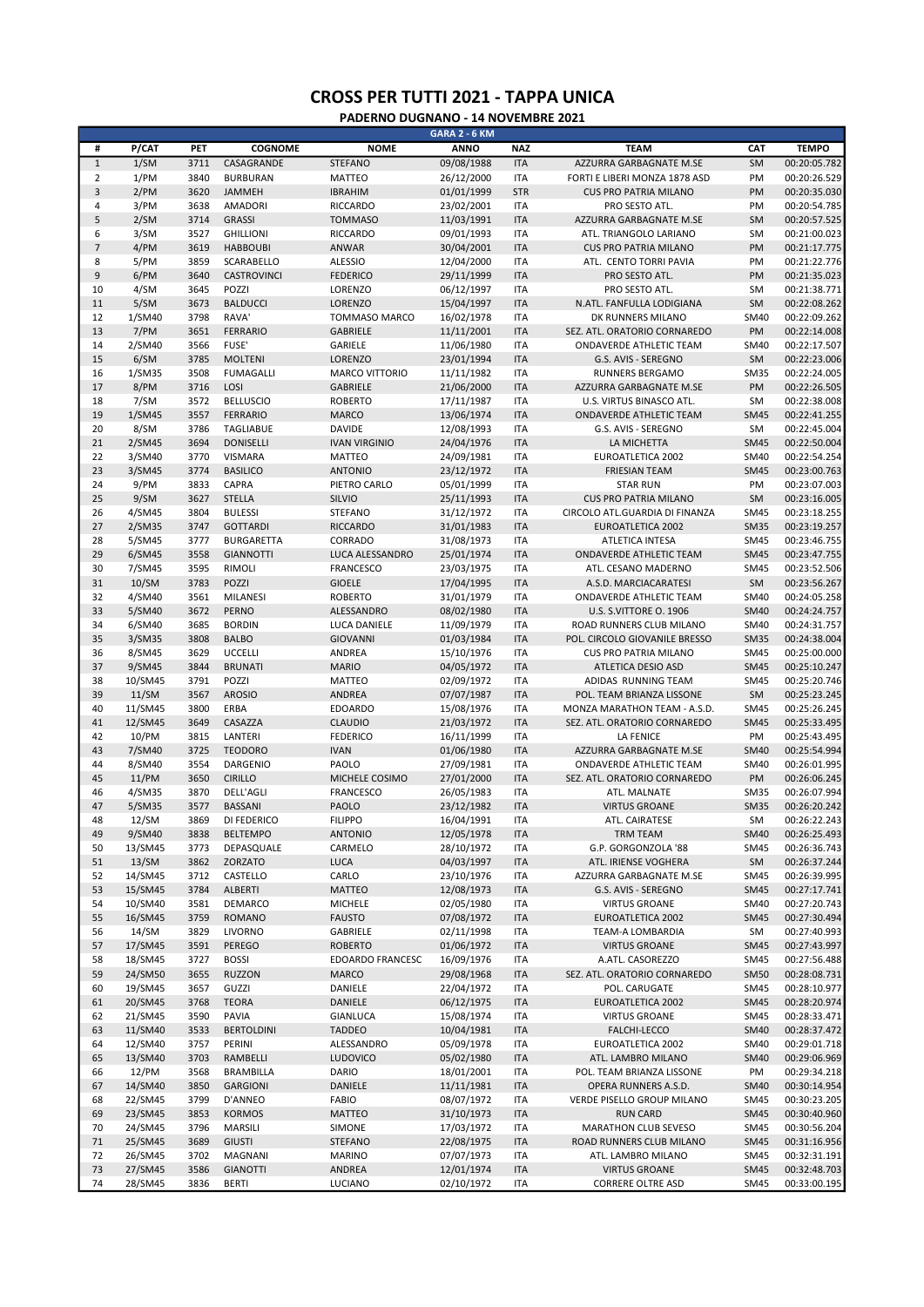# CROSS PER TUTTI 2021 - TAPPA UNICA

## PADERNO DUGNANO - 14 NOVEMBRE 2021

| GARA 2 - 6 KM | | | | | | | | | |
|---|---|---|---|---|---|---|---|---|---|
| # | P/CAT | PET | COGNOME | NOME | ANNO | NAZ | TEAM | CAT | TEMPO |
| 1 | 1/SM | 3711 | CASAGRANDE | STEFANO | 09/08/1988 | ITA | AZZURRA GARBAGNATE M.SE | SM | 00:20:05.782 |
| 2 | 1/PM | 3840 | BURBURAN | MATTEO | 26/12/2000 | ITA | FORTI E LIBERI MONZA 1878 ASD | PM | 00:20:26.529 |
| 3 | 2/PM | 3620 | JAMMEH | IBRAHIM | 01/01/1999 | STR | CUS PRO PATRIA MILANO | PM | 00:20:35.030 |
| 4 | 3/PM | 3638 | AMADORI | RICCARDO | 23/02/2001 | ITA | PRO SESTO ATL. | PM | 00:20:54.785 |
| 5 | 2/SM | 3714 | GRASSI | TOMMASO | 11/03/1991 | ITA | AZZURRA GARBAGNATE M.SE | SM | 00:20:57.525 |
| 6 | 3/SM | 3527 | GHILLIONI | RICCARDO | 09/01/1993 | ITA | ATL. TRIANGOLO LARIANO | SM | 00:21:00.023 |
| 7 | 4/PM | 3619 | HABBOUBI | ANWAR | 30/04/2001 | ITA | CUS PRO PATRIA MILANO | PM | 00:21:17.775 |
| 8 | 5/PM | 3859 | SCARABELLO | ALESSIO | 12/04/2000 | ITA | ATL. CENTO TORRI PAVIA | PM | 00:21:22.776 |
| 9 | 6/PM | 3640 | CASTROVINCI | FEDERICO | 29/11/1999 | ITA | PRO SESTO ATL. | PM | 00:21:35.023 |
| 10 | 4/SM | 3645 | POZZI | LORENZO | 06/12/1997 | ITA | PRO SESTO ATL. | SM | 00:21:38.771 |
| 11 | 5/SM | 3673 | BALDUCCI | LORENZO | 15/04/1997 | ITA | N.ATL. FANFULLA LODIGIANA | SM | 00:22:08.262 |
| 12 | 1/SM40 | 3798 | RAVA' | TOMMASO MARCO | 16/02/1978 | ITA | DK RUNNERS MILANO | SM40 | 00:22:09.262 |
| 13 | 7/PM | 3651 | FERRARIO | GABRIELE | 11/11/2001 | ITA | SEZ. ATL. ORATORIO CORNAREDO | PM | 00:22:14.008 |
| 14 | 2/SM40 | 3566 | FUSE' | GARIELE | 11/06/1980 | ITA | ONDAVERDE ATHLETIC TEAM | SM40 | 00:22:17.507 |
| 15 | 6/SM | 3785 | MOLTENI | LORENZO | 23/01/1994 | ITA | G.S. AVIS - SEREGNO | SM | 00:22:23.006 |
| 16 | 1/SM35 | 3508 | FUMAGALLI | MARCO VITTORIO | 11/11/1982 | ITA | RUNNERS BERGAMO | SM35 | 00:22:24.005 |
| 17 | 8/PM | 3716 | LOSI | GABRIELE | 21/06/2000 | ITA | AZZURRA GARBAGNATE M.SE | PM | 00:22:26.505 |
| 18 | 7/SM | 3572 | BELLUSCIO | ROBERTO | 17/11/1987 | ITA | U.S. VIRTUS BINASCO ATL. | SM | 00:22:38.008 |
| 19 | 1/SM45 | 3557 | FERRARIO | MARCO | 13/06/1974 | ITA | ONDAVERDE ATHLETIC TEAM | SM45 | 00:22:41.255 |
| 20 | 8/SM | 3786 | TAGLIABUE | DAVIDE | 12/08/1993 | ITA | G.S. AVIS - SEREGNO | SM | 00:22:45.004 |
| 21 | 2/SM45 | 3694 | DONISELLI | IVAN VIRGINIO | 24/04/1976 | ITA | LA MICHETTA | SM45 | 00:22:50.004 |
| 22 | 3/SM40 | 3770 | VISMARA | MATTEO | 24/09/1981 | ITA | EUROATLETICA 2002 | SM40 | 00:22:54.254 |
| 23 | 3/SM45 | 3774 | BASILICO | ANTONIO | 23/12/1972 | ITA | FRIESIAN TEAM | SM45 | 00:23:00.763 |
| 24 | 9/PM | 3833 | CAPRA | PIETRO CARLO | 05/01/1999 | ITA | STAR RUN | PM | 00:23:07.003 |
| 25 | 9/SM | 3627 | STELLA | SILVIO | 25/11/1993 | ITA | CUS PRO PATRIA MILANO | SM | 00:23:16.005 |
| 26 | 4/SM45 | 3804 | BULESSI | STEFANO | 31/12/1972 | ITA | CIRCOLO ATL.GUARDIA DI FINANZA | SM45 | 00:23:18.255 |
| 27 | 2/SM35 | 3747 | GOTTARDI | RICCARDO | 31/01/1983 | ITA | EUROATLETICA 2002 | SM35 | 00:23:19.257 |
| 28 | 5/SM45 | 3777 | BURGARETTA | CORRADO | 31/08/1973 | ITA | ATLETICA INTESA | SM45 | 00:23:46.755 |
| 29 | 6/SM45 | 3558 | GIANNOTTI | LUCA ALESSANDRO | 25/01/1974 | ITA | ONDAVERDE ATHLETIC TEAM | SM45 | 00:23:47.755 |
| 30 | 7/SM45 | 3595 | RIMOLI | FRANCESCO | 23/03/1975 | ITA | ATL. CESANO MADERNO | SM45 | 00:23:52.506 |
| 31 | 10/SM | 3783 | POZZI | GIOELE | 17/04/1995 | ITA | A.S.D. MARCIACARATESI | SM | 00:23:56.267 |
| 32 | 4/SM40 | 3561 | MILANESI | ROBERTO | 31/01/1979 | ITA | ONDAVERDE ATHLETIC TEAM | SM40 | 00:24:05.258 |
| 33 | 5/SM40 | 3672 | PERNO | ALESSANDRO | 08/02/1980 | ITA | U.S. S.VITTORE O. 1906 | SM40 | 00:24:24.757 |
| 34 | 6/SM40 | 3685 | BORDIN | LUCA DANIELE | 11/09/1979 | ITA | ROAD RUNNERS CLUB MILANO | SM40 | 00:24:31.757 |
| 35 | 3/SM35 | 3808 | BALBO | GIOVANNI | 01/03/1984 | ITA | POL. CIRCOLO GIOVANILE BRESSO | SM35 | 00:24:38.004 |
| 36 | 8/SM45 | 3629 | UCCELLI | ANDREA | 15/10/1976 | ITA | CUS PRO PATRIA MILANO | SM45 | 00:25:00.000 |
| 37 | 9/SM45 | 3844 | BRUNATI | MARIO | 04/05/1972 | ITA | ATLETICA DESIO ASD | SM45 | 00:25:10.247 |
| 38 | 10/SM45 | 3791 | POZZI | MATTEO | 02/09/1972 | ITA | ADIDAS RUNNING TEAM | SM45 | 00:25:20.746 |
| 39 | 11/SM | 3567 | AROSIO | ANDREA | 07/07/1987 | ITA | POL. TEAM BRIANZA LISSONE | SM | 00:25:23.245 |
| 40 | 11/SM45 | 3800 | ERBA | EDOARDO | 15/08/1976 | ITA | MONZA MARATHON TEAM - A.S.D. | SM45 | 00:25:26.245 |
| 41 | 12/SM45 | 3649 | CASAZZA | CLAUDIO | 21/03/1972 | ITA | SEZ. ATL. ORATORIO CORNAREDO | SM45 | 00:25:33.495 |
| 42 | 10/PM | 3815 | LANTERI | FEDERICO | 16/11/1999 | ITA | LA FENICE | PM | 00:25:43.495 |
| 43 | 7/SM40 | 3725 | TEODORO | IVAN | 01/06/1980 | ITA | AZZURRA GARBAGNATE M.SE | SM40 | 00:25:54.994 |
| 44 | 8/SM40 | 3554 | DARGENIO | PAOLO | 27/09/1981 | ITA | ONDAVERDE ATHLETIC TEAM | SM40 | 00:26:01.995 |
| 45 | 11/PM | 3650 | CIRILLO | MICHELE COSIMO | 27/01/2000 | ITA | SEZ. ATL. ORATORIO CORNAREDO | PM | 00:26:06.245 |
| 46 | 4/SM35 | 3870 | DELL'AGLI | FRANCESCO | 26/05/1983 | ITA | ATL. MALNATE | SM35 | 00:26:07.994 |
| 47 | 5/SM35 | 3577 | BASSANI | PAOLO | 23/12/1982 | ITA | VIRTUS GROANE | SM35 | 00:26:20.242 |
| 48 | 12/SM | 3869 | DI FEDERICO | FILIPPO | 16/04/1991 | ITA | ATL. CAIRATESE | SM | 00:26:22.243 |
| 49 | 9/SM40 | 3838 | BELTEMPO | ANTONIO | 12/05/1978 | ITA | TRM TEAM | SM40 | 00:26:25.493 |
| 50 | 13/SM45 | 3773 | DEPASQUALE | CARMELO | 28/10/1972 | ITA | G.P. GORGONZOLA '88 | SM45 | 00:26:36.743 |
| 51 | 13/SM | 3862 | ZORZATO | LUCA | 04/03/1997 | ITA | ATL. IRIENSE VOGHERA | SM | 00:26:37.244 |
| 52 | 14/SM45 | 3712 | CASTELLO | CARLO | 23/10/1976 | ITA | AZZURRA GARBAGNATE M.SE | SM45 | 00:26:39.995 |
| 53 | 15/SM45 | 3784 | ALBERTI | MATTEO | 12/08/1973 | ITA | G.S. AVIS - SEREGNO | SM45 | 00:27:17.741 |
| 54 | 10/SM40 | 3581 | DEMARCO | MICHELE | 02/05/1980 | ITA | VIRTUS GROANE | SM40 | 00:27:20.743 |
| 55 | 16/SM45 | 3759 | ROMANO | FAUSTO | 07/08/1972 | ITA | EUROATLETICA 2002 | SM45 | 00:27:30.494 |
| 56 | 14/SM | 3829 | LIVORNO | GABRIELE | 02/11/1998 | ITA | TEAM-A LOMBARDIA | SM | 00:27:40.993 |
| 57 | 17/SM45 | 3591 | PEREGO | ROBERTO | 01/06/1972 | ITA | VIRTUS GROANE | SM45 | 00:27:43.997 |
| 58 | 18/SM45 | 3727 | BOSSI | EDOARDO FRANCESC | 16/09/1976 | ITA | A.ATL. CASOREZZO | SM45 | 00:27:56.488 |
| 59 | 24/SM50 | 3655 | RUZZON | MARCO | 29/08/1968 | ITA | SEZ. ATL. ORATORIO CORNAREDO | SM50 | 00:28:08.731 |
| 60 | 19/SM45 | 3657 | GUZZI | DANIELE | 22/04/1972 | ITA | POL. CARUGATE | SM45 | 00:28:10.977 |
| 61 | 20/SM45 | 3768 | TEORA | DANIELE | 06/12/1975 | ITA | EUROATLETICA 2002 | SM45 | 00:28:20.974 |
| 62 | 21/SM45 | 3590 | PAVIA | GIANLUCA | 15/08/1974 | ITA | VIRTUS GROANE | SM45 | 00:28:33.471 |
| 63 | 11/SM40 | 3533 | BERTOLDINI | TADDEO | 10/04/1981 | ITA | FALCHI-LECCO | SM40 | 00:28:37.472 |
| 64 | 12/SM40 | 3757 | PERINI | ALESSANDRO | 05/09/1978 | ITA | EUROATLETICA 2002 | SM40 | 00:29:01.718 |
| 65 | 13/SM40 | 3703 | RAMBELLI | LUDOVICO | 05/02/1980 | ITA | ATL. LAMBRO MILANO | SM40 | 00:29:06.969 |
| 66 | 12/PM | 3568 | BRAMBILLA | DARIO | 18/01/2001 | ITA | POL. TEAM BRIANZA LISSONE | PM | 00:29:34.218 |
| 67 | 14/SM40 | 3850 | GARGIONI | DANIELE | 11/11/1981 | ITA | OPERA RUNNERS A.S.D. | SM40 | 00:30:14.954 |
| 68 | 22/SM45 | 3799 | D'ANNEO | FABIO | 08/07/1972 | ITA | VERDE PISELLO GROUP MILANO | SM45 | 00:30:23.205 |
| 69 | 23/SM45 | 3853 | KORMOS | MATTEO | 31/10/1973 | ITA | RUN CARD | SM45 | 00:30:40.960 |
| 70 | 24/SM45 | 3796 | MARSILI | SIMONE | 17/03/1972 | ITA | MARATHON CLUB SEVESO | SM45 | 00:30:56.204 |
| 71 | 25/SM45 | 3689 | GIUSTI | STEFANO | 22/08/1975 | ITA | ROAD RUNNERS CLUB MILANO | SM45 | 00:31:16.956 |
| 72 | 26/SM45 | 3702 | MAGNANI | MARINO | 07/07/1973 | ITA | ATL. LAMBRO MILANO | SM45 | 00:32:31.191 |
| 73 | 27/SM45 | 3586 | GIANOTTI | ANDREA | 12/01/1974 | ITA | VIRTUS GROANE | SM45 | 00:32:48.703 |
| 74 | 28/SM45 | 3836 | BERTI | LUCIANO | 02/10/1972 | ITA | CORRERE OLTRE ASD | SM45 | 00:33:00.195 |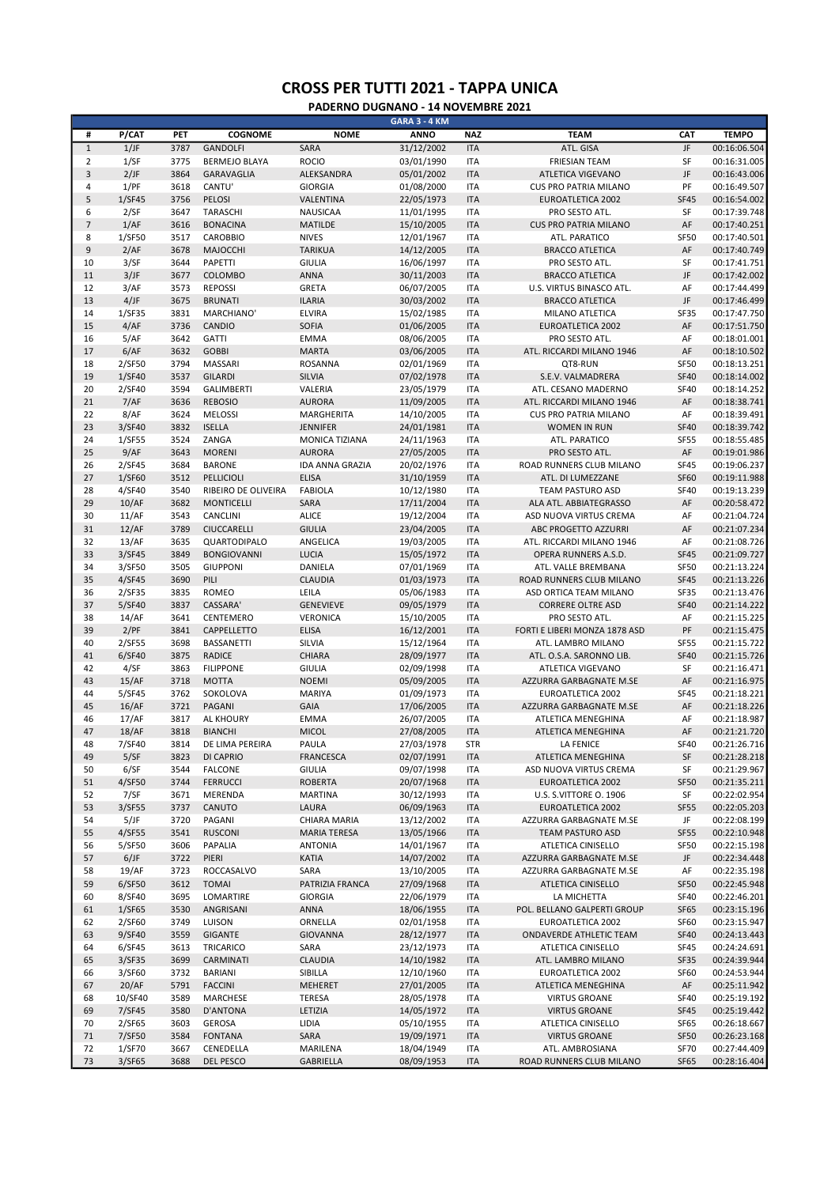# CROSS PER TUTTI 2021 - TAPPA UNICA

## PADERNO DUGNANO - 14 NOVEMBRE 2021

| GARA 3 - 4 KM | | | | | | | | | |
|---|---|---|---|---|---|---|---|---|---|
| # | P/CAT | PET | COGNOME | NOME | ANNO | NAZ | TEAM | CAT | TEMPO |
| 1 | 1/JF | 3787 | GANDOLFI | SARA | 31/12/2002 | ITA | ATL. GISA | JF | 00:16:06.504 |
| 2 | 1/SF | 3775 | BERMEJO BLAYA | ROCIO | 03/01/1990 | ITA | FRIESIAN TEAM | SF | 00:16:31.005 |
| 3 | 2/JF | 3864 | GARAVAGLIA | ALEKSANDRA | 05/01/2002 | ITA | ATLETICA VIGEVANO | JF | 00:16:43.006 |
| 4 | 1/PF | 3618 | CANTU' | GIORGIA | 01/08/2000 | ITA | CUS PRO PATRIA MILANO | PF | 00:16:49.507 |
| 5 | 1/SF45 | 3756 | PELOSI | VALENTINA | 22/05/1973 | ITA | EUROATLETICA 2002 | SF45 | 00:16:54.002 |
| 6 | 2/SF | 3647 | TARASCHI | NAUSICAA | 11/01/1995 | ITA | PRO SESTO ATL. | SF | 00:17:39.748 |
| 7 | 1/AF | 3616 | BONACINA | MATILDE | 15/10/2005 | ITA | CUS PRO PATRIA MILANO | AF | 00:17:40.251 |
| 8 | 1/SF50 | 3517 | CAROBBIO | NIVES | 12/01/1967 | ITA | ATL. PARATICO | SF50 | 00:17:40.501 |
| 9 | 2/AF | 3678 | MAJOCCHI | TARIKUA | 14/12/2005 | ITA | BRACCO ATLETICA | AF | 00:17:40.749 |
| 10 | 3/SF | 3644 | PAPETTI | GIULIA | 16/06/1997 | ITA | PRO SESTO ATL. | SF | 00:17:41.751 |
| 11 | 3/JF | 3677 | COLOMBO | ANNA | 30/11/2003 | ITA | BRACCO ATLETICA | JF | 00:17:42.002 |
| 12 | 3/AF | 3573 | REPOSSI | GRETA | 06/07/2005 | ITA | U.S. VIRTUS BINASCO ATL. | AF | 00:17:44.499 |
| 13 | 4/JF | 3675 | BRUNATI | ILARIA | 30/03/2002 | ITA | BRACCO ATLETICA | JF | 00:17:46.499 |
| 14 | 1/SF35 | 3831 | MARCHIANO' | ELVIRA | 15/02/1985 | ITA | MILANO ATLETICA | SF35 | 00:17:47.750 |
| 15 | 4/AF | 3736 | CANDIO | SOFIA | 01/06/2005 | ITA | EUROATLETICA 2002 | AF | 00:17:51.750 |
| 16 | 5/AF | 3642 | GATTI | EMMA | 08/06/2005 | ITA | PRO SESTO ATL. | AF | 00:18:01.001 |
| 17 | 6/AF | 3632 | GOBBI | MARTA | 03/06/2005 | ITA | ATL. RICCARDI MILANO 1946 | AF | 00:18:10.502 |
| 18 | 2/SF50 | 3794 | MASSARI | ROSANNA | 02/01/1969 | ITA | QT8-RUN | SF50 | 00:18:13.251 |
| 19 | 1/SF40 | 3537 | GILARDI | SILVIA | 07/02/1978 | ITA | S.E.V. VALMADRERA | SF40 | 00:18:14.002 |
| 20 | 2/SF40 | 3594 | GALIMBERTI | VALERIA | 23/05/1979 | ITA | ATL. CESANO MADERNO | SF40 | 00:18:14.252 |
| 21 | 7/AF | 3636 | REBOSIO | AURORA | 11/09/2005 | ITA | ATL. RICCARDI MILANO 1946 | AF | 00:18:38.741 |
| 22 | 8/AF | 3624 | MELOSSI | MARGHERITA | 14/10/2005 | ITA | CUS PRO PATRIA MILANO | AF | 00:18:39.491 |
| 23 | 3/SF40 | 3832 | ISELLA | JENNIFER | 24/01/1981 | ITA | WOMEN IN RUN | SF40 | 00:18:39.742 |
| 24 | 1/SF55 | 3524 | ZANGA | MONICA TIZIANA | 24/11/1963 | ITA | ATL. PARATICO | SF55 | 00:18:55.485 |
| 25 | 9/AF | 3643 | MORENI | AURORA | 27/05/2005 | ITA | PRO SESTO ATL. | AF | 00:19:01.986 |
| 26 | 2/SF45 | 3684 | BARONE | IDA ANNA GRAZIA | 20/02/1976 | ITA | ROAD RUNNERS CLUB MILANO | SF45 | 00:19:06.237 |
| 27 | 1/SF60 | 3512 | PELLICIOLI | ELISA | 31/10/1959 | ITA | ATL. DI LUMEZZANE | SF60 | 00:19:11.988 |
| 28 | 4/SF40 | 3540 | RIBEIRO DE OLIVEIRA | FABIOLA | 10/12/1980 | ITA | TEAM PASTURO ASD | SF40 | 00:19:13.239 |
| 29 | 10/AF | 3682 | MONTICELLI | SARA | 17/11/2004 | ITA | ALA ATL. ABBIATEGRASSO | AF | 00:20:58.472 |
| 30 | 11/AF | 3543 | CANCLINI | ALICE | 19/12/2004 | ITA | ASD NUOVA VIRTUS CREMA | AF | 00:21:04.724 |
| 31 | 12/AF | 3789 | CIUCCARELLI | GIULIA | 23/04/2005 | ITA | ABC PROGETTO AZZURRI | AF | 00:21:07.234 |
| 32 | 13/AF | 3635 | QUARTODIPALO | ANGELICA | 19/03/2005 | ITA | ATL. RICCARDI MILANO 1946 | AF | 00:21:08.726 |
| 33 | 3/SF45 | 3849 | BONGIOVANNI | LUCIA | 15/05/1972 | ITA | OPERA RUNNERS A.S.D. | SF45 | 00:21:09.727 |
| 34 | 3/SF50 | 3505 | GIUPPONI | DANIELA | 07/01/1969 | ITA | ATL. VALLE BREMBANA | SF50 | 00:21:13.224 |
| 35 | 4/SF45 | 3690 | PILI | CLAUDIA | 01/03/1973 | ITA | ROAD RUNNERS CLUB MILANO | SF45 | 00:21:13.226 |
| 36 | 2/SF35 | 3835 | ROMEO | LEILA | 05/06/1983 | ITA | ASD ORTICA TEAM MILANO | SF35 | 00:21:13.476 |
| 37 | 5/SF40 | 3837 | CASSARA' | GENEVIEVE | 09/05/1979 | ITA | CORRERE OLTRE ASD | SF40 | 00:21:14.222 |
| 38 | 14/AF | 3641 | CENTEMERO | VERONICA | 15/10/2005 | ITA | PRO SESTO ATL. | AF | 00:21:15.225 |
| 39 | 2/PF | 3841 | CAPPELLETTO | ELISA | 16/12/2001 | ITA | FORTI E LIBERI MONZA 1878 ASD | PF | 00:21:15.475 |
| 40 | 2/SF55 | 3698 | BASSANETTI | SILVIA | 15/12/1964 | ITA | ATL. LAMBRO MILANO | SF55 | 00:21:15.722 |
| 41 | 6/SF40 | 3875 | RADICE | CHIARA | 28/09/1977 | ITA | ATL. O.S.A. SARONNO LIB. | SF40 | 00:21:15.726 |
| 42 | 4/SF | 3863 | FILIPPONE | GIULIA | 02/09/1998 | ITA | ATLETICA VIGEVANO | SF | 00:21:16.471 |
| 43 | 15/AF | 3718 | MOTTA | NOEMI | 05/09/2005 | ITA | AZZURRA GARBAGNATE M.SE | AF | 00:21:16.975 |
| 44 | 5/SF45 | 3762 | SOKOLOVA | MARIYA | 01/09/1973 | ITA | EUROATLETICA 2002 | SF45 | 00:21:18.221 |
| 45 | 16/AF | 3721 | PAGANI | GAIA | 17/06/2005 | ITA | AZZURRA GARBAGNATE M.SE | AF | 00:21:18.226 |
| 46 | 17/AF | 3817 | AL KHOURY | EMMA | 26/07/2005 | ITA | ATLETICA MENEGHINA | AF | 00:21:18.987 |
| 47 | 18/AF | 3818 | BIANCHI | MICOL | 27/08/2005 | ITA | ATLETICA MENEGHINA | AF | 00:21:21.720 |
| 48 | 7/SF40 | 3814 | DE LIMA PEREIRA | PAULA | 27/03/1978 | STR | LA FENICE | SF40 | 00:21:26.716 |
| 49 | 5/SF | 3823 | DI CAPRIO | FRANCESCA | 02/07/1991 | ITA | ATLETICA MENEGHINA | SF | 00:21:28.218 |
| 50 | 6/SF | 3544 | FALCONE | GIULIA | 09/07/1998 | ITA | ASD NUOVA VIRTUS CREMA | SF | 00:21:29.967 |
| 51 | 4/SF50 | 3744 | FERRUCCI | ROBERTA | 20/07/1968 | ITA | EUROATLETICA 2002 | SF50 | 00:21:35.211 |
| 52 | 7/SF | 3671 | MERENDA | MARTINA | 30/12/1993 | ITA | U.S. S.VITTORE O. 1906 | SF | 00:22:02.954 |
| 53 | 3/SF55 | 3737 | CANUTO | LAURA | 06/09/1963 | ITA | EUROATLETICA 2002 | SF55 | 00:22:05.203 |
| 54 | 5/JF | 3720 | PAGANI | CHIARA MARIA | 13/12/2002 | ITA | AZZURRA GARBAGNATE M.SE | JF | 00:22:08.199 |
| 55 | 4/SF55 | 3541 | RUSCONI | MARIA TERESA | 13/05/1966 | ITA | TEAM PASTURO ASD | SF55 | 00:22:10.948 |
| 56 | 5/SF50 | 3606 | PAPALIA | ANTONIA | 14/01/1967 | ITA | ATLETICA CINISELLO | SF50 | 00:22:15.198 |
| 57 | 6/JF | 3722 | PIERI | KATIA | 14/07/2002 | ITA | AZZURRA GARBAGNATE M.SE | JF | 00:22:34.448 |
| 58 | 19/AF | 3723 | ROCCASALVO | SARA | 13/10/2005 | ITA | AZZURRA GARBAGNATE M.SE | AF | 00:22:35.198 |
| 59 | 6/SF50 | 3612 | TOMAI | PATRIZIA FRANCA | 27/09/1968 | ITA | ATLETICA CINISELLO | SF50 | 00:22:45.948 |
| 60 | 8/SF40 | 3695 | LOMARTIRE | GIORGIA | 22/06/1979 | ITA | LA MICHETTA | SF40 | 00:22:46.201 |
| 61 | 1/SF65 | 3530 | ANGRISANI | ANNA | 18/06/1955 | ITA | POL. BELLANO GALPERTI GROUP | SF65 | 00:23:15.196 |
| 62 | 2/SF60 | 3749 | LUISON | ORNELLA | 02/01/1958 | ITA | EUROATLETICA 2002 | SF60 | 00:23:15.947 |
| 63 | 9/SF40 | 3559 | GIGANTE | GIOVANNA | 28/12/1977 | ITA | ONDAVERDE ATHLETIC TEAM | SF40 | 00:24:13.443 |
| 64 | 6/SF45 | 3613 | TRICARICO | SARA | 23/12/1973 | ITA | ATLETICA CINISELLO | SF45 | 00:24:24.691 |
| 65 | 3/SF35 | 3699 | CARMINATI | CLAUDIA | 14/10/1982 | ITA | ATL. LAMBRO MILANO | SF35 | 00:24:39.944 |
| 66 | 3/SF60 | 3732 | BARIANI | SIBILLA | 12/10/1960 | ITA | EUROATLETICA 2002 | SF60 | 00:24:53.944 |
| 67 | 20/AF | 5791 | FACCINI | MEHERET | 27/01/2005 | ITA | ATLETICA MENEGHINA | AF | 00:25:11.942 |
| 68 | 10/SF40 | 3589 | MARCHESE | TERESA | 28/05/1978 | ITA | VIRTUS GROANE | SF40 | 00:25:19.192 |
| 69 | 7/SF45 | 3580 | D'ANTONA | LETIZIA | 14/05/1972 | ITA | VIRTUS GROANE | SF45 | 00:25:19.442 |
| 70 | 2/SF65 | 3603 | GEROSA | LIDIA | 05/10/1955 | ITA | ATLETICA CINISELLO | SF65 | 00:26:18.667 |
| 71 | 7/SF50 | 3584 | FONTANA | SARA | 19/09/1971 | ITA | VIRTUS GROANE | SF50 | 00:26:23.168 |
| 72 | 1/SF70 | 3667 | CENEDELLA | MARILENA | 18/04/1949 | ITA | ATL. AMBROSIANA | SF70 | 00:27:44.409 |
| 73 | 3/SF65 | 3688 | DEL PESCO | GABRIELLA | 08/09/1953 | ITA | ROAD RUNNERS CLUB MILANO | SF65 | 00:28:16.404 |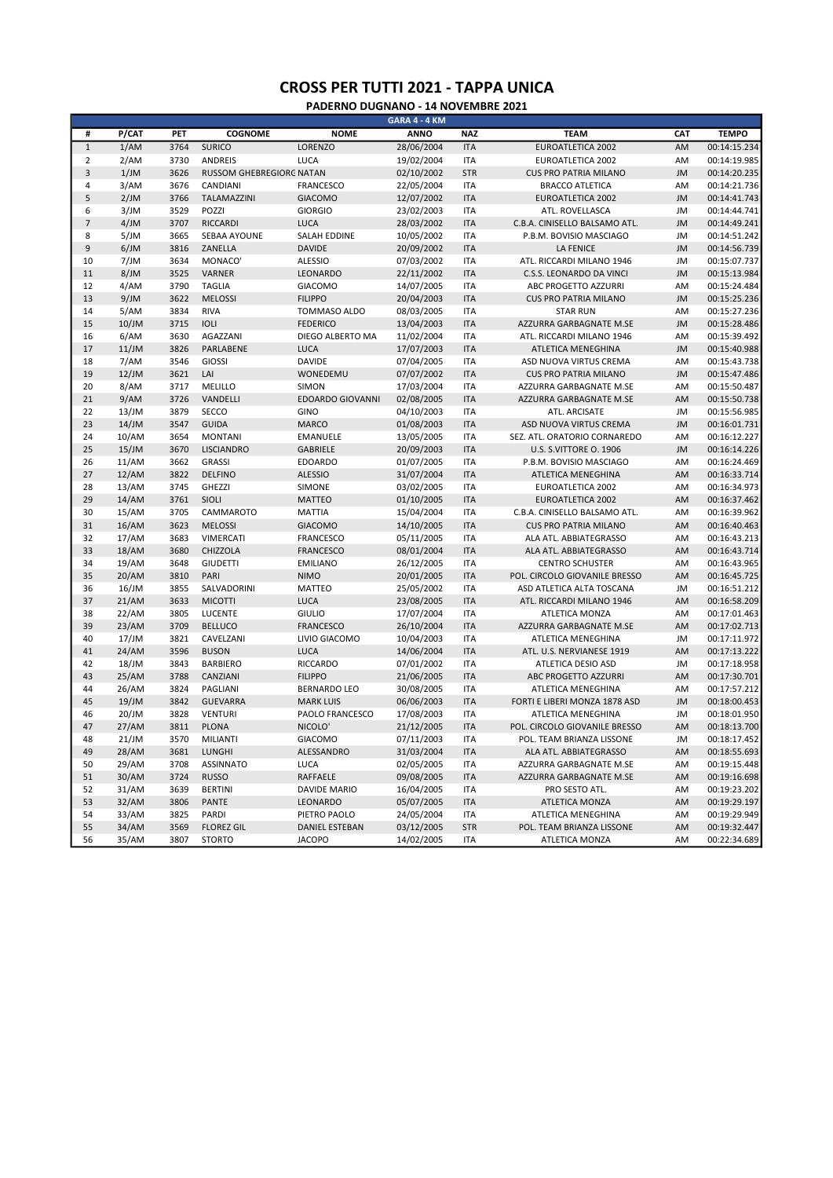# CROSS PER TUTTI 2021 - TAPPA UNICA

## PADERNO DUGNANO - 14 NOVEMBRE 2021

### GARA 4 - 4 KM

| # | P/CAT | PET | COGNOME | NOME | ANNO | NAZ | TEAM | CAT | TEMPO |
|---|---|---|---|---|---|---|---|---|---|
| 1 | 1/AM | 3764 | SURICO | LORENZO | 28/06/2004 | ITA | EUROATLETICA 2002 | AM | 00:14:15.234 |
| 2 | 2/AM | 3730 | ANDREIS | LUCA | 19/02/2004 | ITA | EUROATLETICA 2002 | AM | 00:14:19.985 |
| 3 | 1/JM | 3626 | RUSSOM GHEBREGIORG NATAN | | 02/10/2002 | STR | CUS PRO PATRIA MILANO | JM | 00:14:20.235 |
| 4 | 3/AM | 3676 | CANDIANI | FRANCESCO | 22/05/2004 | ITA | BRACCO ATLETICA | AM | 00:14:21.736 |
| 5 | 2/JM | 3766 | TALAMAZZINI | GIACOMO | 12/07/2002 | ITA | EUROATLETICA 2002 | JM | 00:14:41.743 |
| 6 | 3/JM | 3529 | POZZI | GIORGIO | 23/02/2003 | ITA | ATL. ROVELLASCA | JM | 00:14:44.741 |
| 7 | 4/JM | 3707 | RICCARDI | LUCA | 28/03/2002 | ITA | C.B.A. CINISELLO BALSAMO ATL. | JM | 00:14:49.241 |
| 8 | 5/JM | 3665 | SEBAA AYOUNE | SALAH EDDINE | 10/05/2002 | ITA | P.B.M. BOVISIO MASCIAGO | JM | 00:14:51.242 |
| 9 | 6/JM | 3816 | ZANELLA | DAVIDE | 20/09/2002 | ITA | LA FENICE | JM | 00:14:56.739 |
| 10 | 7/JM | 3634 | MONACO' | ALESSIO | 07/03/2002 | ITA | ATL. RICCARDI MILANO 1946 | JM | 00:15:07.737 |
| 11 | 8/JM | 3525 | VARNER | LEONARDO | 22/11/2002 | ITA | C.S.S. LEONARDO DA VINCI | JM | 00:15:13.984 |
| 12 | 4/AM | 3790 | TAGLIA | GIACOMO | 14/07/2005 | ITA | ABC PROGETTO AZZURRI | AM | 00:15:24.484 |
| 13 | 9/JM | 3622 | MELOSSI | FILIPPO | 20/04/2003 | ITA | CUS PRO PATRIA MILANO | JM | 00:15:25.236 |
| 14 | 5/AM | 3834 | RIVA | TOMMASO ALDO | 08/03/2005 | ITA | STAR RUN | AM | 00:15:27.236 |
| 15 | 10/JM | 3715 | IOLI | FEDERICO | 13/04/2003 | ITA | AZZURRA GARBAGNATE M.SE | JM | 00:15:28.486 |
| 16 | 6/AM | 3630 | AGAZZANI | DIEGO ALBERTO MA | 11/02/2004 | ITA | ATL. RICCARDI MILANO 1946 | AM | 00:15:39.492 |
| 17 | 11/JM | 3826 | PARLABENE | LUCA | 17/07/2003 | ITA | ATLETICA MENEGHINA | JM | 00:15:40.988 |
| 18 | 7/AM | 3546 | GIOSSI | DAVIDE | 07/04/2005 | ITA | ASD NUOVA VIRTUS CREMA | AM | 00:15:43.738 |
| 19 | 12/JM | 3621 | LAI | WONEDEMU | 07/07/2002 | ITA | CUS PRO PATRIA MILANO | JM | 00:15:47.486 |
| 20 | 8/AM | 3717 | MELILLO | SIMON | 17/03/2004 | ITA | AZZURRA GARBAGNATE M.SE | AM | 00:15:50.487 |
| 21 | 9/AM | 3726 | VANDELLI | EDOARDO GIOVANNI | 02/08/2005 | ITA | AZZURRA GARBAGNATE M.SE | AM | 00:15:50.738 |
| 22 | 13/JM | 3879 | SECCO | GINO | 04/10/2003 | ITA | ATL. ARCISATE | JM | 00:15:56.985 |
| 23 | 14/JM | 3547 | GUIDA | MARCO | 01/08/2003 | ITA | ASD NUOVA VIRTUS CREMA | JM | 00:16:01.731 |
| 24 | 10/AM | 3654 | MONTANI | EMANUELE | 13/05/2005 | ITA | SEZ. ATL. ORATORIO CORNAREDO | AM | 00:16:12.227 |
| 25 | 15/JM | 3670 | LISCIANDRO | GABRIELE | 20/09/2003 | ITA | U.S. S.VITTORE O. 1906 | JM | 00:16:14.226 |
| 26 | 11/AM | 3662 | GRASSI | EDOARDO | 01/07/2005 | ITA | P.B.M. BOVISIO MASCIAGO | AM | 00:16:24.469 |
| 27 | 12/AM | 3822 | DELFINO | ALESSIO | 31/07/2004 | ITA | ATLETICA MENEGHINA | AM | 00:16:33.714 |
| 28 | 13/AM | 3745 | GHEZZI | SIMONE | 03/02/2005 | ITA | EUROATLETICA 2002 | AM | 00:16:34.973 |
| 29 | 14/AM | 3761 | SIOLI | MATTEO | 01/10/2005 | ITA | EUROATLETICA 2002 | AM | 00:16:37.462 |
| 30 | 15/AM | 3705 | CAMMAROTO | MATTIA | 15/04/2004 | ITA | C.B.A. CINISELLO BALSAMO ATL. | AM | 00:16:39.962 |
| 31 | 16/AM | 3623 | MELOSSI | GIACOMO | 14/10/2005 | ITA | CUS PRO PATRIA MILANO | AM | 00:16:40.463 |
| 32 | 17/AM | 3683 | VIMERCATI | FRANCESCO | 05/11/2005 | ITA | ALA ATL. ABBIATEGRASSO | AM | 00:16:43.213 |
| 33 | 18/AM | 3680 | CHIZZOLA | FRANCESCO | 08/01/2004 | ITA | ALA ATL. ABBIATEGRASSO | AM | 00:16:43.714 |
| 34 | 19/AM | 3648 | GIUDETTI | EMILIANO | 26/12/2005 | ITA | CENTRO SCHUSTER | AM | 00:16:43.965 |
| 35 | 20/AM | 3810 | PARI | NIMO | 20/01/2005 | ITA | POL. CIRCOLO GIOVANILE BRESSO | AM | 00:16:45.725 |
| 36 | 16/JM | 3855 | SALVADORINI | MATTEO | 25/05/2002 | ITA | ASD ATLETICA ALTA TOSCANA | JM | 00:16:51.212 |
| 37 | 21/AM | 3633 | MICOTTI | LUCA | 23/08/2005 | ITA | ATL. RICCARDI MILANO 1946 | AM | 00:16:58.209 |
| 38 | 22/AM | 3805 | LUCENTE | GIULIO | 17/07/2004 | ITA | ATLETICA MONZA | AM | 00:17:01.463 |
| 39 | 23/AM | 3709 | BELLUCO | FRANCESCO | 26/10/2004 | ITA | AZZURRA GARBAGNATE M.SE | AM | 00:17:02.713 |
| 40 | 17/JM | 3821 | CAVELZANI | LIVIO GIACOMO | 10/04/2003 | ITA | ATLETICA MENEGHINA | JM | 00:17:11.972 |
| 41 | 24/AM | 3596 | BUSON | LUCA | 14/06/2004 | ITA | ATL. U.S. NERVIANESE 1919 | AM | 00:17:13.222 |
| 42 | 18/JM | 3843 | BARBIERO | RICCARDO | 07/01/2002 | ITA | ATLETICA DESIO ASD | JM | 00:17:18.958 |
| 43 | 25/AM | 3788 | CANZIANI | FILIPPO | 21/06/2005 | ITA | ABC PROGETTO AZZURRI | AM | 00:17:30.701 |
| 44 | 26/AM | 3824 | PAGLIANI | BERNARDO LEO | 30/08/2005 | ITA | ATLETICA MENEGHINA | AM | 00:17:57.212 |
| 45 | 19/JM | 3842 | GUEVARRA | MARK LUIS | 06/06/2003 | ITA | FORTI E LIBERI MONZA 1878 ASD | JM | 00:18:00.453 |
| 46 | 20/JM | 3828 | VENTURI | PAOLO FRANCESCO | 17/08/2003 | ITA | ATLETICA MENEGHINA | JM | 00:18:01.950 |
| 47 | 27/AM | 3811 | PLONA | NICOLO' | 21/12/2005 | ITA | POL. CIRCOLO GIOVANILE BRESSO | AM | 00:18:13.700 |
| 48 | 21/JM | 3570 | MILIANTI | GIACOMO | 07/11/2003 | ITA | POL. TEAM BRIANZA LISSONE | JM | 00:18:17.452 |
| 49 | 28/AM | 3681 | LUNGHI | ALESSANDRO | 31/03/2004 | ITA | ALA ATL. ABBIATEGRASSO | AM | 00:18:55.693 |
| 50 | 29/AM | 3708 | ASSINNATO | LUCA | 02/05/2005 | ITA | AZZURRA GARBAGNATE M.SE | AM | 00:19:15.448 |
| 51 | 30/AM | 3724 | RUSSO | RAFFAELE | 09/08/2005 | ITA | AZZURRA GARBAGNATE M.SE | AM | 00:19:16.698 |
| 52 | 31/AM | 3639 | BERTINI | DAVIDE MARIO | 16/04/2005 | ITA | PRO SESTO ATL. | AM | 00:19:23.202 |
| 53 | 32/AM | 3806 | PANTE | LEONARDO | 05/07/2005 | ITA | ATLETICA MONZA | AM | 00:19:29.197 |
| 54 | 33/AM | 3825 | PARDI | PIETRO PAOLO | 24/05/2004 | ITA | ATLETICA MENEGHINA | AM | 00:19:29.949 |
| 55 | 34/AM | 3569 | FLOREZ GIL | DANIEL ESTEBAN | 03/12/2005 | STR | POL. TEAM BRIANZA LISSONE | AM | 00:19:32.447 |
| 56 | 35/AM | 3807 | STORTO | JACOPO | 14/02/2005 | ITA | ATLETICA MONZA | AM | 00:22:34.689 |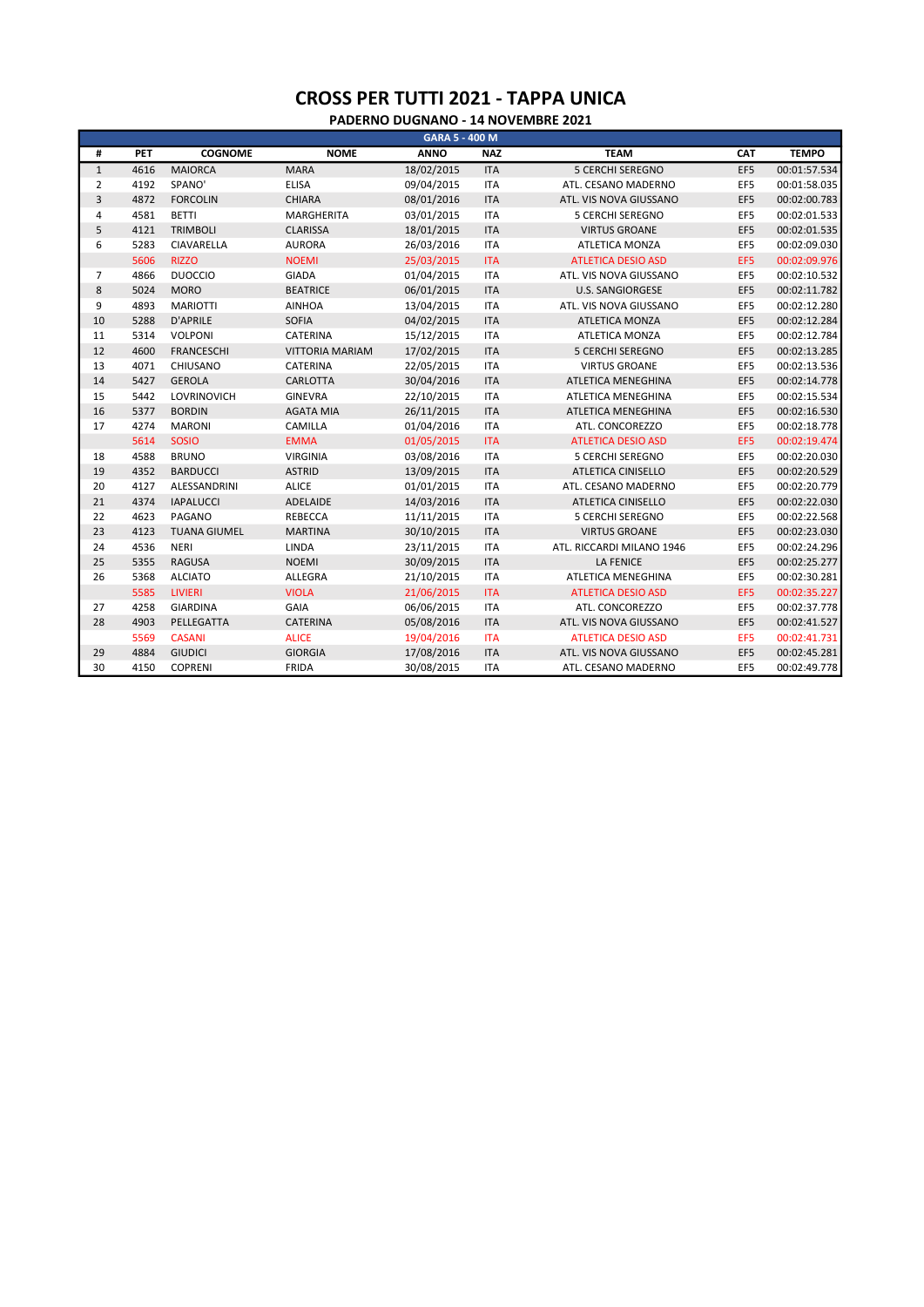# CROSS PER TUTTI 2021 - TAPPA UNICA

## PADERNO DUGNANO - 14 NOVEMBRE 2021

| GARA 5 - 400 M | | | | | | | | |
|---|---|---|---|---|---|---|---|---|
| # | PET | COGNOME | NOME | ANNO | NAZ | TEAM | CAT | TEMPO |
| 1 | 4616 | MAIORCA | MARA | 18/02/2015 | ITA | 5 CERCHI SEREGNO | EF5 | 00:01:57.534 |
| 2 | 4192 | SPANO' | ELISA | 09/04/2015 | ITA | ATL. CESANO MADERNO | EF5 | 00:01:58.035 |
| 3 | 4872 | FORCOLIN | CHIARA | 08/01/2016 | ITA | ATL. VIS NOVA GIUSSANO | EF5 | 00:02:00.783 |
| 4 | 4581 | BETTI | MARGHERITA | 03/01/2015 | ITA | 5 CERCHI SEREGNO | EF5 | 00:02:01.533 |
| 5 | 4121 | TRIMBOLI | CLARISSA | 18/01/2015 | ITA | VIRTUS GROANE | EF5 | 00:02:01.535 |
| 6 | 5283 | CIAVARELLA | AURORA | 26/03/2016 | ITA | ATLETICA MONZA | EF5 | 00:02:09.030 |
| | 5606 | RIZZO | NOEMI | 25/03/2015 | ITA | ATLETICA DESIO ASD | EF5 | 00:02:09.976 |
| 7 | 4866 | DUOCCIO | GIADA | 01/04/2015 | ITA | ATL. VIS NOVA GIUSSANO | EF5 | 00:02:10.532 |
| 8 | 5024 | MORO | BEATRICE | 06/01/2015 | ITA | U.S. SANGIORGESE | EF5 | 00:02:11.782 |
| 9 | 4893 | MARIOTTI | AINHOA | 13/04/2015 | ITA | ATL. VIS NOVA GIUSSANO | EF5 | 00:02:12.280 |
| 10 | 5288 | D'APRILE | SOFIA | 04/02/2015 | ITA | ATLETICA MONZA | EF5 | 00:02:12.284 |
| 11 | 5314 | VOLPONI | CATERINA | 15/12/2015 | ITA | ATLETICA MONZA | EF5 | 00:02:12.784 |
| 12 | 4600 | FRANCESCHI | VITTORIA MARIAM | 17/02/2015 | ITA | 5 CERCHI SEREGNO | EF5 | 00:02:13.285 |
| 13 | 4071 | CHIUSANO | CATERINA | 22/05/2015 | ITA | VIRTUS GROANE | EF5 | 00:02:13.536 |
| 14 | 5427 | GEROLA | CARLOTTA | 30/04/2016 | ITA | ATLETICA MENEGHINA | EF5 | 00:02:14.778 |
| 15 | 5442 | LOVRINOVICH | GINEVRA | 22/10/2015 | ITA | ATLETICA MENEGHINA | EF5 | 00:02:15.534 |
| 16 | 5377 | BORDIN | AGATA MIA | 26/11/2015 | ITA | ATLETICA MENEGHINA | EF5 | 00:02:16.530 |
| 17 | 4274 | MARONI | CAMILLA | 01/04/2016 | ITA | ATL. CONCOREZZO | EF5 | 00:02:18.778 |
| | 5614 | SOSIO | EMMA | 01/05/2015 | ITA | ATLETICA DESIO ASD | EF5 | 00:02:19.474 |
| 18 | 4588 | BRUNO | VIRGINIA | 03/08/2016 | ITA | 5 CERCHI SEREGNO | EF5 | 00:02:20.030 |
| 19 | 4352 | BARDUCCI | ASTRID | 13/09/2015 | ITA | ATLETICA CINISELLO | EF5 | 00:02:20.529 |
| 20 | 4127 | ALESSANDRINI | ALICE | 01/01/2015 | ITA | ATL. CESANO MADERNO | EF5 | 00:02:20.779 |
| 21 | 4374 | IAPALUCCI | ADELAIDE | 14/03/2016 | ITA | ATLETICA CINISELLO | EF5 | 00:02:22.030 |
| 22 | 4623 | PAGANO | REBECCA | 11/11/2015 | ITA | 5 CERCHI SEREGNO | EF5 | 00:02:22.568 |
| 23 | 4123 | TUANA GIUMEL | MARTINA | 30/10/2015 | ITA | VIRTUS GROANE | EF5 | 00:02:23.030 |
| 24 | 4536 | NERI | LINDA | 23/11/2015 | ITA | ATL. RICCARDI MILANO 1946 | EF5 | 00:02:24.296 |
| 25 | 5355 | RAGUSA | NOEMI | 30/09/2015 | ITA | LA FENICE | EF5 | 00:02:25.277 |
| 26 | 5368 | ALCIATO | ALLEGRA | 21/10/2015 | ITA | ATLETICA MENEGHINA | EF5 | 00:02:30.281 |
| | 5585 | LIVIERI | VIOLA | 21/06/2015 | ITA | ATLETICA DESIO ASD | EF5 | 00:02:35.227 |
| 27 | 4258 | GIARDINA | GAIA | 06/06/2015 | ITA | ATL. CONCOREZZO | EF5 | 00:02:37.778 |
| 28 | 4903 | PELLEGATTA | CATERINA | 05/08/2016 | ITA | ATL. VIS NOVA GIUSSANO | EF5 | 00:02:41.527 |
| | 5569 | CASANI | ALICE | 19/04/2016 | ITA | ATLETICA DESIO ASD | EF5 | 00:02:41.731 |
| 29 | 4884 | GIUDICI | GIORGIA | 17/08/2016 | ITA | ATL. VIS NOVA GIUSSANO | EF5 | 00:02:45.281 |
| 30 | 4150 | COPRENI | FRIDA | 30/08/2015 | ITA | ATL. CESANO MADERNO | EF5 | 00:02:49.778 |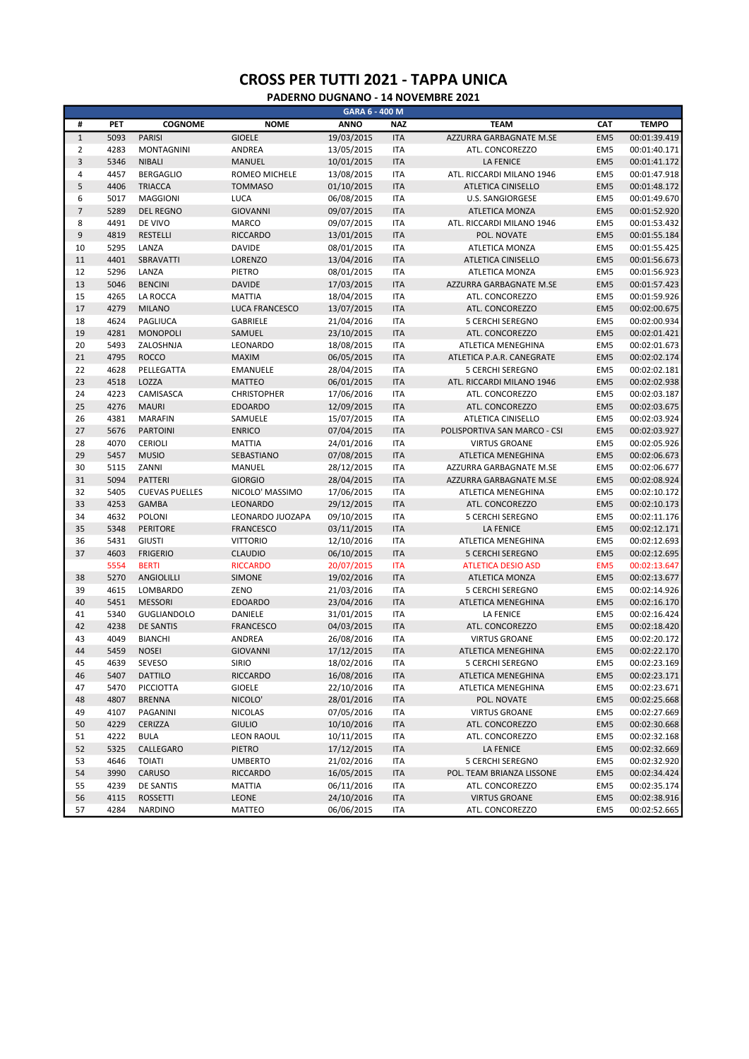# CROSS PER TUTTI 2021 - TAPPA UNICA

## PADERNO DUGNANO - 14 NOVEMBRE 2021

| GARA 6 - 400 M | | | | | | | | |
|---|---|---|---|---|---|---|---|---|
| # | PET | COGNOME | NOME | ANNO | NAZ | TEAM | CAT | TEMPO |
| 1 | 5093 | PARISI | GIOELE | 19/03/2015 | ITA | AZZURRA GARBAGNATE M.SE | EM5 | 00:01:39.419 |
| 2 | 4283 | MONTAGNINI | ANDREA | 13/05/2015 | ITA | ATL. CONCOREZZO | EM5 | 00:01:40.171 |
| 3 | 5346 | NIBALI | MANUEL | 10/01/2015 | ITA | LA FENICE | EM5 | 00:01:41.172 |
| 4 | 4457 | BERGAGLIO | ROMEO MICHELE | 13/08/2015 | ITA | ATL. RICCARDI MILANO 1946 | EM5 | 00:01:47.918 |
| 5 | 4406 | TRIACCA | TOMMASO | 01/10/2015 | ITA | ATLETICA CINISELLO | EM5 | 00:01:48.172 |
| 6 | 5017 | MAGGIONI | LUCA | 06/08/2015 | ITA | U.S. SANGIORGESE | EM5 | 00:01:49.670 |
| 7 | 5289 | DEL REGNO | GIOVANNI | 09/07/2015 | ITA | ATLETICA MONZA | EM5 | 00:01:52.920 |
| 8 | 4491 | DE VIVO | MARCO | 09/07/2015 | ITA | ATL. RICCARDI MILANO 1946 | EM5 | 00:01:53.432 |
| 9 | 4819 | RESTELLI | RICCARDO | 13/01/2015 | ITA | POL. NOVATE | EM5 | 00:01:55.184 |
| 10 | 5295 | LANZA | DAVIDE | 08/01/2015 | ITA | ATLETICA MONZA | EM5 | 00:01:55.425 |
| 11 | 4401 | SBRAVATTI | LORENZO | 13/04/2016 | ITA | ATLETICA CINISELLO | EM5 | 00:01:56.673 |
| 12 | 5296 | LANZA | PIETRO | 08/01/2015 | ITA | ATLETICA MONZA | EM5 | 00:01:56.923 |
| 13 | 5046 | BENCINI | DAVIDE | 17/03/2015 | ITA | AZZURRA GARBAGNATE M.SE | EM5 | 00:01:57.423 |
| 15 | 4265 | LA ROCCA | MATTIA | 18/04/2015 | ITA | ATL. CONCOREZZO | EM5 | 00:01:59.926 |
| 17 | 4279 | MILANO | LUCA FRANCESCO | 13/07/2015 | ITA | ATL. CONCOREZZO | EM5 | 00:02:00.675 |
| 18 | 4624 | PAGLIUCA | GABRIELE | 21/04/2016 | ITA | 5 CERCHI SEREGNO | EM5 | 00:02:00.934 |
| 19 | 4281 | MONOPOLI | SAMUEL | 23/10/2015 | ITA | ATL. CONCOREZZO | EM5 | 00:02:01.421 |
| 20 | 5493 | ZALOSHNJA | LEONARDO | 18/08/2015 | ITA | ATLETICA MENEGHINA | EM5 | 00:02:01.673 |
| 21 | 4795 | ROCCO | MAXIM | 06/05/2015 | ITA | ATLETICA P.A.R. CANEGRATE | EM5 | 00:02:02.174 |
| 22 | 4628 | PELLEGATTA | EMANUELE | 28/04/2015 | ITA | 5 CERCHI SEREGNO | EM5 | 00:02:02.181 |
| 23 | 4518 | LOZZA | MATTEO | 06/01/2015 | ITA | ATL. RICCARDI MILANO 1946 | EM5 | 00:02:02.938 |
| 24 | 4223 | CAMISASCA | CHRISTOPHER | 17/06/2016 | ITA | ATL. CONCOREZZO | EM5 | 00:02:03.187 |
| 25 | 4276 | MAURI | EDOARDO | 12/09/2015 | ITA | ATL. CONCOREZZO | EM5 | 00:02:03.675 |
| 26 | 4381 | MARAFIN | SAMUELE | 15/07/2015 | ITA | ATLETICA CINISELLO | EM5 | 00:02:03.924 |
| 27 | 5676 | PARTOINI | ENRICO | 07/04/2015 | ITA | POLISPORTIVA SAN MARCO - CSI | EM5 | 00:02:03.927 |
| 28 | 4070 | CERIOLI | MATTIA | 24/01/2016 | ITA | VIRTUS GROANE | EM5 | 00:02:05.926 |
| 29 | 5457 | MUSIO | SEBASTIANO | 07/08/2015 | ITA | ATLETICA MENEGHINA | EM5 | 00:02:06.673 |
| 30 | 5115 | ZANNI | MANUEL | 28/12/2015 | ITA | AZZURRA GARBAGNATE M.SE | EM5 | 00:02:06.677 |
| 31 | 5094 | PATTERI | GIORGIO | 28/04/2015 | ITA | AZZURRA GARBAGNATE M.SE | EM5 | 00:02:08.924 |
| 32 | 5405 | CUEVAS PUELLES | NICOLO' MASSIMO | 17/06/2015 | ITA | ATLETICA MENEGHINA | EM5 | 00:02:10.172 |
| 33 | 4253 | GAMBA | LEONARDO | 29/12/2015 | ITA | ATL. CONCOREZZO | EM5 | 00:02:10.173 |
| 34 | 4632 | POLONI | LEONARDO JUOZAPA | 09/10/2015 | ITA | 5 CERCHI SEREGNO | EM5 | 00:02:11.176 |
| 35 | 5348 | PERITORE | FRANCESCO | 03/11/2015 | ITA | LA FENICE | EM5 | 00:02:12.171 |
| 36 | 5431 | GIUSTI | VITTORIO | 12/10/2016 | ITA | ATLETICA MENEGHINA | EM5 | 00:02:12.693 |
| 37 | 4603 | FRIGERIO | CLAUDIO | 06/10/2015 | ITA | 5 CERCHI SEREGNO | EM5 | 00:02:12.695 |
| | 5554 | BERTI | RICCARDO | 20/07/2015 | ITA | ATLETICA DESIO ASD | EM5 | 00:02:13.647 |
| 38 | 5270 | ANGIOLILLI | SIMONE | 19/02/2016 | ITA | ATLETICA MONZA | EM5 | 00:02:13.677 |
| 39 | 4615 | LOMBARDO | ZENO | 21/03/2016 | ITA | 5 CERCHI SEREGNO | EM5 | 00:02:14.926 |
| 40 | 5451 | MESSORI | EDOARDO | 23/04/2016 | ITA | ATLETICA MENEGHINA | EM5 | 00:02:16.170 |
| 41 | 5340 | GUGLIANDOLO | DANIELE | 31/01/2015 | ITA | LA FENICE | EM5 | 00:02:16.424 |
| 42 | 4238 | DE SANTIS | FRANCESCO | 04/03/2015 | ITA | ATL. CONCOREZZO | EM5 | 00:02:18.420 |
| 43 | 4049 | BIANCHI | ANDREA | 26/08/2016 | ITA | VIRTUS GROANE | EM5 | 00:02:20.172 |
| 44 | 5459 | NOSEI | GIOVANNI | 17/12/2015 | ITA | ATLETICA MENEGHINA | EM5 | 00:02:22.170 |
| 45 | 4639 | SEVESO | SIRIO | 18/02/2016 | ITA | 5 CERCHI SEREGNO | EM5 | 00:02:23.169 |
| 46 | 5407 | DATTILO | RICCARDO | 16/08/2016 | ITA | ATLETICA MENEGHINA | EM5 | 00:02:23.171 |
| 47 | 5470 | PICCIOTTA | GIOELE | 22/10/2016 | ITA | ATLETICA MENEGHINA | EM5 | 00:02:23.671 |
| 48 | 4807 | BRENNA | NICOLO' | 28/01/2016 | ITA | POL. NOVATE | EM5 | 00:02:25.668 |
| 49 | 4107 | PAGANINI | NICOLAS | 07/05/2016 | ITA | VIRTUS GROANE | EM5 | 00:02:27.669 |
| 50 | 4229 | CERIZZA | GIULIO | 10/10/2016 | ITA | ATL. CONCOREZZO | EM5 | 00:02:30.668 |
| 51 | 4222 | BULA | LEON RAOUL | 10/11/2015 | ITA | ATL. CONCOREZZO | EM5 | 00:02:32.168 |
| 52 | 5325 | CALLEGARO | PIETRO | 17/12/2015 | ITA | LA FENICE | EM5 | 00:02:32.669 |
| 53 | 4646 | TOIATI | UMBERTO | 21/02/2016 | ITA | 5 CERCHI SEREGNO | EM5 | 00:02:32.920 |
| 54 | 3990 | CARUSO | RICCARDO | 16/05/2015 | ITA | POL. TEAM BRIANZA LISSONE | EM5 | 00:02:34.424 |
| 55 | 4239 | DE SANTIS | MATTIA | 06/11/2016 | ITA | ATL. CONCOREZZO | EM5 | 00:02:35.174 |
| 56 | 4115 | ROSSETTI | LEONE | 24/10/2016 | ITA | VIRTUS GROANE | EM5 | 00:02:38.916 |
| 57 | 4284 | NARDINO | MATTEO | 06/06/2015 | ITA | ATL. CONCOREZZO | EM5 | 00:02:52.665 |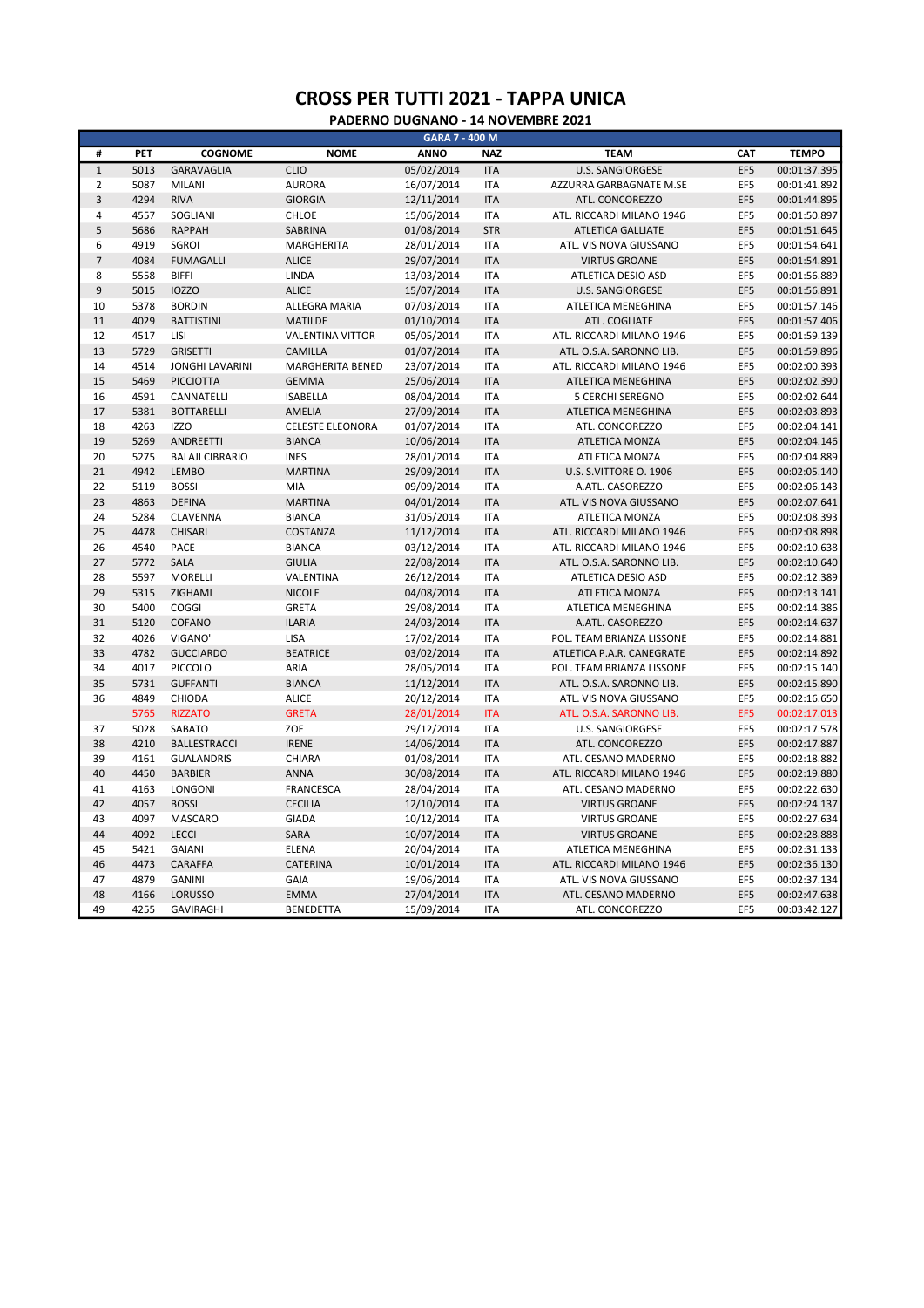# CROSS PER TUTTI 2021 - TAPPA UNICA

## PADERNO DUGNANO - 14 NOVEMBRE 2021

| GARA 7 - 400 M | | | | | | | | |
|---|---|---|---|---|---|---|---|---|
| # | PET | COGNOME | NOME | ANNO | NAZ | TEAM | CAT | TEMPO |
| 1 | 5013 | GARAVAGLIA | CLIO | 05/02/2014 | ITA | U.S. SANGIORGESE | EF5 | 00:01:37.395 |
| 2 | 5087 | MILANI | AURORA | 16/07/2014 | ITA | AZZURRA GARBAGNATE M.SE | EF5 | 00:01:41.892 |
| 3 | 4294 | RIVA | GIORGIA | 12/11/2014 | ITA | ATL. CONCOREZZO | EF5 | 00:01:44.895 |
| 4 | 4557 | SOGLIANI | CHLOE | 15/06/2014 | ITA | ATL. RICCARDI MILANO 1946 | EF5 | 00:01:50.897 |
| 5 | 5686 | RAPPAH | SABRINA | 01/08/2014 | STR | ATLETICA GALLIATE | EF5 | 00:01:51.645 |
| 6 | 4919 | SGROI | MARGHERITA | 28/01/2014 | ITA | ATL. VIS NOVA GIUSSANO | EF5 | 00:01:54.641 |
| 7 | 4084 | FUMAGALLI | ALICE | 29/07/2014 | ITA | VIRTUS GROANE | EF5 | 00:01:54.891 |
| 8 | 5558 | BIFFI | LINDA | 13/03/2014 | ITA | ATLETICA DESIO ASD | EF5 | 00:01:56.889 |
| 9 | 5015 | IOZZO | ALICE | 15/07/2014 | ITA | U.S. SANGIORGESE | EF5 | 00:01:56.891 |
| 10 | 5378 | BORDIN | ALLEGRA MARIA | 07/03/2014 | ITA | ATLETICA MENEGHINA | EF5 | 00:01:57.146 |
| 11 | 4029 | BATTISTINI | MATILDE | 01/10/2014 | ITA | ATL. COGLIATE | EF5 | 00:01:57.406 |
| 12 | 4517 | LISI | VALENTINA VITTOR | 05/05/2014 | ITA | ATL. RICCARDI MILANO 1946 | EF5 | 00:01:59.139 |
| 13 | 5729 | GRISETTI | CAMILLA | 01/07/2014 | ITA | ATL. O.S.A. SARONNO LIB. | EF5 | 00:01:59.896 |
| 14 | 4514 | JONGHI LAVARINI | MARGHERITA BENED | 23/07/2014 | ITA | ATL. RICCARDI MILANO 1946 | EF5 | 00:02:00.393 |
| 15 | 5469 | PICCIOTTA | GEMMA | 25/06/2014 | ITA | ATLETICA MENEGHINA | EF5 | 00:02:02.390 |
| 16 | 4591 | CANNATELLI | ISABELLA | 08/04/2014 | ITA | 5 CERCHI SEREGNO | EF5 | 00:02:02.644 |
| 17 | 5381 | BOTTARELLI | AMELIA | 27/09/2014 | ITA | ATLETICA MENEGHINA | EF5 | 00:02:03.893 |
| 18 | 4263 | IZZO | CELESTE ELEONORA | 01/07/2014 | ITA | ATL. CONCOREZZO | EF5 | 00:02:04.141 |
| 19 | 5269 | ANDREETTI | BIANCA | 10/06/2014 | ITA | ATLETICA MONZA | EF5 | 00:02:04.146 |
| 20 | 5275 | BALAJI CIBRARIO | INES | 28/01/2014 | ITA | ATLETICA MONZA | EF5 | 00:02:04.889 |
| 21 | 4942 | LEMBO | MARTINA | 29/09/2014 | ITA | U.S. S.VITTORE O. 1906 | EF5 | 00:02:05.140 |
| 22 | 5119 | BOSSI | MIA | 09/09/2014 | ITA | A.ATL. CASOREZZO | EF5 | 00:02:06.143 |
| 23 | 4863 | DEFINA | MARTINA | 04/01/2014 | ITA | ATL. VIS NOVA GIUSSANO | EF5 | 00:02:07.641 |
| 24 | 5284 | CLAVENNA | BIANCA | 31/05/2014 | ITA | ATLETICA MONZA | EF5 | 00:02:08.393 |
| 25 | 4478 | CHISARI | COSTANZA | 11/12/2014 | ITA | ATL. RICCARDI MILANO 1946 | EF5 | 00:02:08.898 |
| 26 | 4540 | PACE | BIANCA | 03/12/2014 | ITA | ATL. RICCARDI MILANO 1946 | EF5 | 00:02:10.638 |
| 27 | 5772 | SALA | GIULIA | 22/08/2014 | ITA | ATL. O.S.A. SARONNO LIB. | EF5 | 00:02:10.640 |
| 28 | 5597 | MORELLI | VALENTINA | 26/12/2014 | ITA | ATLETICA DESIO ASD | EF5 | 00:02:12.389 |
| 29 | 5315 | ZIGHAMI | NICOLE | 04/08/2014 | ITA | ATLETICA MONZA | EF5 | 00:02:13.141 |
| 30 | 5400 | COGGI | GRETA | 29/08/2014 | ITA | ATLETICA MENEGHINA | EF5 | 00:02:14.386 |
| 31 | 5120 | COFANO | ILARIA | 24/03/2014 | ITA | A.ATL. CASOREZZO | EF5 | 00:02:14.637 |
| 32 | 4026 | VIGANO' | LISA | 17/02/2014 | ITA | POL. TEAM BRIANZA LISSONE | EF5 | 00:02:14.881 |
| 33 | 4782 | GUCCIARDO | BEATRICE | 03/02/2014 | ITA | ATLETICA P.A.R. CANEGRATE | EF5 | 00:02:14.892 |
| 34 | 4017 | PICCOLO | ARIA | 28/05/2014 | ITA | POL. TEAM BRIANZA LISSONE | EF5 | 00:02:15.140 |
| 35 | 5731 | GUFFANTI | BIANCA | 11/12/2014 | ITA | ATL. O.S.A. SARONNO LIB. | EF5 | 00:02:15.890 |
| 36 | 4849 | CHIODA | ALICE | 20/12/2014 | ITA | ATL. VIS NOVA GIUSSANO | EF5 | 00:02:16.650 |
| | 5765 | RIZZATO | GRETA | 28/01/2014 | ITA | ATL. O.S.A. SARONNO LIB. | EF5 | 00:02:17.013 |
| 37 | 5028 | SABATO | ZOE | 29/12/2014 | ITA | U.S. SANGIORGESE | EF5 | 00:02:17.578 |
| 38 | 4210 | BALLESTRACCI | IRENE | 14/06/2014 | ITA | ATL. CONCOREZZO | EF5 | 00:02:17.887 |
| 39 | 4161 | GUALANDRIS | CHIARA | 01/08/2014 | ITA | ATL. CESANO MADERNO | EF5 | 00:02:18.882 |
| 40 | 4450 | BARBIER | ANNA | 30/08/2014 | ITA | ATL. RICCARDI MILANO 1946 | EF5 | 00:02:19.880 |
| 41 | 4163 | LONGONI | FRANCESCA | 28/04/2014 | ITA | ATL. CESANO MADERNO | EF5 | 00:02:22.630 |
| 42 | 4057 | BOSSI | CECILIA | 12/10/2014 | ITA | VIRTUS GROANE | EF5 | 00:02:24.137 |
| 43 | 4097 | MASCARO | GIADA | 10/12/2014 | ITA | VIRTUS GROANE | EF5 | 00:02:27.634 |
| 44 | 4092 | LECCI | SARA | 10/07/2014 | ITA | VIRTUS GROANE | EF5 | 00:02:28.888 |
| 45 | 5421 | GAIANI | ELENA | 20/04/2014 | ITA | ATLETICA MENEGHINA | EF5 | 00:02:31.133 |
| 46 | 4473 | CARAFFA | CATERINA | 10/01/2014 | ITA | ATL. RICCARDI MILANO 1946 | EF5 | 00:02:36.130 |
| 47 | 4879 | GANINI | GAIA | 19/06/2014 | ITA | ATL. VIS NOVA GIUSSANO | EF5 | 00:02:37.134 |
| 48 | 4166 | LORUSSO | EMMA | 27/04/2014 | ITA | ATL. CESANO MADERNO | EF5 | 00:02:47.638 |
| 49 | 4255 | GAVIRAGHI | BENEDETTA | 15/09/2014 | ITA | ATL. CONCOREZZO | EF5 | 00:03:42.127 |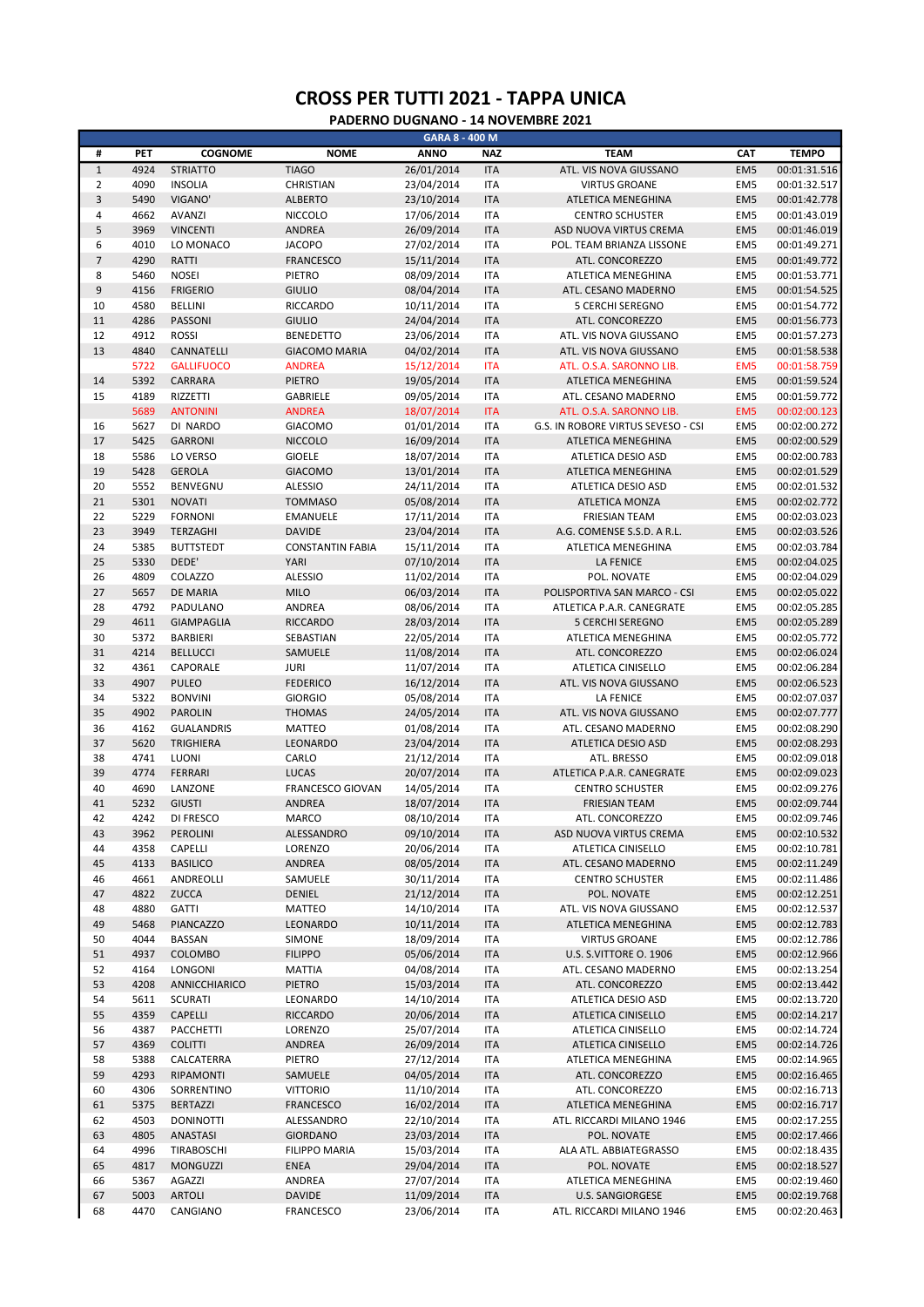# CROSS PER TUTTI 2021 - TAPPA UNICA

## PADERNO DUGNANO - 14 NOVEMBRE 2021

| GARA 8 - 400 M | | | | | | | | |
|---|---|---|---|---|---|---|---|---|
| # | PET | COGNOME | NOME | ANNO | NAZ | TEAM | CAT | TEMPO |
| 1 | 4924 | STRIATTO | TIAGO | 26/01/2014 | ITA | ATL. VIS NOVA GIUSSANO | EM5 | 00:01:31.516 |
| 2 | 4090 | INSOLIA | CHRISTIAN | 23/04/2014 | ITA | VIRTUS GROANE | EM5 | 00:01:32.517 |
| 3 | 5490 | VIGANO' | ALBERTO | 23/10/2014 | ITA | ATLETICA MENEGHINA | EM5 | 00:01:42.778 |
| 4 | 4662 | AVANZI | NICCOLO | 17/06/2014 | ITA | CENTRO SCHUSTER | EM5 | 00:01:43.019 |
| 5 | 3969 | VINCENTI | ANDREA | 26/09/2014 | ITA | ASD NUOVA VIRTUS CREMA | EM5 | 00:01:46.019 |
| 6 | 4010 | LO MONACO | JACOPO | 27/02/2014 | ITA | POL. TEAM BRIANZA LISSONE | EM5 | 00:01:49.271 |
| 7 | 4290 | RATTI | FRANCESCO | 15/11/2014 | ITA | ATL. CONCOREZZO | EM5 | 00:01:49.772 |
| 8 | 5460 | NOSEI | PIETRO | 08/09/2014 | ITA | ATLETICA MENEGHINA | EM5 | 00:01:53.771 |
| 9 | 4156 | FRIGERIO | GIULIO | 08/04/2014 | ITA | ATL. CESANO MADERNO | EM5 | 00:01:54.525 |
| 10 | 4580 | BELLINI | RICCARDO | 10/11/2014 | ITA | 5 CERCHI SEREGNO | EM5 | 00:01:54.772 |
| 11 | 4286 | PASSONI | GIULIO | 24/04/2014 | ITA | ATL. CONCOREZZO | EM5 | 00:01:56.773 |
| 12 | 4912 | ROSSI | BENEDETTO | 23/06/2014 | ITA | ATL. VIS NOVA GIUSSANO | EM5 | 00:01:57.273 |
| 13 | 4840 | CANNATELLI | GIACOMO MARIA | 04/02/2014 | ITA | ATL. VIS NOVA GIUSSANO | EM5 | 00:01:58.538 |
| | 5722 | GALLIFUOCO | ANDREA | 15/12/2014 | ITA | ATL. O.S.A. SARONNO LIB. | EM5 | 00:01:58.759 |
| 14 | 5392 | CARRARA | PIETRO | 19/05/2014 | ITA | ATLETICA MENEGHINA | EM5 | 00:01:59.524 |
| 15 | 4189 | RIZZETTI | GABRIELE | 09/05/2014 | ITA | ATL. CESANO MADERNO | EM5 | 00:01:59.772 |
| | 5689 | ANTONINI | ANDREA | 18/07/2014 | ITA | ATL. O.S.A. SARONNO LIB. | EM5 | 00:02:00.123 |
| 16 | 5627 | DI NARDO | GIACOMO | 01/01/2014 | ITA | G.S. IN ROBORE VIRTUS SEVESO - CSI | EM5 | 00:02:00.272 |
| 17 | 5425 | GARRONI | NICCOLO | 16/09/2014 | ITA | ATLETICA MENEGHINA | EM5 | 00:02:00.529 |
| 18 | 5586 | LO VERSO | GIOELE | 18/07/2014 | ITA | ATLETICA DESIO ASD | EM5 | 00:02:00.783 |
| 19 | 5428 | GEROLA | GIACOMO | 13/01/2014 | ITA | ATLETICA MENEGHINA | EM5 | 00:02:01.529 |
| 20 | 5552 | BENVEGNU | ALESSIO | 24/11/2014 | ITA | ATLETICA DESIO ASD | EM5 | 00:02:01.532 |
| 21 | 5301 | NOVATI | TOMMASO | 05/08/2014 | ITA | ATLETICA MONZA | EM5 | 00:02:02.772 |
| 22 | 5229 | FORNONI | EMANUELE | 17/11/2014 | ITA | FRIESIAN TEAM | EM5 | 00:02:03.023 |
| 23 | 3949 | TERZAGHI | DAVIDE | 23/04/2014 | ITA | A.G. COMENSE S.S.D. A R.L. | EM5 | 00:02:03.526 |
| 24 | 5385 | BUTTSTEDT | CONSTANTIN FABIA | 15/11/2014 | ITA | ATLETICA MENEGHINA | EM5 | 00:02:03.784 |
| 25 | 5330 | DEDE' | YARI | 07/10/2014 | ITA | LA FENICE | EM5 | 00:02:04.025 |
| 26 | 4809 | COLAZZO | ALESSIO | 11/02/2014 | ITA | POL. NOVATE | EM5 | 00:02:04.029 |
| 27 | 5657 | DE MARIA | MILO | 06/03/2014 | ITA | POLISPORTIVA SAN MARCO - CSI | EM5 | 00:02:05.022 |
| 28 | 4792 | PADULANO | ANDREA | 08/06/2014 | ITA | ATLETICA P.A.R. CANEGRATE | EM5 | 00:02:05.285 |
| 29 | 4611 | GIAMPAGLIA | RICCARDO | 28/03/2014 | ITA | 5 CERCHI SEREGNO | EM5 | 00:02:05.289 |
| 30 | 5372 | BARBIERI | SEBASTIAN | 22/05/2014 | ITA | ATLETICA MENEGHINA | EM5 | 00:02:05.772 |
| 31 | 4214 | BELLUCCI | SAMUELE | 11/08/2014 | ITA | ATL. CONCOREZZO | EM5 | 00:02:06.024 |
| 32 | 4361 | CAPORALE | JURI | 11/07/2014 | ITA | ATLETICA CINISELLO | EM5 | 00:02:06.284 |
| 33 | 4907 | PULEO | FEDERICO | 16/12/2014 | ITA | ATL. VIS NOVA GIUSSANO | EM5 | 00:02:06.523 |
| 34 | 5322 | BONVINI | GIORGIO | 05/08/2014 | ITA | LA FENICE | EM5 | 00:02:07.037 |
| 35 | 4902 | PAROLIN | THOMAS | 24/05/2014 | ITA | ATL. VIS NOVA GIUSSANO | EM5 | 00:02:07.777 |
| 36 | 4162 | GUALANDRIS | MATTEO | 01/08/2014 | ITA | ATL. CESANO MADERNO | EM5 | 00:02:08.290 |
| 37 | 5620 | TRIGHIERA | LEONARDO | 23/04/2014 | ITA | ATLETICA DESIO ASD | EM5 | 00:02:08.293 |
| 38 | 4741 | LUONI | CARLO | 21/12/2014 | ITA | ATL. BRESSO | EM5 | 00:02:09.018 |
| 39 | 4774 | FERRARI | LUCAS | 20/07/2014 | ITA | ATLETICA P.A.R. CANEGRATE | EM5 | 00:02:09.023 |
| 40 | 4690 | LANZONE | FRANCESCO GIOVAN | 14/05/2014 | ITA | CENTRO SCHUSTER | EM5 | 00:02:09.276 |
| 41 | 5232 | GIUSTI | ANDREA | 18/07/2014 | ITA | FRIESIAN TEAM | EM5 | 00:02:09.744 |
| 42 | 4242 | DI FRESCO | MARCO | 08/10/2014 | ITA | ATL. CONCOREZZO | EM5 | 00:02:09.746 |
| 43 | 3962 | PEROLINI | ALESSANDRO | 09/10/2014 | ITA | ASD NUOVA VIRTUS CREMA | EM5 | 00:02:10.532 |
| 44 | 4358 | CAPELLI | LORENZO | 20/06/2014 | ITA | ATLETICA CINISELLO | EM5 | 00:02:10.781 |
| 45 | 4133 | BASILICO | ANDREA | 08/05/2014 | ITA | ATL. CESANO MADERNO | EM5 | 00:02:11.249 |
| 46 | 4661 | ANDREOLLI | SAMUELE | 30/11/2014 | ITA | CENTRO SCHUSTER | EM5 | 00:02:11.486 |
| 47 | 4822 | ZUCCA | DENIEL | 21/12/2014 | ITA | POL. NOVATE | EM5 | 00:02:12.251 |
| 48 | 4880 | GATTI | MATTEO | 14/10/2014 | ITA | ATL. VIS NOVA GIUSSANO | EM5 | 00:02:12.537 |
| 49 | 5468 | PIANCAZZO | LEONARDO | 10/11/2014 | ITA | ATLETICA MENEGHINA | EM5 | 00:02:12.783 |
| 50 | 4044 | BASSAN | SIMONE | 18/09/2014 | ITA | VIRTUS GROANE | EM5 | 00:02:12.786 |
| 51 | 4937 | COLOMBO | FILIPPO | 05/06/2014 | ITA | U.S. S.VITTORE O. 1906 | EM5 | 00:02:12.966 |
| 52 | 4164 | LONGONI | MATTIA | 04/08/2014 | ITA | ATL. CESANO MADERNO | EM5 | 00:02:13.254 |
| 53 | 4208 | ANNICCHIARICO | PIETRO | 15/03/2014 | ITA | ATL. CONCOREZZO | EM5 | 00:02:13.442 |
| 54 | 5611 | SCURATI | LEONARDO | 14/10/2014 | ITA | ATLETICA DESIO ASD | EM5 | 00:02:13.720 |
| 55 | 4359 | CAPELLI | RICCARDO | 20/06/2014 | ITA | ATLETICA CINISELLO | EM5 | 00:02:14.217 |
| 56 | 4387 | PACCHETTI | LORENZO | 25/07/2014 | ITA | ATLETICA CINISELLO | EM5 | 00:02:14.724 |
| 57 | 4369 | COLITTI | ANDREA | 26/09/2014 | ITA | ATLETICA CINISELLO | EM5 | 00:02:14.726 |
| 58 | 5388 | CALCATERRA | PIETRO | 27/12/2014 | ITA | ATLETICA MENEGHINA | EM5 | 00:02:14.965 |
| 59 | 4293 | RIPAMONTI | SAMUELE | 04/05/2014 | ITA | ATL. CONCOREZZO | EM5 | 00:02:16.465 |
| 60 | 4306 | SORRENTINO | VITTORIO | 11/10/2014 | ITA | ATL. CONCOREZZO | EM5 | 00:02:16.713 |
| 61 | 5375 | BERTAZZI | FRANCESCO | 16/02/2014 | ITA | ATLETICA MENEGHINA | EM5 | 00:02:16.717 |
| 62 | 4503 | DONINOTTI | ALESSANDRO | 22/10/2014 | ITA | ATL. RICCARDI MILANO 1946 | EM5 | 00:02:17.255 |
| 63 | 4805 | ANASTASI | GIORDANO | 23/03/2014 | ITA | POL. NOVATE | EM5 | 00:02:17.466 |
| 64 | 4996 | TIRABOSCHI | FILIPPO MARIA | 15/03/2014 | ITA | ALA ATL. ABBIATEGRASSO | EM5 | 00:02:18.435 |
| 65 | 4817 | MONGUZZI | ENEA | 29/04/2014 | ITA | POL. NOVATE | EM5 | 00:02:18.527 |
| 66 | 5367 | AGAZZI | ANDREA | 27/07/2014 | ITA | ATLETICA MENEGHINA | EM5 | 00:02:19.460 |
| 67 | 5003 | ARTOLI | DAVIDE | 11/09/2014 | ITA | U.S. SANGIORGESE | EM5 | 00:02:19.768 |
| 68 | 4470 | CANGIANO | FRANCESCO | 23/06/2014 | ITA | ATL. RICCARDI MILANO 1946 | EM5 | 00:02:20.463 |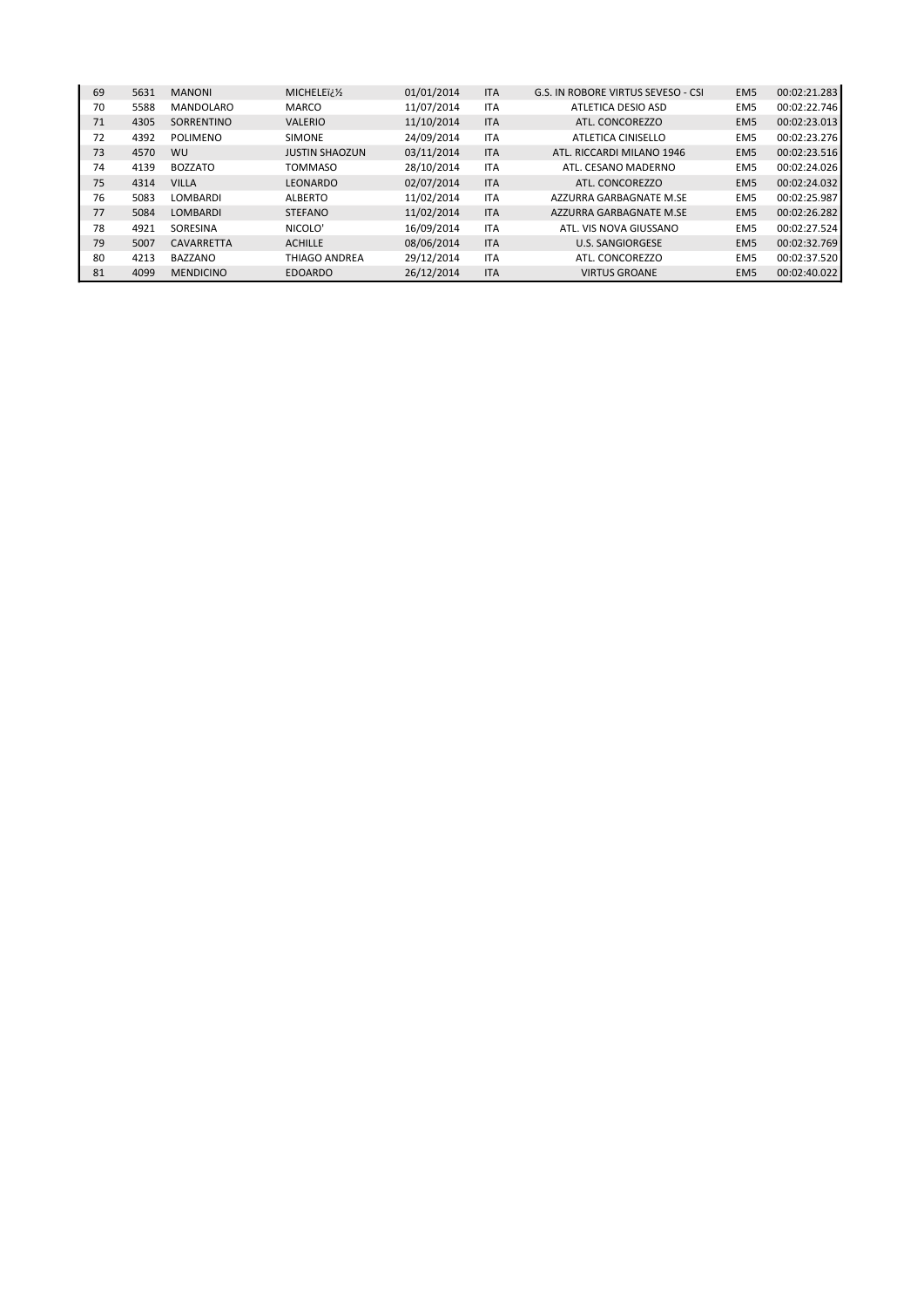| | | | | | | | | |
|---|---|---|---|---|---|---|---|---|
| 69 | 5631 | MANONI | MICHELEï¿½ | 01/01/2014 | ITA | G.S. IN ROBORE VIRTUS SEVESO - CSI | EM5 | 00:02:21.283 |
| 70 | 5588 | MANDOLARO | MARCO | 11/07/2014 | ITA | ATLETICA DESIO ASD | EM5 | 00:02:22.746 |
| 71 | 4305 | SORRENTINO | VALERIO | 11/10/2014 | ITA | ATL. CONCOREZZO | EM5 | 00:02:23.013 |
| 72 | 4392 | POLIMENO | SIMONE | 24/09/2014 | ITA | ATLETICA CINISELLO | EM5 | 00:02:23.276 |
| 73 | 4570 | WU | JUSTIN SHAOZUN | 03/11/2014 | ITA | ATL. RICCARDI MILANO 1946 | EM5 | 00:02:23.516 |
| 74 | 4139 | BOZZATO | TOMMASO | 28/10/2014 | ITA | ATL. CESANO MADERNO | EM5 | 00:02:24.026 |
| 75 | 4314 | VILLA | LEONARDO | 02/07/2014 | ITA | ATL. CONCOREZZO | EM5 | 00:02:24.032 |
| 76 | 5083 | LOMBARDI | ALBERTO | 11/02/2014 | ITA | AZZURRA GARBAGNATE M.SE | EM5 | 00:02:25.987 |
| 77 | 5084 | LOMBARDI | STEFANO | 11/02/2014 | ITA | AZZURRA GARBAGNATE M.SE | EM5 | 00:02:26.282 |
| 78 | 4921 | SORESINA | NICOLO' | 16/09/2014 | ITA | ATL. VIS NOVA GIUSSANO | EM5 | 00:02:27.524 |
| 79 | 5007 | CAVARRETTA | ACHILLE | 08/06/2014 | ITA | U.S. SANGIORGESE | EM5 | 00:02:32.769 |
| 80 | 4213 | BAZZANO | THIAGO ANDREA | 29/12/2014 | ITA | ATL. CONCOREZZO | EM5 | 00:02:37.520 |
| 81 | 4099 | MENDICINO | EDOARDO | 26/12/2014 | ITA | VIRTUS GROANE | EM5 | 00:02:40.022 |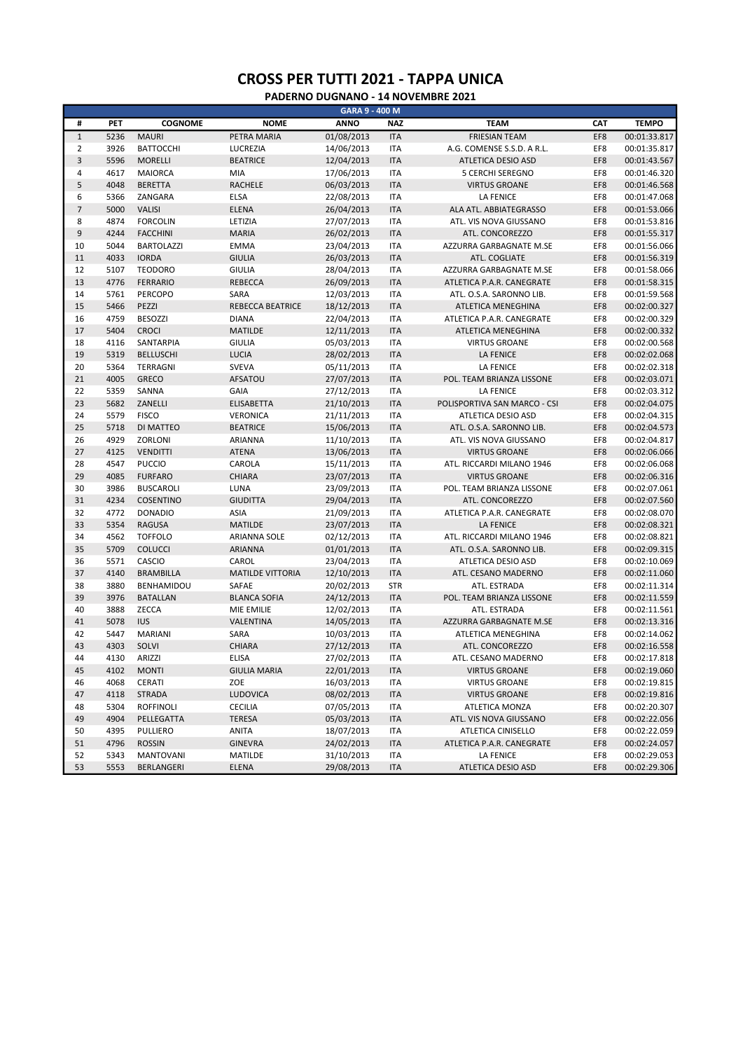# CROSS PER TUTTI 2021 - TAPPA UNICA

## PADERNO DUGNANO - 14 NOVEMBRE 2021

| GARA 9 - 400 M | | | | | | | | |
|---|---|---|---|---|---|---|---|---|
| # | PET | COGNOME | NOME | ANNO | NAZ | TEAM | CAT | TEMPO |
| 1 | 5236 | MAURI | PETRA MARIA | 01/08/2013 | ITA | FRIESIAN TEAM | EF8 | 00:01:33.817 |
| 2 | 3926 | BATTOCCHI | LUCREZIA | 14/06/2013 | ITA | A.G. COMENSE S.S.D. A R.L. | EF8 | 00:01:35.817 |
| 3 | 5596 | MORELLI | BEATRICE | 12/04/2013 | ITA | ATLETICA DESIO ASD | EF8 | 00:01:43.567 |
| 4 | 4617 | MAIORCA | MIA | 17/06/2013 | ITA | 5 CERCHI SEREGNO | EF8 | 00:01:46.320 |
| 5 | 4048 | BERETTA | RACHELE | 06/03/2013 | ITA | VIRTUS GROANE | EF8 | 00:01:46.568 |
| 6 | 5366 | ZANGARA | ELSA | 22/08/2013 | ITA | LA FENICE | EF8 | 00:01:47.068 |
| 7 | 5000 | VALISI | ELENA | 26/04/2013 | ITA | ALA ATL. ABBIATEGRASSO | EF8 | 00:01:53.066 |
| 8 | 4874 | FORCOLIN | LETIZIA | 27/07/2013 | ITA | ATL. VIS NOVA GIUSSANO | EF8 | 00:01:53.816 |
| 9 | 4244 | FACCHINI | MARIA | 26/02/2013 | ITA | ATL. CONCOREZZO | EF8 | 00:01:55.317 |
| 10 | 5044 | BARTOLAZZI | EMMA | 23/04/2013 | ITA | AZZURRA GARBAGNATE M.SE | EF8 | 00:01:56.066 |
| 11 | 4033 | IORDA | GIULIA | 26/03/2013 | ITA | ATL. COGLIATE | EF8 | 00:01:56.319 |
| 12 | 5107 | TEODORO | GIULIA | 28/04/2013 | ITA | AZZURRA GARBAGNATE M.SE | EF8 | 00:01:58.066 |
| 13 | 4776 | FERRARIO | REBECCA | 26/09/2013 | ITA | ATLETICA P.A.R. CANEGRATE | EF8 | 00:01:58.315 |
| 14 | 5761 | PERCOPO | SARA | 12/03/2013 | ITA | ATL. O.S.A. SARONNO LIB. | EF8 | 00:01:59.568 |
| 15 | 5466 | PEZZI | REBECCA BEATRICE | 18/12/2013 | ITA | ATLETICA MENEGHINA | EF8 | 00:02:00.327 |
| 16 | 4759 | BESOZZI | DIANA | 22/04/2013 | ITA | ATLETICA P.A.R. CANEGRATE | EF8 | 00:02:00.329 |
| 17 | 5404 | CROCI | MATILDE | 12/11/2013 | ITA | ATLETICA MENEGHINA | EF8 | 00:02:00.332 |
| 18 | 4116 | SANTARPIA | GIULIA | 05/03/2013 | ITA | VIRTUS GROANE | EF8 | 00:02:00.568 |
| 19 | 5319 | BELLUSCHI | LUCIA | 28/02/2013 | ITA | LA FENICE | EF8 | 00:02:02.068 |
| 20 | 5364 | TERRAGNI | SVEVA | 05/11/2013 | ITA | LA FENICE | EF8 | 00:02:02.318 |
| 21 | 4005 | GRECO | AFSATOU | 27/07/2013 | ITA | POL. TEAM BRIANZA LISSONE | EF8 | 00:02:03.071 |
| 22 | 5359 | SANNA | GAIA | 27/12/2013 | ITA | LA FENICE | EF8 | 00:02:03.312 |
| 23 | 5682 | ZANELLI | ELISABETTA | 21/10/2013 | ITA | POLISPORTIVA SAN MARCO - CSI | EF8 | 00:02:04.075 |
| 24 | 5579 | FISCO | VERONICA | 21/11/2013 | ITA | ATLETICA DESIO ASD | EF8 | 00:02:04.315 |
| 25 | 5718 | DI MATTEO | BEATRICE | 15/06/2013 | ITA | ATL. O.S.A. SARONNO LIB. | EF8 | 00:02:04.573 |
| 26 | 4929 | ZORLONI | ARIANNA | 11/10/2013 | ITA | ATL. VIS NOVA GIUSSANO | EF8 | 00:02:04.817 |
| 27 | 4125 | VENDITTI | ATENA | 13/06/2013 | ITA | VIRTUS GROANE | EF8 | 00:02:06.066 |
| 28 | 4547 | PUCCIO | CAROLA | 15/11/2013 | ITA | ATL. RICCARDI MILANO 1946 | EF8 | 00:02:06.068 |
| 29 | 4085 | FURFARO | CHIARA | 23/07/2013 | ITA | VIRTUS GROANE | EF8 | 00:02:06.316 |
| 30 | 3986 | BUSCAROLI | LUNA | 23/09/2013 | ITA | POL. TEAM BRIANZA LISSONE | EF8 | 00:02:07.061 |
| 31 | 4234 | COSENTINO | GIUDITTA | 29/04/2013 | ITA | ATL. CONCOREZZO | EF8 | 00:02:07.560 |
| 32 | 4772 | DONADIO | ASIA | 21/09/2013 | ITA | ATLETICA P.A.R. CANEGRATE | EF8 | 00:02:08.070 |
| 33 | 5354 | RAGUSA | MATILDE | 23/07/2013 | ITA | LA FENICE | EF8 | 00:02:08.321 |
| 34 | 4562 | TOFFOLO | ARIANNA SOLE | 02/12/2013 | ITA | ATL. RICCARDI MILANO 1946 | EF8 | 00:02:08.821 |
| 35 | 5709 | COLUCCI | ARIANNA | 01/01/2013 | ITA | ATL. O.S.A. SARONNO LIB. | EF8 | 00:02:09.315 |
| 36 | 5571 | CASCIO | CAROL | 23/04/2013 | ITA | ATLETICA DESIO ASD | EF8 | 00:02:10.069 |
| 37 | 4140 | BRAMBILLA | MATILDE VITTORIA | 12/10/2013 | ITA | ATL. CESANO MADERNO | EF8 | 00:02:11.060 |
| 38 | 3880 | BENHAMIDOU | SAFAE | 20/02/2013 | STR | ATL. ESTRADA | EF8 | 00:02:11.314 |
| 39 | 3976 | BATALLAN | BLANCA SOFIA | 24/12/2013 | ITA | POL. TEAM BRIANZA LISSONE | EF8 | 00:02:11.559 |
| 40 | 3888 | ZECCA | MIE EMILIE | 12/02/2013 | ITA | ATL. ESTRADA | EF8 | 00:02:11.561 |
| 41 | 5078 | IUS | VALENTINA | 14/05/2013 | ITA | AZZURRA GARBAGNATE M.SE | EF8 | 00:02:13.316 |
| 42 | 5447 | MARIANI | SARA | 10/03/2013 | ITA | ATLETICA MENEGHINA | EF8 | 00:02:14.062 |
| 43 | 4303 | SOLVI | CHIARA | 27/12/2013 | ITA | ATL. CONCOREZZO | EF8 | 00:02:16.558 |
| 44 | 4130 | ARIZZI | ELISA | 27/02/2013 | ITA | ATL. CESANO MADERNO | EF8 | 00:02:17.818 |
| 45 | 4102 | MONTI | GIULIA MARIA | 22/01/2013 | ITA | VIRTUS GROANE | EF8 | 00:02:19.060 |
| 46 | 4068 | CERATI | ZOE | 16/03/2013 | ITA | VIRTUS GROANE | EF8 | 00:02:19.815 |
| 47 | 4118 | STRADA | LUDOVICA | 08/02/2013 | ITA | VIRTUS GROANE | EF8 | 00:02:19.816 |
| 48 | 5304 | ROFFINOLI | CECILIA | 07/05/2013 | ITA | ATLETICA MONZA | EF8 | 00:02:20.307 |
| 49 | 4904 | PELLEGATTA | TERESA | 05/03/2013 | ITA | ATL. VIS NOVA GIUSSANO | EF8 | 00:02:22.056 |
| 50 | 4395 | PULLIERO | ANITA | 18/07/2013 | ITA | ATLETICA CINISELLO | EF8 | 00:02:22.059 |
| 51 | 4796 | ROSSIN | GINEVRA | 24/02/2013 | ITA | ATLETICA P.A.R. CANEGRATE | EF8 | 00:02:24.057 |
| 52 | 5343 | MANTOVANI | MATILDE | 31/10/2013 | ITA | LA FENICE | EF8 | 00:02:29.053 |
| 53 | 5553 | BERLANGERI | ELENA | 29/08/2013 | ITA | ATLETICA DESIO ASD | EF8 | 00:02:29.306 |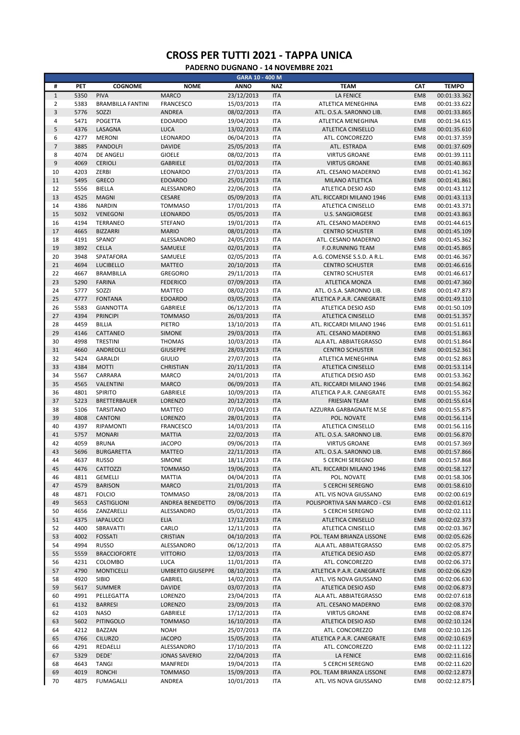# CROSS PER TUTTI 2021 - TAPPA UNICA

## PADERNO DUGNANO - 14 NOVEMBRE 2021

| GARA 10 - 400 M | | | | | | | | |
|---|---|---|---|---|---|---|---|---|
| # | PET | COGNOME | NOME | ANNO | NAZ | TEAM | CAT | TEMPO |
| 1 | 5350 | PIVA | MARCO | 23/12/2013 | ITA | LA FENICE | EM8 | 00:01:33.362 |
| 2 | 5383 | BRAMBILLA FANTINI | FRANCESCO | 15/03/2013 | ITA | ATLETICA MENEGHINA | EM8 | 00:01:33.622 |
| 3 | 5776 | SOZZI | ANDREA | 08/02/2013 | ITA | ATL. O.S.A. SARONNO LIB. | EM8 | 00:01:33.865 |
| 4 | 5471 | POGETTA | EDOARDO | 19/04/2013 | ITA | ATLETICA MENEGHINA | EM8 | 00:01:34.615 |
| 5 | 4376 | LASAGNA | LUCA | 13/02/2013 | ITA | ATLETICA CINISELLO | EM8 | 00:01:35.610 |
| 6 | 4277 | MERONI | LEONARDO | 06/04/2013 | ITA | ATL. CONCOREZZO | EM8 | 00:01:37.359 |
| 7 | 3885 | PANDOLFI | DAVIDE | 25/05/2013 | ITA | ATL. ESTRADA | EM8 | 00:01:37.609 |
| 8 | 4074 | DE ANGELI | GIOELE | 08/02/2013 | ITA | VIRTUS GROANE | EM8 | 00:01:39.111 |
| 9 | 4069 | CERIOLI | GABRIELE | 01/02/2013 | ITA | VIRTUS GROANE | EM8 | 00:01:40.863 |
| 10 | 4203 | ZERBI | LEONARDO | 27/03/2013 | ITA | ATL. CESANO MADERNO | EM8 | 00:01:41.362 |
| 11 | 5495 | GRECO | EDOARDO | 25/01/2013 | ITA | MILANO ATLETICA | EM8 | 00:01:41.861 |
| 12 | 5556 | BIELLA | ALESSANDRO | 22/06/2013 | ITA | ATLETICA DESIO ASD | EM8 | 00:01:43.112 |
| 13 | 4525 | MAGNI | CESARE | 05/09/2013 | ITA | ATL. RICCARDI MILANO 1946 | EM8 | 00:01:43.113 |
| 14 | 4386 | NARDIN | TOMMASO | 17/01/2013 | ITA | ATLETICA CINISELLO | EM8 | 00:01:43.371 |
| 15 | 5032 | VENEGONI | LEONARDO | 05/05/2013 | ITA | U.S. SANGIORGESE | EM8 | 00:01:43.863 |
| 16 | 4194 | TERRANEO | STEFANO | 19/01/2013 | ITA | ATL. CESANO MADERNO | EM8 | 00:01:44.615 |
| 17 | 4665 | BIZZARRI | MARIO | 08/01/2013 | ITA | CENTRO SCHUSTER | EM8 | 00:01:45.109 |
| 18 | 4191 | SPANO' | ALESSANDRO | 24/05/2013 | ITA | ATL. CESANO MADERNO | EM8 | 00:01:45.362 |
| 19 | 3892 | CELLA | SAMUELE | 02/01/2013 | ITA | F.O.RUNNING TEAM | EM8 | 00:01:45.865 |
| 20 | 3948 | SPATAFORA | SAMUELE | 02/05/2013 | ITA | A.G. COMENSE S.S.D. A R.L. | EM8 | 00:01:46.367 |
| 21 | 4694 | LUCIBELLO | MATTEO | 20/10/2013 | ITA | CENTRO SCHUSTER | EM8 | 00:01:46.616 |
| 22 | 4667 | BRAMBILLA | GREGORIO | 29/11/2013 | ITA | CENTRO SCHUSTER | EM8 | 00:01:46.617 |
| 23 | 5290 | FARINA | FEDERICO | 07/09/2013 | ITA | ATLETICA MONZA | EM8 | 00:01:47.360 |
| 24 | 5777 | SOZZI | MATTEO | 08/02/2013 | ITA | ATL. O.S.A. SARONNO LIB. | EM8 | 00:01:47.873 |
| 25 | 4777 | FONTANA | EDOARDO | 03/05/2013 | ITA | ATLETICA P.A.R. CANEGRATE | EM8 | 00:01:49.110 |
| 26 | 5583 | GIANNOTTA | GABRIELE | 06/12/2013 | ITA | ATLETICA DESIO ASD | EM8 | 00:01:50.109 |
| 27 | 4394 | PRINCIPI | TOMMASO | 26/03/2013 | ITA | ATLETICA CINISELLO | EM8 | 00:01:51.357 |
| 28 | 4459 | BILLIA | PIETRO | 13/10/2013 | ITA | ATL. RICCARDI MILANO 1946 | EM8 | 00:01:51.611 |
| 29 | 4146 | CATTANEO | SIMONE | 29/03/2013 | ITA | ATL. CESANO MADERNO | EM8 | 00:01:51.863 |
| 30 | 4998 | TRESTINI | THOMAS | 10/03/2013 | ITA | ALA ATL. ABBIATEGRASSO | EM8 | 00:01:51.864 |
| 31 | 4660 | ANDREOLLI | GIUSEPPE | 28/03/2013 | ITA | CENTRO SCHUSTER | EM8 | 00:01:52.361 |
| 32 | 5424 | GARALDI | GIULIO | 27/07/2013 | ITA | ATLETICA MENEGHINA | EM8 | 00:01:52.863 |
| 33 | 4384 | MOTTI | CHRISTIAN | 20/11/2013 | ITA | ATLETICA CINISELLO | EM8 | 00:01:53.114 |
| 34 | 5567 | CARRARA | MARCO | 24/01/2013 | ITA | ATLETICA DESIO ASD | EM8 | 00:01:53.362 |
| 35 | 4565 | VALENTINI | MARCO | 06/09/2013 | ITA | ATL. RICCARDI MILANO 1946 | EM8 | 00:01:54.862 |
| 36 | 4801 | SPIRITO | GABRIELE | 10/09/2013 | ITA | ATLETICA P.A.R. CANEGRATE | EM8 | 00:01:55.362 |
| 37 | 5223 | BRETTERBAUER | LORENZO | 20/12/2013 | ITA | FRIESIAN TEAM | EM8 | 00:01:55.614 |
| 38 | 5106 | TARSITANO | MATTEO | 07/04/2013 | ITA | AZZURRA GARBAGNATE M.SE | EM8 | 00:01:55.875 |
| 39 | 4808 | CANTONI | LORENZO | 28/01/2013 | ITA | POL. NOVATE | EM8 | 00:01:56.114 |
| 40 | 4397 | RIPAMONTI | FRANCESCO | 14/03/2013 | ITA | ATLETICA CINISELLO | EM8 | 00:01:56.116 |
| 41 | 5757 | MONARI | MATTIA | 22/02/2013 | ITA | ATL. O.S.A. SARONNO LIB. | EM8 | 00:01:56.870 |
| 42 | 4059 | BRUNA | JACOPO | 09/06/2013 | ITA | VIRTUS GROANE | EM8 | 00:01:57.369 |
| 43 | 5696 | BURGARETTA | MATTEO | 22/11/2013 | ITA | ATL. O.S.A. SARONNO LIB. | EM8 | 00:01:57.866 |
| 44 | 4637 | RUSSO | SIMONE | 18/11/2013 | ITA | 5 CERCHI SEREGNO | EM8 | 00:01:57.868 |
| 45 | 4476 | CATTOZZI | TOMMASO | 19/06/2013 | ITA | ATL. RICCARDI MILANO 1946 | EM8 | 00:01:58.127 |
| 46 | 4811 | GEMELLI | MATTIA | 04/04/2013 | ITA | POL. NOVATE | EM8 | 00:01:58.306 |
| 47 | 4579 | BARISON | MARCO | 21/01/2013 | ITA | 5 CERCHI SEREGNO | EM8 | 00:01:58.610 |
| 48 | 4871 | FOLCIO | TOMMASO | 28/08/2013 | ITA | ATL. VIS NOVA GIUSSANO | EM8 | 00:02:00.619 |
| 49 | 5653 | CASTIGLIONI | ANDREA BENEDETTO | 09/06/2013 | ITA | POLISPORTIVA SAN MARCO - CSI | EM8 | 00:02:01.612 |
| 50 | 4656 | ZANZARELLI | ALESSANDRO | 05/01/2013 | ITA | 5 CERCHI SEREGNO | EM8 | 00:02:02.111 |
| 51 | 4375 | IAPALUCCI | ELIA | 17/12/2013 | ITA | ATLETICA CINISELLO | EM8 | 00:02:02.373 |
| 52 | 4400 | SBRAVATTI | CARLO | 12/11/2013 | ITA | ATLETICA CINISELLO | EM8 | 00:02:03.367 |
| 53 | 4002 | FOSSATI | CRISTIAN | 04/10/2013 | ITA | POL. TEAM BRIANZA LISSONE | EM8 | 00:02:05.626 |
| 54 | 4994 | RUSSO | ALESSANDRO | 06/12/2013 | ITA | ALA ATL. ABBIATEGRASSO | EM8 | 00:02:05.875 |
| 55 | 5559 | BRACCIOFORTE | VITTORIO | 12/03/2013 | ITA | ATLETICA DESIO ASD | EM8 | 00:02:05.877 |
| 56 | 4231 | COLOMBO | LUCA | 11/01/2013 | ITA | ATL. CONCOREZZO | EM8 | 00:02:06.371 |
| 57 | 4790 | MONTICELLI | UMBERTO GIUSEPPE | 08/10/2013 | ITA | ATLETICA P.A.R. CANEGRATE | EM8 | 00:02:06.629 |
| 58 | 4920 | SIBIO | GABRIEL | 14/02/2013 | ITA | ATL. VIS NOVA GIUSSANO | EM8 | 00:02:06.630 |
| 59 | 5617 | SUMMER | DAVIDE | 03/07/2013 | ITA | ATLETICA DESIO ASD | EM8 | 00:02:06.873 |
| 60 | 4991 | PELLEGATTA | LORENZO | 23/04/2013 | ITA | ALA ATL. ABBIATEGRASSO | EM8 | 00:02:07.618 |
| 61 | 4132 | BARRESI | LORENZO | 23/09/2013 | ITA | ATL. CESANO MADERNO | EM8 | 00:02:08.370 |
| 62 | 4103 | NASO | GABRIELE | 17/12/2013 | ITA | VIRTUS GROANE | EM8 | 00:02:08.874 |
| 63 | 5602 | PITINGOLO | TOMMASO | 16/10/2013 | ITA | ATLETICA DESIO ASD | EM8 | 00:02:10.124 |
| 64 | 4212 | BAZZAN | NOAH | 25/07/2013 | ITA | ATL. CONCOREZZO | EM8 | 00:02:10.126 |
| 65 | 4766 | CILURZO | JACOPO | 15/05/2013 | ITA | ATLETICA P.A.R. CANEGRATE | EM8 | 00:02:10.619 |
| 66 | 4291 | REDAELLI | ALESSANDRO | 17/10/2013 | ITA | ATL. CONCOREZZO | EM8 | 00:02:11.122 |
| 67 | 5329 | DEDE' | JONAS SAVERIO | 22/04/2013 | ITA | LA FENICE | EM8 | 00:02:11.616 |
| 68 | 4643 | TANGI | MANFREDI | 19/04/2013 | ITA | 5 CERCHI SEREGNO | EM8 | 00:02:11.620 |
| 69 | 4019 | RONCHI | TOMMASO | 15/09/2013 | ITA | POL. TEAM BRIANZA LISSONE | EM8 | 00:02:12.873 |
| 70 | 4875 | FUMAGALLI | ANDREA | 10/01/2013 | ITA | ATL. VIS NOVA GIUSSANO | EM8 | 00:02:12.875 |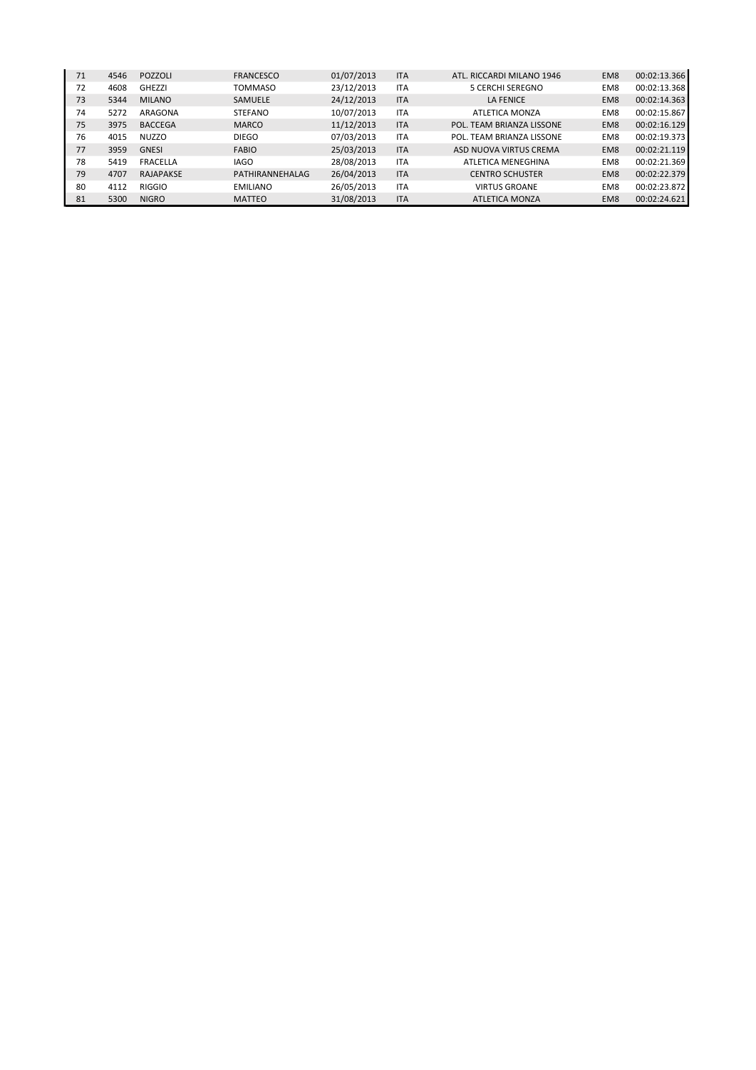| | | | | | | | | |
|---|---|---|---|---|---|---|---|---|
| 71 | 4546 | POZZOLI | FRANCESCO | 01/07/2013 | ITA | ATL. RICCARDI MILANO 1946 | EM8 | 00:02:13.366 |
| 72 | 4608 | GHEZZI | TOMMASO | 23/12/2013 | ITA | 5 CERCHI SEREGNO | EM8 | 00:02:13.368 |
| 73 | 5344 | MILANO | SAMUELE | 24/12/2013 | ITA | LA FENICE | EM8 | 00:02:14.363 |
| 74 | 5272 | ARAGONA | STEFANO | 10/07/2013 | ITA | ATLETICA MONZA | EM8 | 00:02:15.867 |
| 75 | 3975 | BACCEGA | MARCO | 11/12/2013 | ITA | POL. TEAM BRIANZA LISSONE | EM8 | 00:02:16.129 |
| 76 | 4015 | NUZZO | DIEGO | 07/03/2013 | ITA | POL. TEAM BRIANZA LISSONE | EM8 | 00:02:19.373 |
| 77 | 3959 | GNESI | FABIO | 25/03/2013 | ITA | ASD NUOVA VIRTUS CREMA | EM8 | 00:02:21.119 |
| 78 | 5419 | FRACELLA | IAGO | 28/08/2013 | ITA | ATLETICA MENEGHINA | EM8 | 00:02:21.369 |
| 79 | 4707 | RAJAPAKSE | PATHIRANNEHALAG | 26/04/2013 | ITA | CENTRO SCHUSTER | EM8 | 00:02:22.379 |
| 80 | 4112 | RIGGIO | EMILIANO | 26/05/2013 | ITA | VIRTUS GROANE | EM8 | 00:02:23.872 |
| 81 | 5300 | NIGRO | MATTEO | 31/08/2013 | ITA | ATLETICA MONZA | EM8 | 00:02:24.621 |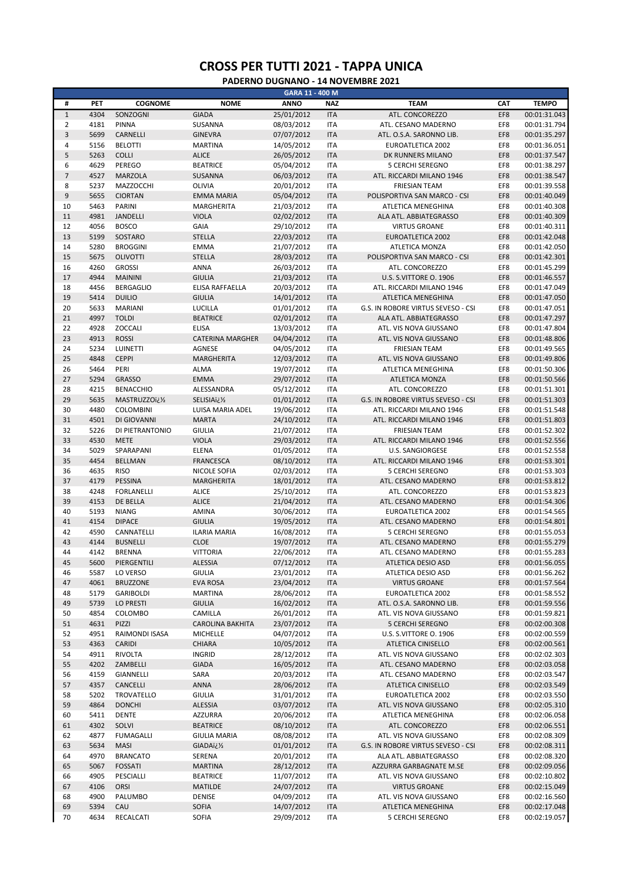# CROSS PER TUTTI 2021 - TAPPA UNICA

## PADERNO DUGNANO - 14 NOVEMBRE 2021

| GARA 11 - 400 M | | | | | | | | |
|---|---|---|---|---|---|---|---|---|
| # | PET | COGNOME | NOME | ANNO | NAZ | TEAM | CAT | TEMPO |
| 1 | 4304 | SONZOGNI | GIADA | 25/01/2012 | ITA | ATL. CONCOREZZO | EF8 | 00:01:31.043 |
| 2 | 4181 | PINNA | SUSANNA | 08/03/2012 | ITA | ATL. CESANO MADERNO | EF8 | 00:01:31.794 |
| 3 | 5699 | CARNELLI | GINEVRA | 07/07/2012 | ITA | ATL. O.S.A. SARONNO LIB. | EF8 | 00:01:35.297 |
| 4 | 5156 | BELOTTI | MARTINA | 14/05/2012 | ITA | EUROATLETICA 2002 | EF8 | 00:01:36.051 |
| 5 | 5263 | COLLI | ALICE | 26/05/2012 | ITA | DK RUNNERS MILANO | EF8 | 00:01:37.547 |
| 6 | 4629 | PEREGO | BEATRICE | 05/04/2012 | ITA | 5 CERCHI SEREGNO | EF8 | 00:01:38.297 |
| 7 | 4527 | MARZOLA | SUSANNA | 06/03/2012 | ITA | ATL. RICCARDI MILANO 1946 | EF8 | 00:01:38.547 |
| 8 | 5237 | MAZZOCCHI | OLIVIA | 20/01/2012 | ITA | FRIESIAN TEAM | EF8 | 00:01:39.558 |
| 9 | 5655 | CIORTAN | EMMA MARIA | 05/04/2012 | ITA | POLISPORTIVA SAN MARCO - CSI | EF8 | 00:01:40.049 |
| 10 | 5463 | PARINI | MARGHERITA | 21/03/2012 | ITA | ATLETICA MENEGHINA | EF8 | 00:01:40.308 |
| 11 | 4981 | JANDELLI | VIOLA | 02/02/2012 | ITA | ALA ATL. ABBIATEGRASSO | EF8 | 00:01:40.309 |
| 12 | 4056 | BOSCO | GAIA | 29/10/2012 | ITA | VIRTUS GROANE | EF8 | 00:01:40.311 |
| 13 | 5199 | SOSTARO | STELLA | 22/03/2012 | ITA | EUROATLETICA 2002 | EF8 | 00:01:42.048 |
| 14 | 5280 | BROGGINI | EMMA | 21/07/2012 | ITA | ATLETICA MONZA | EF8 | 00:01:42.050 |
| 15 | 5675 | OLIVOTTI | STELLA | 28/03/2012 | ITA | POLISPORTIVA SAN MARCO - CSI | EF8 | 00:01:42.301 |
| 16 | 4260 | GROSSI | ANNA | 26/03/2012 | ITA | ATL. CONCOREZZO | EF8 | 00:01:45.299 |
| 17 | 4944 | MAININI | GIULIA | 21/03/2012 | ITA | U.S. S.VITTORE O. 1906 | EF8 | 00:01:46.557 |
| 18 | 4456 | BERGAGLIO | ELISA RAFFAELLA | 20/03/2012 | ITA | ATL. RICCARDI MILANO 1946 | EF8 | 00:01:47.049 |
| 19 | 5414 | DUILIO | GIULIA | 14/01/2012 | ITA | ATLETICA MENEGHINA | EF8 | 00:01:47.050 |
| 20 | 5633 | MARIANI | LUCILLA | 01/01/2012 | ITA | G.S. IN ROBORE VIRTUS SEVESO - CSI | EF8 | 00:01:47.051 |
| 21 | 4997 | TOLDI | BEATRICE | 02/01/2012 | ITA | ALA ATL. ABBIATEGRASSO | EF8 | 00:01:47.297 |
| 22 | 4928 | ZOCCALI | ELISA | 13/03/2012 | ITA | ATL. VIS NOVA GIUSSANO | EF8 | 00:01:47.804 |
| 23 | 4913 | ROSSI | CATERINA MARGHER | 04/04/2012 | ITA | ATL. VIS NOVA GIUSSANO | EF8 | 00:01:48.806 |
| 24 | 5234 | LUINETTI | AGNESE | 04/05/2012 | ITA | FRIESIAN TEAM | EF8 | 00:01:49.565 |
| 25 | 4848 | CEPPI | MARGHERITA | 12/03/2012 | ITA | ATL. VIS NOVA GIUSSANO | EF8 | 00:01:49.806 |
| 26 | 5464 | PERI | ALMA | 19/07/2012 | ITA | ATLETICA MENEGHINA | EF8 | 00:01:50.306 |
| 27 | 5294 | GRASSO | EMMA | 29/07/2012 | ITA | ATLETICA MONZA | EF8 | 00:01:50.566 |
| 28 | 4215 | BENACCHIO | ALESSANDRA | 05/12/2012 | ITA | ATL. CONCOREZZO | EF8 | 00:01:51.301 |
| 29 | 5635 | MASTRUZZOï¿½ | SELISIAï¿½ | 01/01/2012 | ITA | G.S. IN ROBORE VIRTUS SEVESO - CSI | EF8 | 00:01:51.303 |
| 30 | 4480 | COLOMBINI | LUISA MARIA ADEL | 19/06/2012 | ITA | ATL. RICCARDI MILANO 1946 | EF8 | 00:01:51.548 |
| 31 | 4501 | DI GIOVANNI | MARTA | 24/10/2012 | ITA | ATL. RICCARDI MILANO 1946 | EF8 | 00:01:51.803 |
| 32 | 5226 | DI PIETRANTONIO | GIULIA | 21/07/2012 | ITA | FRIESIAN TEAM | EF8 | 00:01:52.302 |
| 33 | 4530 | METE | VIOLA | 29/03/2012 | ITA | ATL. RICCARDI MILANO 1946 | EF8 | 00:01:52.556 |
| 34 | 5029 | SPARAPANI | ELENA | 01/05/2012 | ITA | U.S. SANGIORGESE | EF8 | 00:01:52.558 |
| 35 | 4454 | BELLMAN | FRANCESCA | 08/10/2012 | ITA | ATL. RICCARDI MILANO 1946 | EF8 | 00:01:53.301 |
| 36 | 4635 | RISO | NICOLE SOFIA | 02/03/2012 | ITA | 5 CERCHI SEREGNO | EF8 | 00:01:53.303 |
| 37 | 4179 | PESSINA | MARGHERITA | 18/01/2012 | ITA | ATL. CESANO MADERNO | EF8 | 00:01:53.812 |
| 38 | 4248 | FORLANELLI | ALICE | 25/10/2012 | ITA | ATL. CONCOREZZO | EF8 | 00:01:53.823 |
| 39 | 4153 | DE BELLA | ALICE | 21/04/2012 | ITA | ATL. CESANO MADERNO | EF8 | 00:01:54.306 |
| 40 | 5193 | NIANG | AMINA | 30/06/2012 | ITA | EUROATLETICA 2002 | EF8 | 00:01:54.565 |
| 41 | 4154 | DIPACE | GIULIA | 19/05/2012 | ITA | ATL. CESANO MADERNO | EF8 | 00:01:54.801 |
| 42 | 4590 | CANNATELLI | ILARIA MARIA | 16/08/2012 | ITA | 5 CERCHI SEREGNO | EF8 | 00:01:55.053 |
| 43 | 4144 | BUSNELLI | CLOE | 19/07/2012 | ITA | ATL. CESANO MADERNO | EF8 | 00:01:55.279 |
| 44 | 4142 | BRENNA | VITTORIA | 22/06/2012 | ITA | ATL. CESANO MADERNO | EF8 | 00:01:55.283 |
| 45 | 5600 | PIERGENTILI | ALESSIA | 07/12/2012 | ITA | ATLETICA DESIO ASD | EF8 | 00:01:56.055 |
| 46 | 5587 | LO VERSO | GIULIA | 23/01/2012 | ITA | ATLETICA DESIO ASD | EF8 | 00:01:56.262 |
| 47 | 4061 | BRUZZONE | EVA ROSA | 23/04/2012 | ITA | VIRTUS GROANE | EF8 | 00:01:57.564 |
| 48 | 5179 | GARIBOLDI | MARTINA | 28/06/2012 | ITA | EUROATLETICA 2002 | EF8 | 00:01:58.552 |
| 49 | 5739 | LO PRESTI | GIULIA | 16/02/2012 | ITA | ATL. O.S.A. SARONNO LIB. | EF8 | 00:01:59.556 |
| 50 | 4854 | COLOMBO | CAMILLA | 26/01/2012 | ITA | ATL. VIS NOVA GIUSSANO | EF8 | 00:01:59.821 |
| 51 | 4631 | PIZZI | CAROLINA BAKHITA | 23/07/2012 | ITA | 5 CERCHI SEREGNO | EF8 | 00:02:00.308 |
| 52 | 4951 | RAIMONDI ISASA | MICHELLE | 04/07/2012 | ITA | U.S. S.VITTORE O. 1906 | EF8 | 00:02:00.559 |
| 53 | 4363 | CARIDI | CHIARA | 10/05/2012 | ITA | ATLETICA CINISELLO | EF8 | 00:02:00.561 |
| 54 | 4911 | RIVOLTA | INGRID | 28/12/2012 | ITA | ATL. VIS NOVA GIUSSANO | EF8 | 00:02:02.303 |
| 55 | 4202 | ZAMBELLI | GIADA | 16/05/2012 | ITA | ATL. CESANO MADERNO | EF8 | 00:02:03.058 |
| 56 | 4159 | GIANNELLI | SARA | 20/03/2012 | ITA | ATL. CESANO MADERNO | EF8 | 00:02:03.547 |
| 57 | 4357 | CANCELLI | ANNA | 28/06/2012 | ITA | ATLETICA CINISELLO | EF8 | 00:02:03.549 |
| 58 | 5202 | TROVATELLO | GIULIA | 31/01/2012 | ITA | EUROATLETICA 2002 | EF8 | 00:02:03.550 |
| 59 | 4864 | DONCHI | ALESSIA | 03/07/2012 | ITA | ATL. VIS NOVA GIUSSANO | EF8 | 00:02:05.310 |
| 60 | 5411 | DENTE | AZZURRA | 20/06/2012 | ITA | ATLETICA MENEGHINA | EF8 | 00:02:06.058 |
| 61 | 4302 | SOLVI | BEATRICE | 08/10/2012 | ITA | ATL. CONCOREZZO | EF8 | 00:02:06.551 |
| 62 | 4877 | FUMAGALLI | GIULIA MARIA | 08/08/2012 | ITA | ATL. VIS NOVA GIUSSANO | EF8 | 00:02:08.309 |
| 63 | 5634 | MASI | GIADAï¿½ | 01/01/2012 | ITA | G.S. IN ROBORE VIRTUS SEVESO - CSI | EF8 | 00:02:08.311 |
| 64 | 4970 | BRANCATO | SERENA | 20/01/2012 | ITA | ALA ATL. ABBIATEGRASSO | EF8 | 00:02:08.320 |
| 65 | 5067 | FOSSATI | MARTINA | 28/12/2012 | ITA | AZZURRA GARBAGNATE M.SE | EF8 | 00:02:09.056 |
| 66 | 4905 | PESCIALLI | BEATRICE | 11/07/2012 | ITA | ATL. VIS NOVA GIUSSANO | EF8 | 00:02:10.802 |
| 67 | 4106 | ORSI | MATILDE | 24/07/2012 | ITA | VIRTUS GROANE | EF8 | 00:02:15.049 |
| 68 | 4900 | PALUMBO | DENISE | 04/09/2012 | ITA | ATL. VIS NOVA GIUSSANO | EF8 | 00:02:16.560 |
| 69 | 5394 | CAU | SOFIA | 14/07/2012 | ITA | ATLETICA MENEGHINA | EF8 | 00:02:17.048 |
| 70 | 4634 | RECALCATI | SOFIA | 29/09/2012 | ITA | 5 CERCHI SEREGNO | EF8 | 00:02:19.057 |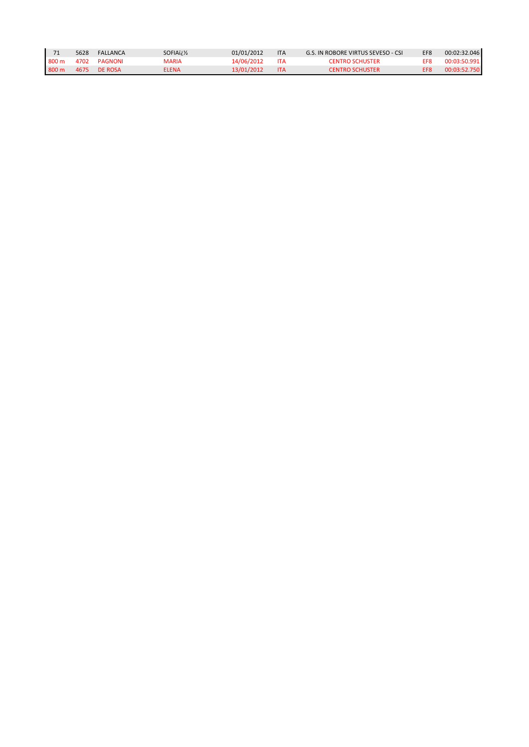| | | | | | | | | |
|---|---|---|---|---|---|---|---|---|
| 71 | 5628 | FALLANCA | SOFIAï¿½ | 01/01/2012 | ITA | G.S. IN ROBORE VIRTUS SEVESO - CSI | EF8 | 00:02:32.046 |
| 800 m | 4702 | PAGNONI | MARIA | 14/06/2012 | ITA | CENTRO SCHUSTER | EF8 | 00:03:50.991 |
| 800 m | 4675 | DE ROSA | ELENA | 13/01/2012 | ITA | CENTRO SCHUSTER | EF8 | 00:03:52.750 |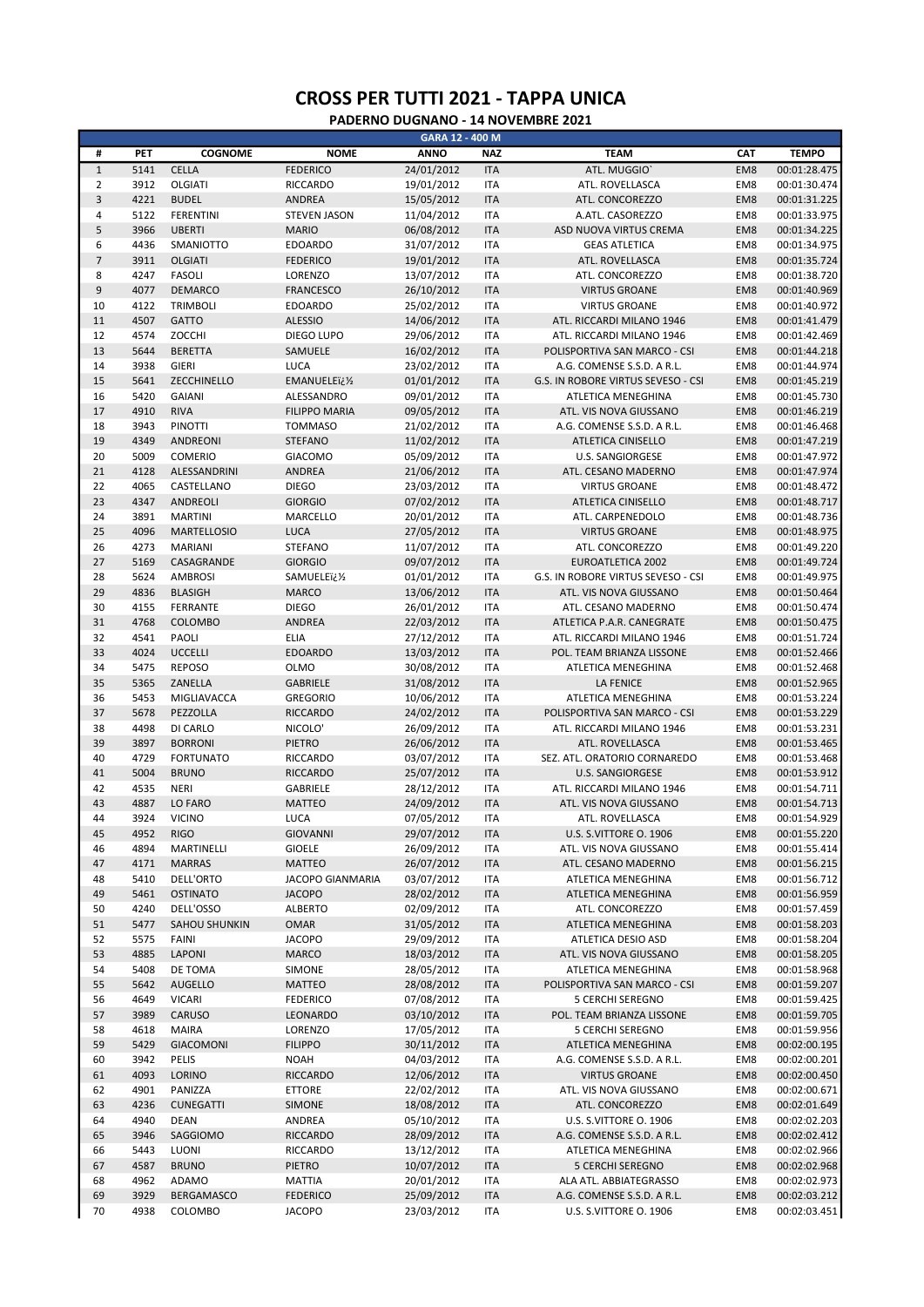# CROSS PER TUTTI 2021 - TAPPA UNICA

## PADERNO DUGNANO - 14 NOVEMBRE 2021

| GARA 12 - 400 M | | | | | | | | |
|---|---|---|---|---|---|---|---|---|
| # | PET | COGNOME | NOME | ANNO | NAZ | TEAM | CAT | TEMPO |
| 1 | 5141 | CELLA | FEDERICO | 24/01/2012 | ITA | ATL. MUGGIO` | EM8 | 00:01:28.475 |
| 2 | 3912 | OLGIATI | RICCARDO | 19/01/2012 | ITA | ATL. ROVELLASCA | EM8 | 00:01:30.474 |
| 3 | 4221 | BUDEL | ANDREA | 15/05/2012 | ITA | ATL. CONCOREZZO | EM8 | 00:01:31.225 |
| 4 | 5122 | FERENTINI | STEVEN JASON | 11/04/2012 | ITA | A.ATL. CASOREZZO | EM8 | 00:01:33.975 |
| 5 | 3966 | UBERTI | MARIO | 06/08/2012 | ITA | ASD NUOVA VIRTUS CREMA | EM8 | 00:01:34.225 |
| 6 | 4436 | SMANIOTTO | EDOARDO | 31/07/2012 | ITA | GEAS ATLETICA | EM8 | 00:01:34.975 |
| 7 | 3911 | OLGIATI | FEDERICO | 19/01/2012 | ITA | ATL. ROVELLASCA | EM8 | 00:01:35.724 |
| 8 | 4247 | FASOLI | LORENZO | 13/07/2012 | ITA | ATL. CONCOREZZO | EM8 | 00:01:38.720 |
| 9 | 4077 | DEMARCO | FRANCESCO | 26/10/2012 | ITA | VIRTUS GROANE | EM8 | 00:01:40.969 |
| 10 | 4122 | TRIMBOLI | EDOARDO | 25/02/2012 | ITA | VIRTUS GROANE | EM8 | 00:01:40.972 |
| 11 | 4507 | GATTO | ALESSIO | 14/06/2012 | ITA | ATL. RICCARDI MILANO 1946 | EM8 | 00:01:41.479 |
| 12 | 4574 | ZOCCHI | DIEGO LUPO | 29/06/2012 | ITA | ATL. RICCARDI MILANO 1946 | EM8 | 00:01:42.469 |
| 13 | 5644 | BERETTA | SAMUELE | 16/02/2012 | ITA | POLISPORTIVA SAN MARCO - CSI | EM8 | 00:01:44.218 |
| 14 | 3938 | GIERI | LUCA | 23/02/2012 | ITA | A.G. COMENSE S.S.D. A R.L. | EM8 | 00:01:44.974 |
| 15 | 5641 | ZECCHINELLO | EMANUELEï¿½ | 01/01/2012 | ITA | G.S. IN ROBORE VIRTUS SEVESO - CSI | EM8 | 00:01:45.219 |
| 16 | 5420 | GAIANI | ALESSANDRO | 09/01/2012 | ITA | ATLETICA MENEGHINA | EM8 | 00:01:45.730 |
| 17 | 4910 | RIVA | FILIPPO MARIA | 09/05/2012 | ITA | ATL. VIS NOVA GIUSSANO | EM8 | 00:01:46.219 |
| 18 | 3943 | PINOTTI | TOMMASO | 21/02/2012 | ITA | A.G. COMENSE S.S.D. A R.L. | EM8 | 00:01:46.468 |
| 19 | 4349 | ANDREONI | STEFANO | 11/02/2012 | ITA | ATLETICA CINISELLO | EM8 | 00:01:47.219 |
| 20 | 5009 | COMERIO | GIACOMO | 05/09/2012 | ITA | U.S. SANGIORGESE | EM8 | 00:01:47.972 |
| 21 | 4128 | ALESSANDRINI | ANDREA | 21/06/2012 | ITA | ATL. CESANO MADERNO | EM8 | 00:01:47.974 |
| 22 | 4065 | CASTELLANO | DIEGO | 23/03/2012 | ITA | VIRTUS GROANE | EM8 | 00:01:48.472 |
| 23 | 4347 | ANDREOLI | GIORGIO | 07/02/2012 | ITA | ATLETICA CINISELLO | EM8 | 00:01:48.717 |
| 24 | 3891 | MARTINI | MARCELLO | 20/01/2012 | ITA | ATL. CARPENEDOLO | EM8 | 00:01:48.736 |
| 25 | 4096 | MARTELLOSIO | LUCA | 27/05/2012 | ITA | VIRTUS GROANE | EM8 | 00:01:48.975 |
| 26 | 4273 | MARIANI | STEFANO | 11/07/2012 | ITA | ATL. CONCOREZZO | EM8 | 00:01:49.220 |
| 27 | 5169 | CASAGRANDE | GIORGIO | 09/07/2012 | ITA | EUROATLETICA 2002 | EM8 | 00:01:49.724 |
| 28 | 5624 | AMBROSI | SAMUELEï¿½ | 01/01/2012 | ITA | G.S. IN ROBORE VIRTUS SEVESO - CSI | EM8 | 00:01:49.975 |
| 29 | 4836 | BLASIGH | MARCO | 13/06/2012 | ITA | ATL. VIS NOVA GIUSSANO | EM8 | 00:01:50.464 |
| 30 | 4155 | FERRANTE | DIEGO | 26/01/2012 | ITA | ATL. CESANO MADERNO | EM8 | 00:01:50.474 |
| 31 | 4768 | COLOMBO | ANDREA | 22/03/2012 | ITA | ATLETICA P.A.R. CANEGRATE | EM8 | 00:01:50.475 |
| 32 | 4541 | PAOLI | ELIA | 27/12/2012 | ITA | ATL. RICCARDI MILANO 1946 | EM8 | 00:01:51.724 |
| 33 | 4024 | UCCELLI | EDOARDO | 13/03/2012 | ITA | POL. TEAM BRIANZA LISSONE | EM8 | 00:01:52.466 |
| 34 | 5475 | REPOSO | OLMO | 30/08/2012 | ITA | ATLETICA MENEGHINA | EM8 | 00:01:52.468 |
| 35 | 5365 | ZANELLA | GABRIELE | 31/08/2012 | ITA | LA FENICE | EM8 | 00:01:52.965 |
| 36 | 5453 | MIGLIAVACCA | GREGORIO | 10/06/2012 | ITA | ATLETICA MENEGHINA | EM8 | 00:01:53.224 |
| 37 | 5678 | PEZZOLLA | RICCARDO | 24/02/2012 | ITA | POLISPORTIVA SAN MARCO - CSI | EM8 | 00:01:53.229 |
| 38 | 4498 | DI CARLO | NICOLO' | 26/09/2012 | ITA | ATL. RICCARDI MILANO 1946 | EM8 | 00:01:53.231 |
| 39 | 3897 | BORRONI | PIETRO | 26/06/2012 | ITA | ATL. ROVELLASCA | EM8 | 00:01:53.465 |
| 40 | 4729 | FORTUNATO | RICCARDO | 03/07/2012 | ITA | SEZ. ATL. ORATORIO CORNAREDO | EM8 | 00:01:53.468 |
| 41 | 5004 | BRUNO | RICCARDO | 25/07/2012 | ITA | U.S. SANGIORGESE | EM8 | 00:01:53.912 |
| 42 | 4535 | NERI | GABRIELE | 28/12/2012 | ITA | ATL. RICCARDI MILANO 1946 | EM8 | 00:01:54.711 |
| 43 | 4887 | LO FARO | MATTEO | 24/09/2012 | ITA | ATL. VIS NOVA GIUSSANO | EM8 | 00:01:54.713 |
| 44 | 3924 | VICINO | LUCA | 07/05/2012 | ITA | ATL. ROVELLASCA | EM8 | 00:01:54.929 |
| 45 | 4952 | RIGO | GIOVANNI | 29/07/2012 | ITA | U.S. S.VITTORE O. 1906 | EM8 | 00:01:55.220 |
| 46 | 4894 | MARTINELLI | GIOELE | 26/09/2012 | ITA | ATL. VIS NOVA GIUSSANO | EM8 | 00:01:55.414 |
| 47 | 4171 | MARRAS | MATTEO | 26/07/2012 | ITA | ATL. CESANO MADERNO | EM8 | 00:01:56.215 |
| 48 | 5410 | DELL'ORTO | JACOPO GIANMARIA | 03/07/2012 | ITA | ATLETICA MENEGHINA | EM8 | 00:01:56.712 |
| 49 | 5461 | OSTINATO | JACOPO | 28/02/2012 | ITA | ATLETICA MENEGHINA | EM8 | 00:01:56.959 |
| 50 | 4240 | DELL'OSSO | ALBERTO | 02/09/2012 | ITA | ATL. CONCOREZZO | EM8 | 00:01:57.459 |
| 51 | 5477 | SAHOU SHUNKIN | OMAR | 31/05/2012 | ITA | ATLETICA MENEGHINA | EM8 | 00:01:58.203 |
| 52 | 5575 | FAINI | JACOPO | 29/09/2012 | ITA | ATLETICA DESIO ASD | EM8 | 00:01:58.204 |
| 53 | 4885 | LAPONI | MARCO | 18/03/2012 | ITA | ATL. VIS NOVA GIUSSANO | EM8 | 00:01:58.205 |
| 54 | 5408 | DE TOMA | SIMONE | 28/05/2012 | ITA | ATLETICA MENEGHINA | EM8 | 00:01:58.968 |
| 55 | 5642 | AUGELLO | MATTEO | 28/08/2012 | ITA | POLISPORTIVA SAN MARCO - CSI | EM8 | 00:01:59.207 |
| 56 | 4649 | VICARI | FEDERICO | 07/08/2012 | ITA | 5 CERCHI SEREGNO | EM8 | 00:01:59.425 |
| 57 | 3989 | CARUSO | LEONARDO | 03/10/2012 | ITA | POL. TEAM BRIANZA LISSONE | EM8 | 00:01:59.705 |
| 58 | 4618 | MAIRA | LORENZO | 17/05/2012 | ITA | 5 CERCHI SEREGNO | EM8 | 00:01:59.956 |
| 59 | 5429 | GIACOMONI | FILIPPO | 30/11/2012 | ITA | ATLETICA MENEGHINA | EM8 | 00:02:00.195 |
| 60 | 3942 | PELIS | NOAH | 04/03/2012 | ITA | A.G. COMENSE S.S.D. A R.L. | EM8 | 00:02:00.201 |
| 61 | 4093 | LORINO | RICCARDO | 12/06/2012 | ITA | VIRTUS GROANE | EM8 | 00:02:00.450 |
| 62 | 4901 | PANIZZA | ETTORE | 22/02/2012 | ITA | ATL. VIS NOVA GIUSSANO | EM8 | 00:02:00.671 |
| 63 | 4236 | CUNEGATTI | SIMONE | 18/08/2012 | ITA | ATL. CONCOREZZO | EM8 | 00:02:01.649 |
| 64 | 4940 | DEAN | ANDREA | 05/10/2012 | ITA | U.S. S.VITTORE O. 1906 | EM8 | 00:02:02.203 |
| 65 | 3946 | SAGGIOMO | RICCARDO | 28/09/2012 | ITA | A.G. COMENSE S.S.D. A R.L. | EM8 | 00:02:02.412 |
| 66 | 5443 | LUONI | RICCARDO | 13/12/2012 | ITA | ATLETICA MENEGHINA | EM8 | 00:02:02.966 |
| 67 | 4587 | BRUNO | PIETRO | 10/07/2012 | ITA | 5 CERCHI SEREGNO | EM8 | 00:02:02.968 |
| 68 | 4962 | ADAMO | MATTIA | 20/01/2012 | ITA | ALA ATL. ABBIATEGRASSO | EM8 | 00:02:02.973 |
| 69 | 3929 | BERGAMASCO | FEDERICO | 25/09/2012 | ITA | A.G. COMENSE S.S.D. A R.L. | EM8 | 00:02:03.212 |
| 70 | 4938 | COLOMBO | JACOPO | 23/03/2012 | ITA | U.S. S.VITTORE O. 1906 | EM8 | 00:02:03.451 |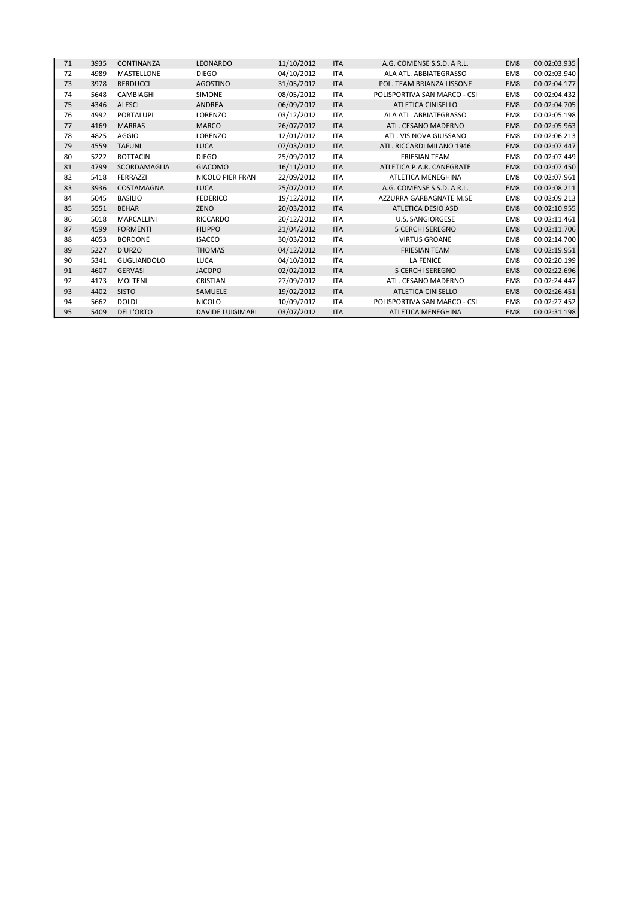| 71 | 3935 | CONTINANZA | LEONARDO | 11/10/2012 | ITA | A.G. COMENSE S.S.D. A R.L. | EM8 | 00:02:03.935 |
|---|---|---|---|---|---|---|---|---|
| 72 | 4989 | MASTELLONE | DIEGO | 04/10/2012 | ITA | ALA ATL. ABBIATEGRASSO | EM8 | 00:02:03.940 |
| 73 | 3978 | BERDUCCI | AGOSTINO | 31/05/2012 | ITA | POL. TEAM BRIANZA LISSONE | EM8 | 00:02:04.177 |
| 74 | 5648 | CAMBIAGHI | SIMONE | 08/05/2012 | ITA | POLISPORTIVA SAN MARCO - CSI | EM8 | 00:02:04.432 |
| 75 | 4346 | ALESCI | ANDREA | 06/09/2012 | ITA | ATLETICA CINISELLO | EM8 | 00:02:04.705 |
| 76 | 4992 | PORTALUPI | LORENZO | 03/12/2012 | ITA | ALA ATL. ABBIATEGRASSO | EM8 | 00:02:05.198 |
| 77 | 4169 | MARRAS | MARCO | 26/07/2012 | ITA | ATL. CESANO MADERNO | EM8 | 00:02:05.963 |
| 78 | 4825 | AGGIO | LORENZO | 12/01/2012 | ITA | ATL. VIS NOVA GIUSSANO | EM8 | 00:02:06.213 |
| 79 | 4559 | TAFUNI | LUCA | 07/03/2012 | ITA | ATL. RICCARDI MILANO 1946 | EM8 | 00:02:07.447 |
| 80 | 5222 | BOTTACIN | DIEGO | 25/09/2012 | ITA | FRIESIAN TEAM | EM8 | 00:02:07.449 |
| 81 | 4799 | SCORDAMAGLIA | GIACOMO | 16/11/2012 | ITA | ATLETICA P.A.R. CANEGRATE | EM8 | 00:02:07.450 |
| 82 | 5418 | FERRAZZI | NICOLO PIER FRAN | 22/09/2012 | ITA | ATLETICA MENEGHINA | EM8 | 00:02:07.961 |
| 83 | 3936 | COSTAMAGNA | LUCA | 25/07/2012 | ITA | A.G. COMENSE S.S.D. A R.L. | EM8 | 00:02:08.211 |
| 84 | 5045 | BASILIO | FEDERICO | 19/12/2012 | ITA | AZZURRA GARBAGNATE M.SE | EM8 | 00:02:09.213 |
| 85 | 5551 | BEHAR | ZENO | 20/03/2012 | ITA | ATLETICA DESIO ASD | EM8 | 00:02:10.955 |
| 86 | 5018 | MARCALLINI | RICCARDO | 20/12/2012 | ITA | U.S. SANGIORGESE | EM8 | 00:02:11.461 |
| 87 | 4599 | FORMENTI | FILIPPO | 21/04/2012 | ITA | 5 CERCHI SEREGNO | EM8 | 00:02:11.706 |
| 88 | 4053 | BORDONE | ISACCO | 30/03/2012 | ITA | VIRTUS GROANE | EM8 | 00:02:14.700 |
| 89 | 5227 | D'URZO | THOMAS | 04/12/2012 | ITA | FRIESIAN TEAM | EM8 | 00:02:19.951 |
| 90 | 5341 | GUGLIANDOLO | LUCA | 04/10/2012 | ITA | LA FENICE | EM8 | 00:02:20.199 |
| 91 | 4607 | GERVASI | JACOPO | 02/02/2012 | ITA | 5 CERCHI SEREGNO | EM8 | 00:02:22.696 |
| 92 | 4173 | MOLTENI | CRISTIAN | 27/09/2012 | ITA | ATL. CESANO MADERNO | EM8 | 00:02:24.447 |
| 93 | 4402 | SISTO | SAMUELE | 19/02/2012 | ITA | ATLETICA CINISELLO | EM8 | 00:02:26.451 |
| 94 | 5662 | DOLDI | NICOLO | 10/09/2012 | ITA | POLISPORTIVA SAN MARCO - CSI | EM8 | 00:02:27.452 |
| 95 | 5409 | DELL'ORTO | DAVIDE LUIGIMARI | 03/07/2012 | ITA | ATLETICA MENEGHINA | EM8 | 00:02:31.198 |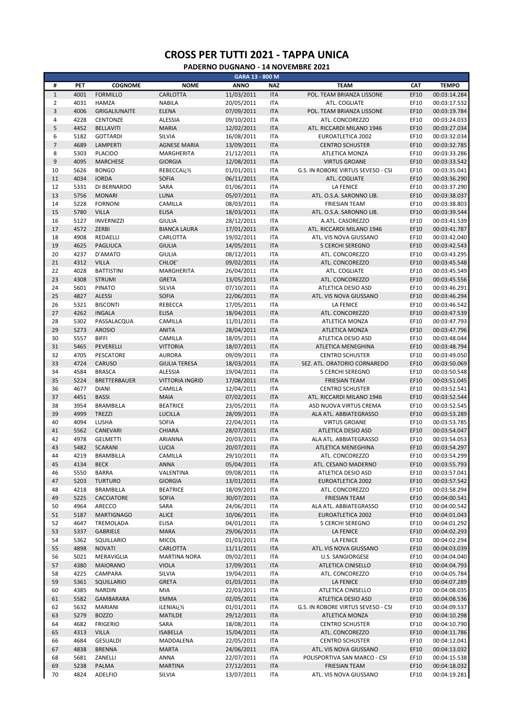# CROSS PER TUTTI 2021 - TAPPA UNICA

## PADERNO DUGNANO - 14 NOVEMBRE 2021

| GARA 13 - 800 M | | | | | | | | |
|---|---|---|---|---|---|---|---|---|
| # | PET | COGNOME | NOME | ANNO | NAZ | TEAM | CAT | TEMPO |
| 1 | 4001 | FORMILLO | CARLOTTA | 11/03/2011 | ITA | POL. TEAM BRIANZA LISSONE | EF10 | 00:03:14.284 |
| 2 | 4031 | HAMZA | NABILA | 20/05/2011 | ITA | ATL. COGLIATE | EF10 | 00:03:17.532 |
| 3 | 4006 | GRIGALIUNAITE | ELENA | 07/09/2011 | ITA | POL. TEAM BRIANZA LISSONE | EF10 | 00:03:19.784 |
| 4 | 4228 | CENTONZE | ALESSIA | 09/10/2011 | ITA | ATL. CONCOREZZO | EF10 | 00:03:24.033 |
| 5 | 4452 | BELLAVITI | MARIA | 12/02/2011 | ITA | ATL. RICCARDI MILANO 1946 | EF10 | 00:03:27.034 |
| 6 | 5182 | GOTTARDI | SILVIA | 16/08/2011 | ITA | EUROATLETICA 2002 | EF10 | 00:03:32.034 |
| 7 | 4689 | LAMPERTI | AGNESE MARIA | 13/09/2011 | ITA | CENTRO SCHUSTER | EF10 | 00:03:32.785 |
| 8 | 5303 | PLACIDO | MARGHERITA | 21/12/2011 | ITA | ATLETICA MONZA | EF10 | 00:03:33.286 |
| 9 | 4095 | MARCHESE | GIORGIA | 12/08/2011 | ITA | VIRTUS GROANE | EF10 | 00:03:33.542 |
| 10 | 5626 | BONGO | REBECCAï¿½ | 01/01/2011 | ITA | G.S. IN ROBORE VIRTUS SEVESO - CSI | EF10 | 00:03:35.041 |
| 11 | 4034 | IORDA | SOFIA | 06/11/2011 | ITA | ATL. COGLIATE | EF10 | 00:03:36.290 |
| 12 | 5331 | DI BERNARDO | SARA | 01/06/2011 | ITA | LA FENICE | EF10 | 00:03:37.290 |
| 13 | 5756 | MONARI | LUNA | 05/07/2011 | ITA | ATL. O.S.A. SARONNO LIB. | EF10 | 00:03:38.037 |
| 14 | 5228 | FORNONI | CAMILLA | 08/03/2011 | ITA | FRIESIAN TEAM | EF10 | 00:03:38.803 |
| 15 | 5780 | VILLA | ELISA | 18/03/2011 | ITA | ATL. O.S.A. SARONNO LIB. | EF10 | 00:03:39.544 |
| 16 | 5127 | INVERNIZZI | GIULIA | 28/12/2011 | ITA | A.ATL. CASOREZZO | EF10 | 00:03:41.539 |
| 17 | 4572 | ZERBI | BIANCA LAURA | 17/01/2011 | ITA | ATL. RICCARDI MILANO 1946 | EF10 | 00:03:41.787 |
| 18 | 4908 | REDAELLI | CARLOTTA | 19/02/2011 | ITA | ATL. VIS NOVA GIUSSANO | EF10 | 00:03:42.040 |
| 19 | 4625 | PAGLIUCA | GIULIA | 14/05/2011 | ITA | 5 CERCHI SEREGNO | EF10 | 00:03:42.543 |
| 20 | 4237 | D'AMATO | GIULIA | 08/12/2011 | ITA | ATL. CONCOREZZO | EF10 | 00:03:43.295 |
| 21 | 4312 | VILLA | CHLOE' | 09/02/2011 | ITA | ATL. CONCOREZZO | EF10 | 00:03:45.548 |
| 22 | 4028 | BATTISTINI | MARGHERITA | 26/04/2011 | ITA | ATL. COGLIATE | EF10 | 00:03:45.549 |
| 23 | 4308 | STRUMI | GRETA | 13/05/2011 | ITA | ATL. CONCOREZZO | EF10 | 00:03:45.556 |
| 24 | 5601 | PINATO | SILVIA | 07/10/2011 | ITA | ATLETICA DESIO ASD | EF10 | 00:03:46.291 |
| 25 | 4827 | ALESSI | SOFIA | 22/06/2011 | ITA | ATL. VIS NOVA GIUSSANO | EF10 | 00:03:46.294 |
| 26 | 5321 | BISCONTI | REBECCA | 17/05/2011 | ITA | LA FENICE | EF10 | 00:03:46.542 |
| 27 | 4262 | INGALA | ELISA | 18/04/2011 | ITA | ATL. CONCOREZZO | EF10 | 00:03:47.539 |
| 28 | 5302 | PASSALACQUA | CAMILLA | 11/01/2011 | ITA | ATLETICA MONZA | EF10 | 00:03:47.793 |
| 29 | 5273 | AROSIO | ANITA | 28/04/2011 | ITA | ATLETICA MONZA | EF10 | 00:03:47.796 |
| 30 | 5557 | BIFFI | CAMILLA | 18/05/2011 | ITA | ATLETICA DESIO ASD | EF10 | 00:03:48.044 |
| 31 | 5465 | PEVERELLI | VITTORIA | 18/07/2011 | ITA | ATLETICA MENEGHINA | EF10 | 00:03:48.794 |
| 32 | 4705 | PESCATORE | AURORA | 09/09/2011 | ITA | CENTRO SCHUSTER | EF10 | 00:03:49.050 |
| 33 | 4724 | CARUSO | GIULIA TERESA | 18/03/2011 | ITA | SEZ. ATL. ORATORIO CORNAREDO | EF10 | 00:03:50.069 |
| 34 | 4584 | BRASCA | ALESSIA | 19/04/2011 | ITA | 5 CERCHI SEREGNO | EF10 | 00:03:50.548 |
| 35 | 5224 | BRETTERBAUER | VITTORIA INGRID | 17/08/2011 | ITA | FRIESIAN TEAM | EF10 | 00:03:51.045 |
| 36 | 4677 | DIANI | CAMILLA | 12/04/2011 | ITA | CENTRO SCHUSTER | EF10 | 00:03:52.541 |
| 37 | 4451 | BASSI | MAIA | 07/02/2011 | ITA | ATL. RICCARDI MILANO 1946 | EF10 | 00:03:52.544 |
| 38 | 3954 | BRAMBILLA | BEATRICE | 23/05/2011 | ITA | ASD NUOVA VIRTUS CREMA | EF10 | 00:03:52.545 |
| 39 | 4999 | TREZZI | LUCILLA | 28/09/2011 | ITA | ALA ATL. ABBIATEGRASSO | EF10 | 00:03:53.289 |
| 40 | 4094 | LUSHA | SOFIA | 22/04/2011 | ITA | VIRTUS GROANE | EF10 | 00:03:53.785 |
| 41 | 5562 | CANEVARI | CHIARA | 28/07/2011 | ITA | ATLETICA DESIO ASD | EF10 | 00:03:54.047 |
| 42 | 4978 | GELMETTI | ARIANNA | 20/03/2011 | ITA | ALA ATL. ABBIATEGRASSO | EF10 | 00:03:54.053 |
| 43 | 5482 | SCARANI | LUCIA | 20/07/2011 | ITA | ATLETICA MENEGHINA | EF10 | 00:03:54.297 |
| 44 | 4219 | BRAMBILLA | CAMILLA | 29/10/2011 | ITA | ATL. CONCOREZZO | EF10 | 00:03:54.299 |
| 45 | 4134 | BECK | ANNA | 05/04/2011 | ITA | ATL. CESANO MADERNO | EF10 | 00:03:55.793 |
| 46 | 5550 | BARRA | VALENTINA | 09/08/2011 | ITA | ATLETICA DESIO ASD | EF10 | 00:03:57.041 |
| 47 | 5203 | TURTURO | GIORGIA | 13/01/2011 | ITA | EUROATLETICA 2002 | EF10 | 00:03:57.542 |
| 48 | 4218 | BRAMBILLA | BEATRICE | 18/09/2011 | ITA | ATL. CONCOREZZO | EF10 | 00:03:58.294 |
| 49 | 5225 | CACCIATORE | SOFIA | 30/07/2011 | ITA | FRIESIAN TEAM | EF10 | 00:04:00.541 |
| 50 | 4964 | ARECCO | SARA | 24/06/2011 | ITA | ALA ATL. ABBIATEGRASSO | EF10 | 00:04:00.542 |
| 51 | 5187 | MARTIGNAGO | ALICE | 10/06/2011 | ITA | EUROATLETICA 2002 | EF10 | 00:04:01.043 |
| 52 | 4647 | TREMOLADA | ELISA | 04/01/2011 | ITA | 5 CERCHI SEREGNO | EF10 | 00:04:01.292 |
| 53 | 5337 | GABRIELE | MARA | 29/06/2011 | ITA | LA FENICE | EF10 | 00:04:02.293 |
| 54 | 5362 | SQUILLARIO | MICOL | 01/03/2011 | ITA | LA FENICE | EF10 | 00:04:02.294 |
| 55 | 4898 | NOVATI | CARLOTTA | 11/11/2011 | ITA | ATL. VIS NOVA GIUSSANO | EF10 | 00:04:03.039 |
| 56 | 5021 | MERAVIGLIA | MARTINA NORA | 09/02/2011 | ITA | U.S. SANGIORGESE | EF10 | 00:04:04.040 |
| 57 | 4380 | MAIORANO | VIOLA | 17/09/2011 | ITA | ATLETICA CINISELLO | EF10 | 00:04:04.793 |
| 58 | 4225 | CAMPARA | SILVIA | 19/04/2011 | ITA | ATL. CONCOREZZO | EF10 | 00:04:05.784 |
| 59 | 5361 | SQUILLARIO | GRETA | 01/03/2011 | ITA | LA FENICE | EF10 | 00:04:07.289 |
| 60 | 4385 | NARDIN | MIA | 22/03/2011 | ITA | ATLETICA CINISELLO | EF10 | 00:04:08.035 |
| 61 | 5582 | GAMBARARA | EMMA | 02/05/2011 | ITA | ATLETICA DESIO ASD | EF10 | 00:04:08.536 |
| 62 | 5632 | MARIANI | ILENIAï¿½ | 01/01/2011 | ITA | G.S. IN ROBORE VIRTUS SEVESO - CSI | EF10 | 00:04:09.537 |
| 63 | 5279 | BOZZO | MATILDE | 29/12/2011 | ITA | ATLETICA MONZA | EF10 | 00:04:10.298 |
| 64 | 4682 | FRIGERIO | SARA | 18/08/2011 | ITA | CENTRO SCHUSTER | EF10 | 00:04:10.790 |
| 65 | 4313 | VILLA | ISABELLA | 15/04/2011 | ITA | ATL. CONCOREZZO | EF10 | 00:04:11.786 |
| 66 | 4684 | GESUALDI | MADDALENA | 22/05/2011 | ITA | CENTRO SCHUSTER | EF10 | 00:04:12.041 |
| 67 | 4838 | BRENNA | MARTA | 24/06/2011 | ITA | ATL. VIS NOVA GIUSSANO | EF10 | 00:04:13.032 |
| 68 | 5681 | ZANELLI | ANNA | 22/07/2011 | ITA | POLISPORTIVA SAN MARCO - CSI | EF10 | 00:04:15.538 |
| 69 | 5238 | PALMA | MARTINA | 27/12/2011 | ITA | FRIESIAN TEAM | EF10 | 00:04:18.032 |
| 70 | 4824 | ADELFIO | SILVIA | 13/07/2011 | ITA | ATL. VIS NOVA GIUSSANO | EF10 | 00:04:19.281 |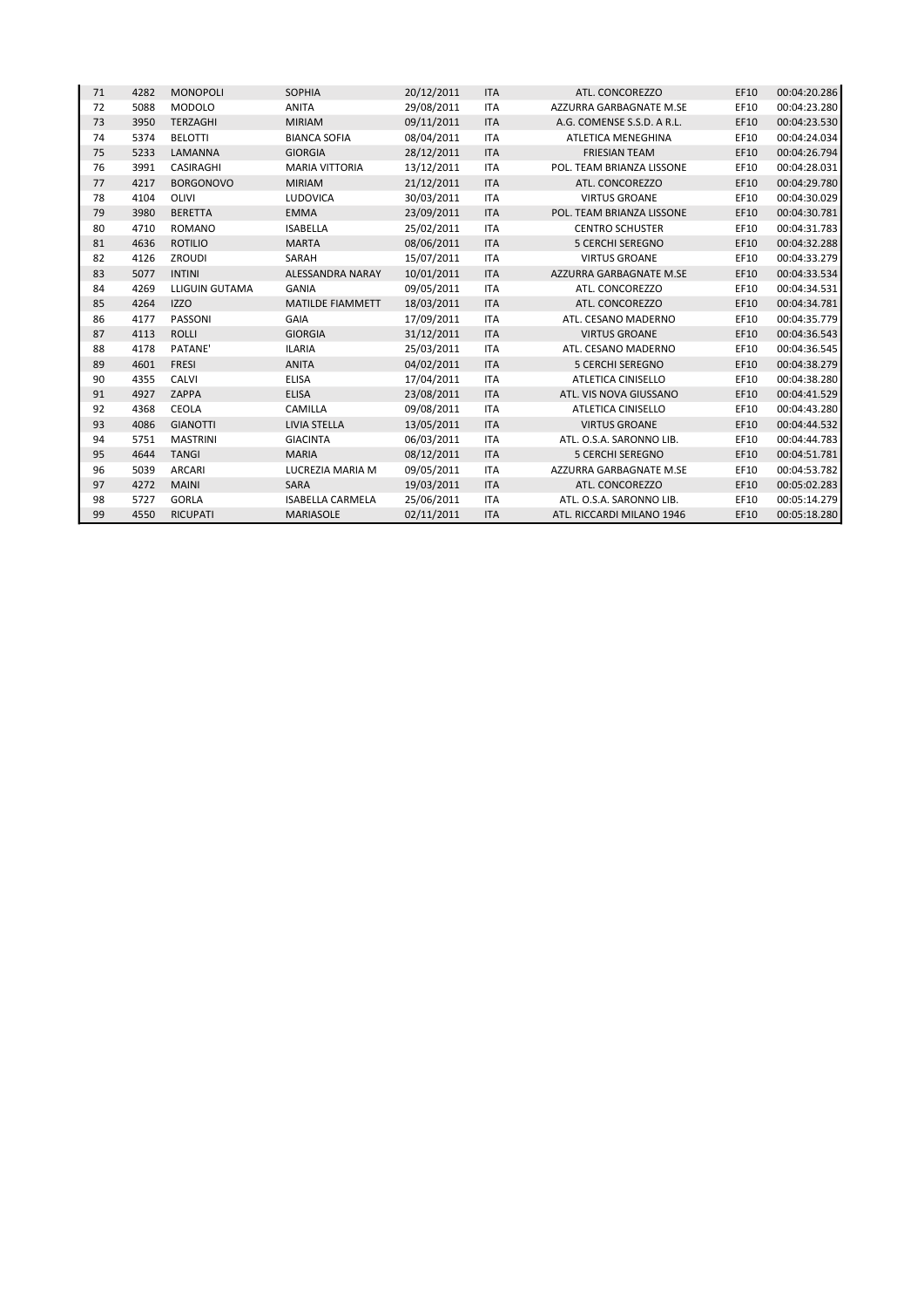| | | | | | | | | |
|---|---|---|---|---|---|---|---|---|
| 71 | 4282 | MONOPOLI | SOPHIA | 20/12/2011 | ITA | ATL. CONCOREZZO | EF10 | 00:04:20.286 |
| 72 | 5088 | MODOLO | ANITA | 29/08/2011 | ITA | AZZURRA GARBAGNATE M.SE | EF10 | 00:04:23.280 |
| 73 | 3950 | TERZAGHI | MIRIAM | 09/11/2011 | ITA | A.G. COMENSE S.S.D. A R.L. | EF10 | 00:04:23.530 |
| 74 | 5374 | BELOTTI | BIANCA SOFIA | 08/04/2011 | ITA | ATLETICA MENEGHINA | EF10 | 00:04:24.034 |
| 75 | 5233 | LAMANNA | GIORGIA | 28/12/2011 | ITA | FRIESIAN TEAM | EF10 | 00:04:26.794 |
| 76 | 3991 | CASIRAGHI | MARIA VITTORIA | 13/12/2011 | ITA | POL. TEAM BRIANZA LISSONE | EF10 | 00:04:28.031 |
| 77 | 4217 | BORGONOVO | MIRIAM | 21/12/2011 | ITA | ATL. CONCOREZZO | EF10 | 00:04:29.780 |
| 78 | 4104 | OLIVI | LUDOVICA | 30/03/2011 | ITA | VIRTUS GROANE | EF10 | 00:04:30.029 |
| 79 | 3980 | BERETTA | EMMA | 23/09/2011 | ITA | POL. TEAM BRIANZA LISSONE | EF10 | 00:04:30.781 |
| 80 | 4710 | ROMANO | ISABELLA | 25/02/2011 | ITA | CENTRO SCHUSTER | EF10 | 00:04:31.783 |
| 81 | 4636 | ROTILIO | MARTA | 08/06/2011 | ITA | 5 CERCHI SEREGNO | EF10 | 00:04:32.288 |
| 82 | 4126 | ZROUDI | SARAH | 15/07/2011 | ITA | VIRTUS GROANE | EF10 | 00:04:33.279 |
| 83 | 5077 | INTINI | ALESSANDRA NARAY | 10/01/2011 | ITA | AZZURRA GARBAGNATE M.SE | EF10 | 00:04:33.534 |
| 84 | 4269 | LLIGUIN GUTAMA | GANIA | 09/05/2011 | ITA | ATL. CONCOREZZO | EF10 | 00:04:34.531 |
| 85 | 4264 | IZZO | MATILDE FIAMMETT | 18/03/2011 | ITA | ATL. CONCOREZZO | EF10 | 00:04:34.781 |
| 86 | 4177 | PASSONI | GAIA | 17/09/2011 | ITA | ATL. CESANO MADERNO | EF10 | 00:04:35.779 |
| 87 | 4113 | ROLLI | GIORGIA | 31/12/2011 | ITA | VIRTUS GROANE | EF10 | 00:04:36.543 |
| 88 | 4178 | PATANE' | ILARIA | 25/03/2011 | ITA | ATL. CESANO MADERNO | EF10 | 00:04:36.545 |
| 89 | 4601 | FRESI | ANITA | 04/02/2011 | ITA | 5 CERCHI SEREGNO | EF10 | 00:04:38.279 |
| 90 | 4355 | CALVI | ELISA | 17/04/2011 | ITA | ATLETICA CINISELLO | EF10 | 00:04:38.280 |
| 91 | 4927 | ZAPPA | ELISA | 23/08/2011 | ITA | ATL. VIS NOVA GIUSSANO | EF10 | 00:04:41.529 |
| 92 | 4368 | CEOLA | CAMILLA | 09/08/2011 | ITA | ATLETICA CINISELLO | EF10 | 00:04:43.280 |
| 93 | 4086 | GIANOTTI | LIVIA STELLA | 13/05/2011 | ITA | VIRTUS GROANE | EF10 | 00:04:44.532 |
| 94 | 5751 | MASTRINI | GIACINTA | 06/03/2011 | ITA | ATL. O.S.A. SARONNO LIB. | EF10 | 00:04:44.783 |
| 95 | 4644 | TANGI | MARIA | 08/12/2011 | ITA | 5 CERCHI SEREGNO | EF10 | 00:04:51.781 |
| 96 | 5039 | ARCARI | LUCREZIA MARIA M | 09/05/2011 | ITA | AZZURRA GARBAGNATE M.SE | EF10 | 00:04:53.782 |
| 97 | 4272 | MAINI | SARA | 19/03/2011 | ITA | ATL. CONCOREZZO | EF10 | 00:05:02.283 |
| 98 | 5727 | GORLA | ISABELLA CARMELA | 25/06/2011 | ITA | ATL. O.S.A. SARONNO LIB. | EF10 | 00:05:14.279 |
| 99 | 4550 | RICUPATI | MARIASOLE | 02/11/2011 | ITA | ATL. RICCARDI MILANO 1946 | EF10 | 00:05:18.280 |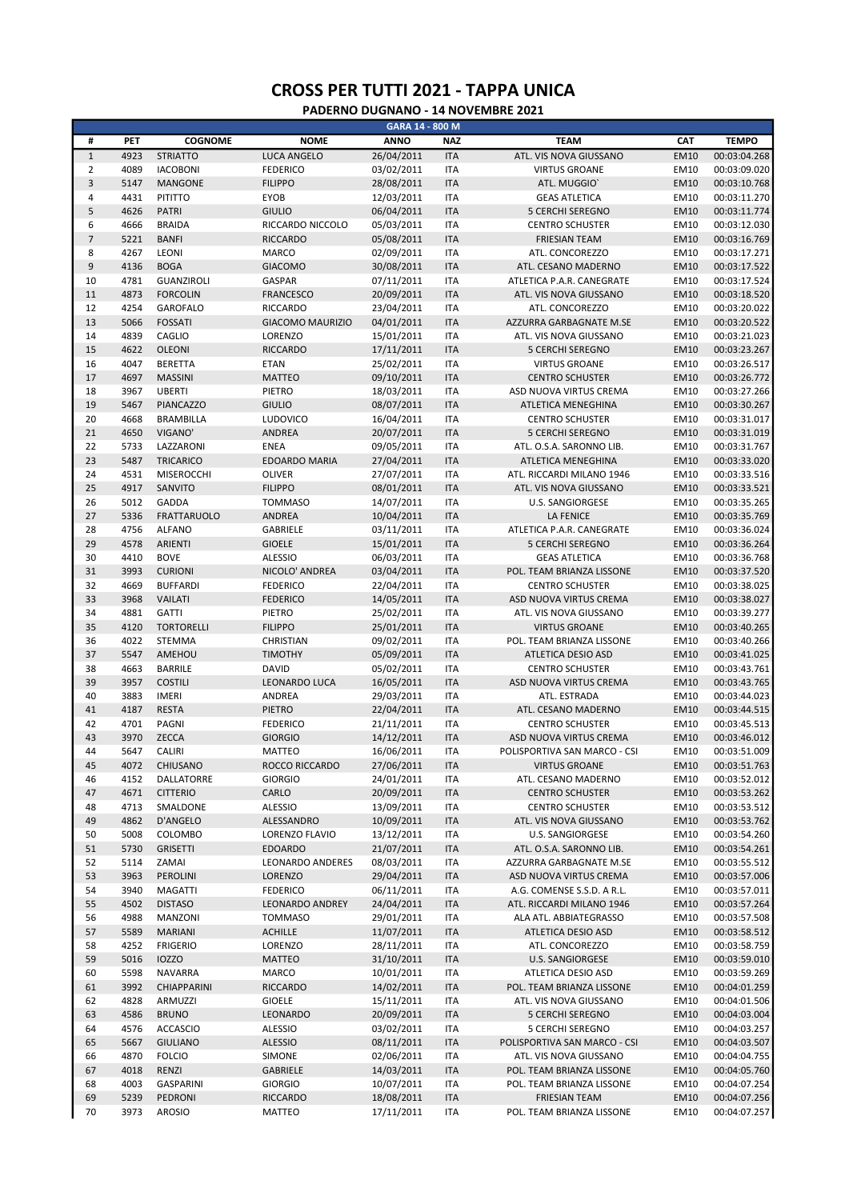# CROSS PER TUTTI 2021 - TAPPA UNICA

## PADERNO DUGNANO - 14 NOVEMBRE 2021

| GARA 14 - 800 M | | | | | | | | |
|---|---|---|---|---|---|---|---|---|
| # | PET | COGNOME | NOME | ANNO | NAZ | TEAM | CAT | TEMPO |
| 1 | 4923 | STRIATTO | LUCA ANGELO | 26/04/2011 | ITA | ATL. VIS NOVA GIUSSANO | EM10 | 00:03:04.268 |
| 2 | 4089 | IACOBONI | FEDERICO | 03/02/2011 | ITA | VIRTUS GROANE | EM10 | 00:03:09.020 |
| 3 | 5147 | MANGONE | FILIPPO | 28/08/2011 | ITA | ATL. MUGGIO` | EM10 | 00:03:10.768 |
| 4 | 4431 | PITITTO | EYOB | 12/03/2011 | ITA | GEAS ATLETICA | EM10 | 00:03:11.270 |
| 5 | 4626 | PATRI | GIULIO | 06/04/2011 | ITA | 5 CERCHI SEREGNO | EM10 | 00:03:11.774 |
| 6 | 4666 | BRAIDA | RICCARDO NICCOLO | 05/03/2011 | ITA | CENTRO SCHUSTER | EM10 | 00:03:12.030 |
| 7 | 5221 | BANFI | RICCARDO | 05/08/2011 | ITA | FRIESIAN TEAM | EM10 | 00:03:16.769 |
| 8 | 4267 | LEONI | MARCO | 02/09/2011 | ITA | ATL. CONCOREZZO | EM10 | 00:03:17.271 |
| 9 | 4136 | BOGA | GIACOMO | 30/08/2011 | ITA | ATL. CESANO MADERNO | EM10 | 00:03:17.522 |
| 10 | 4781 | GUANZIROLI | GASPAR | 07/11/2011 | ITA | ATLETICA P.A.R. CANEGRATE | EM10 | 00:03:17.524 |
| 11 | 4873 | FORCOLIN | FRANCESCO | 20/09/2011 | ITA | ATL. VIS NOVA GIUSSANO | EM10 | 00:03:18.520 |
| 12 | 4254 | GAROFALO | RICCARDO | 23/04/2011 | ITA | ATL. CONCOREZZO | EM10 | 00:03:20.022 |
| 13 | 5066 | FOSSATI | GIACOMO MAURIZIO | 04/01/2011 | ITA | AZZURRA GARBAGNATE M.SE | EM10 | 00:03:20.522 |
| 14 | 4839 | CAGLIO | LORENZO | 15/01/2011 | ITA | ATL. VIS NOVA GIUSSANO | EM10 | 00:03:21.023 |
| 15 | 4622 | OLEONI | RICCARDO | 17/11/2011 | ITA | 5 CERCHI SEREGNO | EM10 | 00:03:23.267 |
| 16 | 4047 | BERETTA | ETAN | 25/02/2011 | ITA | VIRTUS GROANE | EM10 | 00:03:26.517 |
| 17 | 4697 | MASSINI | MATTEO | 09/10/2011 | ITA | CENTRO SCHUSTER | EM10 | 00:03:26.772 |
| 18 | 3967 | UBERTI | PIETRO | 18/03/2011 | ITA | ASD NUOVA VIRTUS CREMA | EM10 | 00:03:27.266 |
| 19 | 5467 | PIANCAZZO | GIULIO | 08/07/2011 | ITA | ATLETICA MENEGHINA | EM10 | 00:03:30.267 |
| 20 | 4668 | BRAMBILLA | LUDOVICO | 16/04/2011 | ITA | CENTRO SCHUSTER | EM10 | 00:03:31.017 |
| 21 | 4650 | VIGANO' | ANDREA | 20/07/2011 | ITA | 5 CERCHI SEREGNO | EM10 | 00:03:31.019 |
| 22 | 5733 | LAZZARONI | ENEA | 09/05/2011 | ITA | ATL. O.S.A. SARONNO LIB. | EM10 | 00:03:31.767 |
| 23 | 5487 | TRICARICO | EDOARDO MARIA | 27/04/2011 | ITA | ATLETICA MENEGHINA | EM10 | 00:03:33.020 |
| 24 | 4531 | MISEROCCHI | OLIVER | 27/07/2011 | ITA | ATL. RICCARDI MILANO 1946 | EM10 | 00:03:33.516 |
| 25 | 4917 | SANVITO | FILIPPO | 08/01/2011 | ITA | ATL. VIS NOVA GIUSSANO | EM10 | 00:03:33.521 |
| 26 | 5012 | GADDA | TOMMASO | 14/07/2011 | ITA | U.S. SANGIORGESE | EM10 | 00:03:35.265 |
| 27 | 5336 | FRATTARUOLO | ANDREA | 10/04/2011 | ITA | LA FENICE | EM10 | 00:03:35.769 |
| 28 | 4756 | ALFANO | GABRIELE | 03/11/2011 | ITA | ATLETICA P.A.R. CANEGRATE | EM10 | 00:03:36.024 |
| 29 | 4578 | ARIENTI | GIOELE | 15/01/2011 | ITA | 5 CERCHI SEREGNO | EM10 | 00:03:36.264 |
| 30 | 4410 | BOVE | ALESSIO | 06/03/2011 | ITA | GEAS ATLETICA | EM10 | 00:03:36.768 |
| 31 | 3993 | CURIONI | NICOLO' ANDREA | 03/04/2011 | ITA | POL. TEAM BRIANZA LISSONE | EM10 | 00:03:37.520 |
| 32 | 4669 | BUFFARDI | FEDERICO | 22/04/2011 | ITA | CENTRO SCHUSTER | EM10 | 00:03:38.025 |
| 33 | 3968 | VAILATI | FEDERICO | 14/05/2011 | ITA | ASD NUOVA VIRTUS CREMA | EM10 | 00:03:38.027 |
| 34 | 4881 | GATTI | PIETRO | 25/02/2011 | ITA | ATL. VIS NOVA GIUSSANO | EM10 | 00:03:39.277 |
| 35 | 4120 | TORTORELLI | FILIPPO | 25/01/2011 | ITA | VIRTUS GROANE | EM10 | 00:03:40.265 |
| 36 | 4022 | STEMMA | CHRISTIAN | 09/02/2011 | ITA | POL. TEAM BRIANZA LISSONE | EM10 | 00:03:40.266 |
| 37 | 5547 | AMEHOU | TIMOTHY | 05/09/2011 | ITA | ATLETICA DESIO ASD | EM10 | 00:03:41.025 |
| 38 | 4663 | BARRILE | DAVID | 05/02/2011 | ITA | CENTRO SCHUSTER | EM10 | 00:03:43.761 |
| 39 | 3957 | COSTILI | LEONARDO LUCA | 16/05/2011 | ITA | ASD NUOVA VIRTUS CREMA | EM10 | 00:03:43.765 |
| 40 | 3883 | IMERI | ANDREA | 29/03/2011 | ITA | ATL. ESTRADA | EM10 | 00:03:44.023 |
| 41 | 4187 | RESTA | PIETRO | 22/04/2011 | ITA | ATL. CESANO MADERNO | EM10 | 00:03:44.515 |
| 42 | 4701 | PAGNI | FEDERICO | 21/11/2011 | ITA | CENTRO SCHUSTER | EM10 | 00:03:45.513 |
| 43 | 3970 | ZECCA | GIORGIO | 14/12/2011 | ITA | ASD NUOVA VIRTUS CREMA | EM10 | 00:03:46.012 |
| 44 | 5647 | CALIRI | MATTEO | 16/06/2011 | ITA | POLISPORTIVA SAN MARCO - CSI | EM10 | 00:03:51.009 |
| 45 | 4072 | CHIUSANO | ROCCO RICCARDO | 27/06/2011 | ITA | VIRTUS GROANE | EM10 | 00:03:51.763 |
| 46 | 4152 | DALLATORRE | GIORGIO | 24/01/2011 | ITA | ATL. CESANO MADERNO | EM10 | 00:03:52.012 |
| 47 | 4671 | CITTERIO | CARLO | 20/09/2011 | ITA | CENTRO SCHUSTER | EM10 | 00:03:53.262 |
| 48 | 4713 | SMALDONE | ALESSIO | 13/09/2011 | ITA | CENTRO SCHUSTER | EM10 | 00:03:53.512 |
| 49 | 4862 | D'ANGELO | ALESSANDRO | 10/09/2011 | ITA | ATL. VIS NOVA GIUSSANO | EM10 | 00:03:53.762 |
| 50 | 5008 | COLOMBO | LORENZO FLAVIO | 13/12/2011 | ITA | U.S. SANGIORGESE | EM10 | 00:03:54.260 |
| 51 | 5730 | GRISETTI | EDOARDO | 21/07/2011 | ITA | ATL. O.S.A. SARONNO LIB. | EM10 | 00:03:54.261 |
| 52 | 5114 | ZAMAI | LEONARDO ANDERES | 08/03/2011 | ITA | AZZURRA GARBAGNATE M.SE | EM10 | 00:03:55.512 |
| 53 | 3963 | PEROLINI | LORENZO | 29/04/2011 | ITA | ASD NUOVA VIRTUS CREMA | EM10 | 00:03:57.006 |
| 54 | 3940 | MAGATTI | FEDERICO | 06/11/2011 | ITA | A.G. COMENSE S.S.D. A R.L. | EM10 | 00:03:57.011 |
| 55 | 4502 | DISTASO | LEONARDO ANDREY | 24/04/2011 | ITA | ATL. RICCARDI MILANO 1946 | EM10 | 00:03:57.264 |
| 56 | 4988 | MANZONI | TOMMASO | 29/01/2011 | ITA | ALA ATL. ABBIATEGRASSO | EM10 | 00:03:57.508 |
| 57 | 5589 | MARIANI | ACHILLE | 11/07/2011 | ITA | ATLETICA DESIO ASD | EM10 | 00:03:58.512 |
| 58 | 4252 | FRIGERIO | LORENZO | 28/11/2011 | ITA | ATL. CONCOREZZO | EM10 | 00:03:58.759 |
| 59 | 5016 | IOZZO | MATTEO | 31/10/2011 | ITA | U.S. SANGIORGESE | EM10 | 00:03:59.010 |
| 60 | 5598 | NAVARRA | MARCO | 10/01/2011 | ITA | ATLETICA DESIO ASD | EM10 | 00:03:59.269 |
| 61 | 3992 | CHIAPPARINI | RICCARDO | 14/02/2011 | ITA | POL. TEAM BRIANZA LISSONE | EM10 | 00:04:01.259 |
| 62 | 4828 | ARMUZZI | GIOELE | 15/11/2011 | ITA | ATL. VIS NOVA GIUSSANO | EM10 | 00:04:01.506 |
| 63 | 4586 | BRUNO | LEONARDO | 20/09/2011 | ITA | 5 CERCHI SEREGNO | EM10 | 00:04:03.004 |
| 64 | 4576 | ACCASCIO | ALESSIO | 03/02/2011 | ITA | 5 CERCHI SEREGNO | EM10 | 00:04:03.257 |
| 65 | 5667 | GIULIANO | ALESSIO | 08/11/2011 | ITA | POLISPORTIVA SAN MARCO - CSI | EM10 | 00:04:03.507 |
| 66 | 4870 | FOLCIO | SIMONE | 02/06/2011 | ITA | ATL. VIS NOVA GIUSSANO | EM10 | 00:04:04.755 |
| 67 | 4018 | RENZI | GABRIELE | 14/03/2011 | ITA | POL. TEAM BRIANZA LISSONE | EM10 | 00:04:05.760 |
| 68 | 4003 | GASPARINI | GIORGIO | 10/07/2011 | ITA | POL. TEAM BRIANZA LISSONE | EM10 | 00:04:07.254 |
| 69 | 5239 | PEDRONI | RICCARDO | 18/08/2011 | ITA | FRIESIAN TEAM | EM10 | 00:04:07.256 |
| 70 | 3973 | AROSIO | MATTEO | 17/11/2011 | ITA | POL. TEAM BRIANZA LISSONE | EM10 | 00:04:07.257 |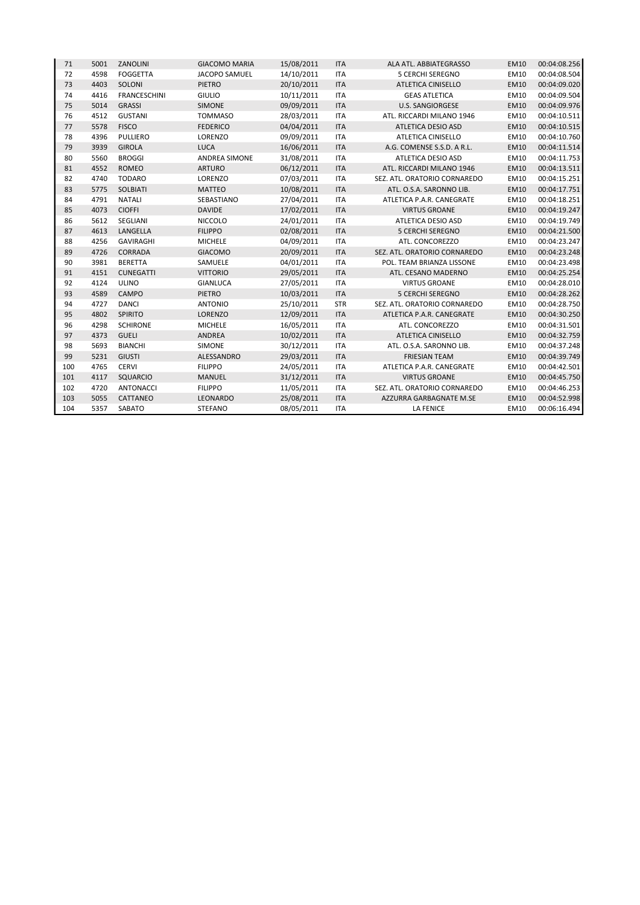| 71 | 5001 | ZANOLINI | GIACOMO MARIA | 15/08/2011 | ITA | ALA ATL. ABBIATEGRASSO | EM10 | 00:04:08.256 |
|---|---|---|---|---|---|---|---|---|
| 72 | 4598 | FOGGETTA | JACOPO SAMUEL | 14/10/2011 | ITA | 5 CERCHI SEREGNO | EM10 | 00:04:08.504 |
| 73 | 4403 | SOLONI | PIETRO | 20/10/2011 | ITA | ATLETICA CINISELLO | EM10 | 00:04:09.020 |
| 74 | 4416 | FRANCESCHINI | GIULIO | 10/11/2011 | ITA | GEAS ATLETICA | EM10 | 00:04:09.504 |
| 75 | 5014 | GRASSI | SIMONE | 09/09/2011 | ITA | U.S. SANGIORGESE | EM10 | 00:04:09.976 |
| 76 | 4512 | GUSTANI | TOMMASO | 28/03/2011 | ITA | ATL. RICCARDI MILANO 1946 | EM10 | 00:04:10.511 |
| 77 | 5578 | FISCO | FEDERICO | 04/04/2011 | ITA | ATLETICA DESIO ASD | EM10 | 00:04:10.515 |
| 78 | 4396 | PULLIERO | LORENZO | 09/09/2011 | ITA | ATLETICA CINISELLO | EM10 | 00:04:10.760 |
| 79 | 3939 | GIROLA | LUCA | 16/06/2011 | ITA | A.G. COMENSE S.S.D. A R.L. | EM10 | 00:04:11.514 |
| 80 | 5560 | BROGGI | ANDREA SIMONE | 31/08/2011 | ITA | ATLETICA DESIO ASD | EM10 | 00:04:11.753 |
| 81 | 4552 | ROMEO | ARTURO | 06/12/2011 | ITA | ATL. RICCARDI MILANO 1946 | EM10 | 00:04:13.511 |
| 82 | 4740 | TODARO | LORENZO | 07/03/2011 | ITA | SEZ. ATL. ORATORIO CORNAREDO | EM10 | 00:04:15.251 |
| 83 | 5775 | SOLBIATI | MATTEO | 10/08/2011 | ITA | ATL. O.S.A. SARONNO LIB. | EM10 | 00:04:17.751 |
| 84 | 4791 | NATALI | SEBASTIANO | 27/04/2011 | ITA | ATLETICA P.A.R. CANEGRATE | EM10 | 00:04:18.251 |
| 85 | 4073 | CIOFFI | DAVIDE | 17/02/2011 | ITA | VIRTUS GROANE | EM10 | 00:04:19.247 |
| 86 | 5612 | SEGLIANI | NICCOLO | 24/01/2011 | ITA | ATLETICA DESIO ASD | EM10 | 00:04:19.749 |
| 87 | 4613 | LANGELLA | FILIPPO | 02/08/2011 | ITA | 5 CERCHI SEREGNO | EM10 | 00:04:21.500 |
| 88 | 4256 | GAVIRAGHI | MICHELE | 04/09/2011 | ITA | ATL. CONCOREZZO | EM10 | 00:04:23.247 |
| 89 | 4726 | CORRADA | GIACOMO | 20/09/2011 | ITA | SEZ. ATL. ORATORIO CORNAREDO | EM10 | 00:04:23.248 |
| 90 | 3981 | BERETTA | SAMUELE | 04/01/2011 | ITA | POL. TEAM BRIANZA LISSONE | EM10 | 00:04:23.498 |
| 91 | 4151 | CUNEGATTI | VITTORIO | 29/05/2011 | ITA | ATL. CESANO MADERNO | EM10 | 00:04:25.254 |
| 92 | 4124 | ULINO | GIANLUCA | 27/05/2011 | ITA | VIRTUS GROANE | EM10 | 00:04:28.010 |
| 93 | 4589 | CAMPO | PIETRO | 10/03/2011 | ITA | 5 CERCHI SEREGNO | EM10 | 00:04:28.262 |
| 94 | 4727 | DANCI | ANTONIO | 25/10/2011 | STR | SEZ. ATL. ORATORIO CORNAREDO | EM10 | 00:04:28.750 |
| 95 | 4802 | SPIRITO | LORENZO | 12/09/2011 | ITA | ATLETICA P.A.R. CANEGRATE | EM10 | 00:04:30.250 |
| 96 | 4298 | SCHIRONE | MICHELE | 16/05/2011 | ITA | ATL. CONCOREZZO | EM10 | 00:04:31.501 |
| 97 | 4373 | GUELI | ANDREA | 10/02/2011 | ITA | ATLETICA CINISELLO | EM10 | 00:04:32.759 |
| 98 | 5693 | BIANCHI | SIMONE | 30/12/2011 | ITA | ATL. O.S.A. SARONNO LIB. | EM10 | 00:04:37.248 |
| 99 | 5231 | GIUSTI | ALESSANDRO | 29/03/2011 | ITA | FRIESIAN TEAM | EM10 | 00:04:39.749 |
| 100 | 4765 | CERVI | FILIPPO | 24/05/2011 | ITA | ATLETICA P.A.R. CANEGRATE | EM10 | 00:04:42.501 |
| 101 | 4117 | SQUARCIO | MANUEL | 31/12/2011 | ITA | VIRTUS GROANE | EM10 | 00:04:45.750 |
| 102 | 4720 | ANTONACCI | FILIPPO | 11/05/2011 | ITA | SEZ. ATL. ORATORIO CORNAREDO | EM10 | 00:04:46.253 |
| 103 | 5055 | CATTANEO | LEONARDO | 25/08/2011 | ITA | AZZURRA GARBAGNATE M.SE | EM10 | 00:04:52.998 |
| 104 | 5357 | SABATO | STEFANO | 08/05/2011 | ITA | LA FENICE | EM10 | 00:06:16.494 |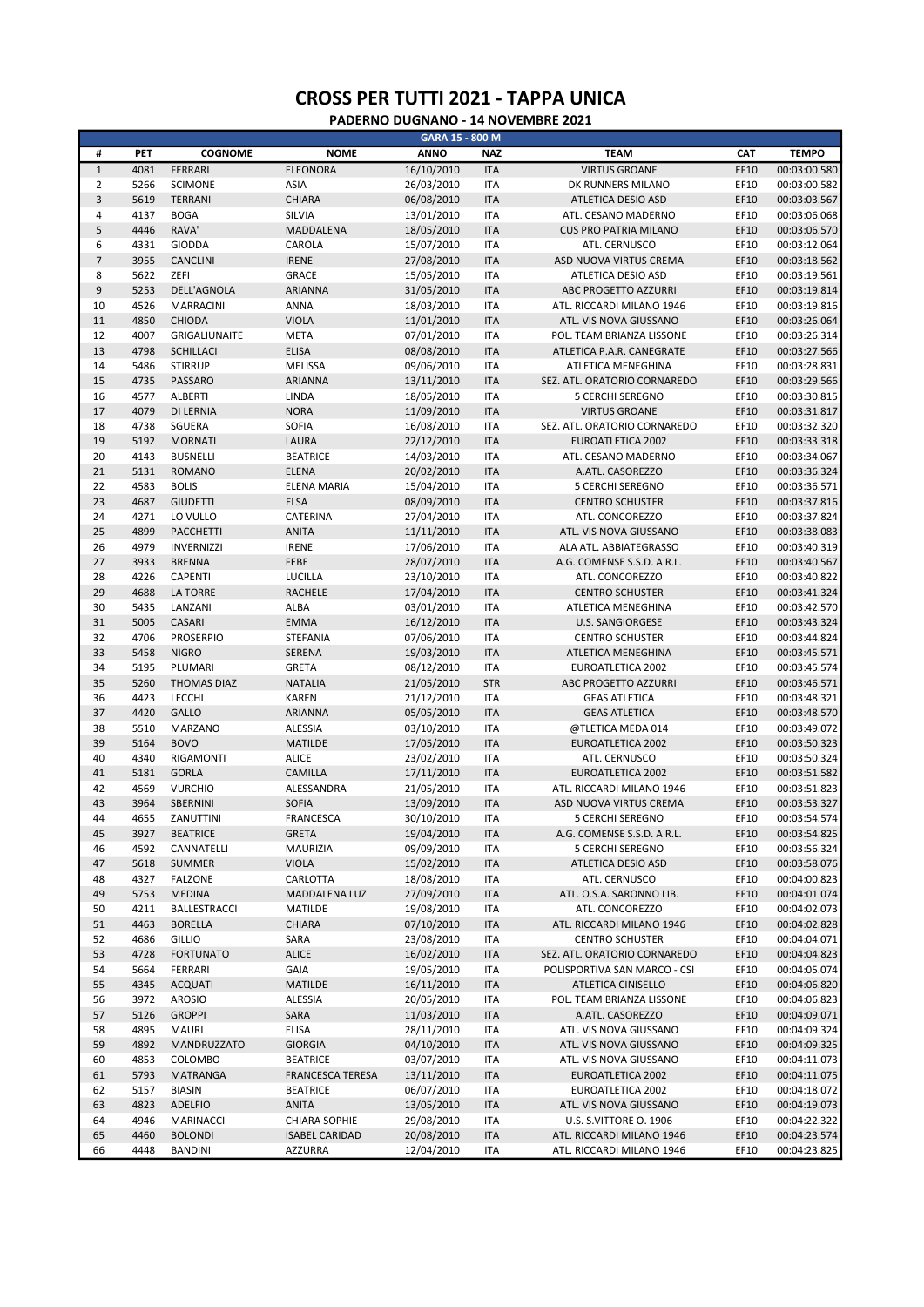# CROSS PER TUTTI 2021 - TAPPA UNICA

## PADERNO DUGNANO - 14 NOVEMBRE 2021

| GARA 15 - 800 M | | | | | | | | |
|---|---|---|---|---|---|---|---|---|
| # | PET | COGNOME | NOME | ANNO | NAZ | TEAM | CAT | TEMPO |
| 1 | 4081 | FERRARI | ELEONORA | 16/10/2010 | ITA | VIRTUS GROANE | EF10 | 00:03:00.580 |
| 2 | 5266 | SCIMONE | ASIA | 26/03/2010 | ITA | DK RUNNERS MILANO | EF10 | 00:03:00.582 |
| 3 | 5619 | TERRANI | CHIARA | 06/08/2010 | ITA | ATLETICA DESIO ASD | EF10 | 00:03:03.567 |
| 4 | 4137 | BOGA | SILVIA | 13/01/2010 | ITA | ATL. CESANO MADERNO | EF10 | 00:03:06.068 |
| 5 | 4446 | RAVA' | MADDALENA | 18/05/2010 | ITA | CUS PRO PATRIA MILANO | EF10 | 00:03:06.570 |
| 6 | 4331 | GIODDA | CAROLA | 15/07/2010 | ITA | ATL. CERNUSCO | EF10 | 00:03:12.064 |
| 7 | 3955 | CANCLINI | IRENE | 27/08/2010 | ITA | ASD NUOVA VIRTUS CREMA | EF10 | 00:03:18.562 |
| 8 | 5622 | ZEFI | GRACE | 15/05/2010 | ITA | ATLETICA DESIO ASD | EF10 | 00:03:19.561 |
| 9 | 5253 | DELL'AGNOLA | ARIANNA | 31/05/2010 | ITA | ABC PROGETTO AZZURRI | EF10 | 00:03:19.814 |
| 10 | 4526 | MARRACINI | ANNA | 18/03/2010 | ITA | ATL. RICCARDI MILANO 1946 | EF10 | 00:03:19.816 |
| 11 | 4850 | CHIODA | VIOLA | 11/01/2010 | ITA | ATL. VIS NOVA GIUSSANO | EF10 | 00:03:26.064 |
| 12 | 4007 | GRIGALIUNAITE | META | 07/01/2010 | ITA | POL. TEAM BRIANZA LISSONE | EF10 | 00:03:26.314 |
| 13 | 4798 | SCHILLACI | ELISA | 08/08/2010 | ITA | ATLETICA P.A.R. CANEGRATE | EF10 | 00:03:27.566 |
| 14 | 5486 | STIRRUP | MELISSA | 09/06/2010 | ITA | ATLETICA MENEGHINA | EF10 | 00:03:28.831 |
| 15 | 4735 | PASSARO | ARIANNA | 13/11/2010 | ITA | SEZ. ATL. ORATORIO CORNAREDO | EF10 | 00:03:29.566 |
| 16 | 4577 | ALBERTI | LINDA | 18/05/2010 | ITA | 5 CERCHI SEREGNO | EF10 | 00:03:30.815 |
| 17 | 4079 | DI LERNIA | NORA | 11/09/2010 | ITA | VIRTUS GROANE | EF10 | 00:03:31.817 |
| 18 | 4738 | SGUERA | SOFIA | 16/08/2010 | ITA | SEZ. ATL. ORATORIO CORNAREDO | EF10 | 00:03:32.320 |
| 19 | 5192 | MORNATI | LAURA | 22/12/2010 | ITA | EUROATLETICA 2002 | EF10 | 00:03:33.318 |
| 20 | 4143 | BUSNELLI | BEATRICE | 14/03/2010 | ITA | ATL. CESANO MADERNO | EF10 | 00:03:34.067 |
| 21 | 5131 | ROMANO | ELENA | 20/02/2010 | ITA | A.ATL. CASOREZZO | EF10 | 00:03:36.324 |
| 22 | 4583 | BOLIS | ELENA MARIA | 15/04/2010 | ITA | 5 CERCHI SEREGNO | EF10 | 00:03:36.571 |
| 23 | 4687 | GIUDETTI | ELSA | 08/09/2010 | ITA | CENTRO SCHUSTER | EF10 | 00:03:37.816 |
| 24 | 4271 | LO VULLO | CATERINA | 27/04/2010 | ITA | ATL. CONCOREZZO | EF10 | 00:03:37.824 |
| 25 | 4899 | PACCHETTI | ANITA | 11/11/2010 | ITA | ATL. VIS NOVA GIUSSANO | EF10 | 00:03:38.083 |
| 26 | 4979 | INVERNIZZI | IRENE | 17/06/2010 | ITA | ALA ATL. ABBIATEGRASSO | EF10 | 00:03:40.319 |
| 27 | 3933 | BRENNA | FEBE | 28/07/2010 | ITA | A.G. COMENSE S.S.D. A R.L. | EF10 | 00:03:40.567 |
| 28 | 4226 | CAPENTI | LUCILLA | 23/10/2010 | ITA | ATL. CONCOREZZO | EF10 | 00:03:40.822 |
| 29 | 4688 | LA TORRE | RACHELE | 17/04/2010 | ITA | CENTRO SCHUSTER | EF10 | 00:03:41.324 |
| 30 | 5435 | LANZANI | ALBA | 03/01/2010 | ITA | ATLETICA MENEGHINA | EF10 | 00:03:42.570 |
| 31 | 5005 | CASARI | EMMA | 16/12/2010 | ITA | U.S. SANGIORGESE | EF10 | 00:03:43.324 |
| 32 | 4706 | PROSERPIO | STEFANIA | 07/06/2010 | ITA | CENTRO SCHUSTER | EF10 | 00:03:44.824 |
| 33 | 5458 | NIGRO | SERENA | 19/03/2010 | ITA | ATLETICA MENEGHINA | EF10 | 00:03:45.571 |
| 34 | 5195 | PLUMARI | GRETA | 08/12/2010 | ITA | EUROATLETICA 2002 | EF10 | 00:03:45.574 |
| 35 | 5260 | THOMAS DIAZ | NATALIA | 21/05/2010 | STR | ABC PROGETTO AZZURRI | EF10 | 00:03:46.571 |
| 36 | 4423 | LECCHI | KAREN | 21/12/2010 | ITA | GEAS ATLETICA | EF10 | 00:03:48.321 |
| 37 | 4420 | GALLO | ARIANNA | 05/05/2010 | ITA | GEAS ATLETICA | EF10 | 00:03:48.570 |
| 38 | 5510 | MARZANO | ALESSIA | 03/10/2010 | ITA | @TLETICA MEDA 014 | EF10 | 00:03:49.072 |
| 39 | 5164 | BOVO | MATILDE | 17/05/2010 | ITA | EUROATLETICA 2002 | EF10 | 00:03:50.323 |
| 40 | 4340 | RIGAMONTI | ALICE | 23/02/2010 | ITA | ATL. CERNUSCO | EF10 | 00:03:50.324 |
| 41 | 5181 | GORLA | CAMILLA | 17/11/2010 | ITA | EUROATLETICA 2002 | EF10 | 00:03:51.582 |
| 42 | 4569 | VURCHIO | ALESSANDRA | 21/05/2010 | ITA | ATL. RICCARDI MILANO 1946 | EF10 | 00:03:51.823 |
| 43 | 3964 | SBERNINI | SOFIA | 13/09/2010 | ITA | ASD NUOVA VIRTUS CREMA | EF10 | 00:03:53.327 |
| 44 | 4655 | ZANUTTINI | FRANCESCA | 30/10/2010 | ITA | 5 CERCHI SEREGNO | EF10 | 00:03:54.574 |
| 45 | 3927 | BEATRICE | GRETA | 19/04/2010 | ITA | A.G. COMENSE S.S.D. A R.L. | EF10 | 00:03:54.825 |
| 46 | 4592 | CANNATELLI | MAURIZIA | 09/09/2010 | ITA | 5 CERCHI SEREGNO | EF10 | 00:03:56.324 |
| 47 | 5618 | SUMMER | VIOLA | 15/02/2010 | ITA | ATLETICA DESIO ASD | EF10 | 00:03:58.076 |
| 48 | 4327 | FALZONE | CARLOTTA | 18/08/2010 | ITA | ATL. CERNUSCO | EF10 | 00:04:00.823 |
| 49 | 5753 | MEDINA | MADDALENA LUZ | 27/09/2010 | ITA | ATL. O.S.A. SARONNO LIB. | EF10 | 00:04:01.074 |
| 50 | 4211 | BALLESTRACCI | MATILDE | 19/08/2010 | ITA | ATL. CONCOREZZO | EF10 | 00:04:02.073 |
| 51 | 4463 | BORELLA | CHIARA | 07/10/2010 | ITA | ATL. RICCARDI MILANO 1946 | EF10 | 00:04:02.828 |
| 52 | 4686 | GILLIO | SARA | 23/08/2010 | ITA | CENTRO SCHUSTER | EF10 | 00:04:04.071 |
| 53 | 4728 | FORTUNATO | ALICE | 16/02/2010 | ITA | SEZ. ATL. ORATORIO CORNAREDO | EF10 | 00:04:04.823 |
| 54 | 5664 | FERRARI | GAIA | 19/05/2010 | ITA | POLISPORTIVA SAN MARCO - CSI | EF10 | 00:04:05.074 |
| 55 | 4345 | ACQUATI | MATILDE | 16/11/2010 | ITA | ATLETICA CINISELLO | EF10 | 00:04:06.820 |
| 56 | 3972 | AROSIO | ALESSIA | 20/05/2010 | ITA | POL. TEAM BRIANZA LISSONE | EF10 | 00:04:06.823 |
| 57 | 5126 | GROPPI | SARA | 11/03/2010 | ITA | A.ATL. CASOREZZO | EF10 | 00:04:09.071 |
| 58 | 4895 | MAURI | ELISA | 28/11/2010 | ITA | ATL. VIS NOVA GIUSSANO | EF10 | 00:04:09.324 |
| 59 | 4892 | MANDRUZZATO | GIORGIA | 04/10/2010 | ITA | ATL. VIS NOVA GIUSSANO | EF10 | 00:04:09.325 |
| 60 | 4853 | COLOMBO | BEATRICE | 03/07/2010 | ITA | ATL. VIS NOVA GIUSSANO | EF10 | 00:04:11.073 |
| 61 | 5793 | MATRANGA | FRANCESCA TERESA | 13/11/2010 | ITA | EUROATLETICA 2002 | EF10 | 00:04:11.075 |
| 62 | 5157 | BIASIN | BEATRICE | 06/07/2010 | ITA | EUROATLETICA 2002 | EF10 | 00:04:18.072 |
| 63 | 4823 | ADELFIO | ANITA | 13/05/2010 | ITA | ATL. VIS NOVA GIUSSANO | EF10 | 00:04:19.073 |
| 64 | 4946 | MARINACCI | CHIARA SOPHIE | 29/08/2010 | ITA | U.S. S.VITTORE O. 1906 | EF10 | 00:04:22.322 |
| 65 | 4460 | BOLONDI | ISABEL CARIDAD | 20/08/2010 | ITA | ATL. RICCARDI MILANO 1946 | EF10 | 00:04:23.574 |
| 66 | 4448 | BANDINI | AZZURRA | 12/04/2010 | ITA | ATL. RICCARDI MILANO 1946 | EF10 | 00:04:23.825 |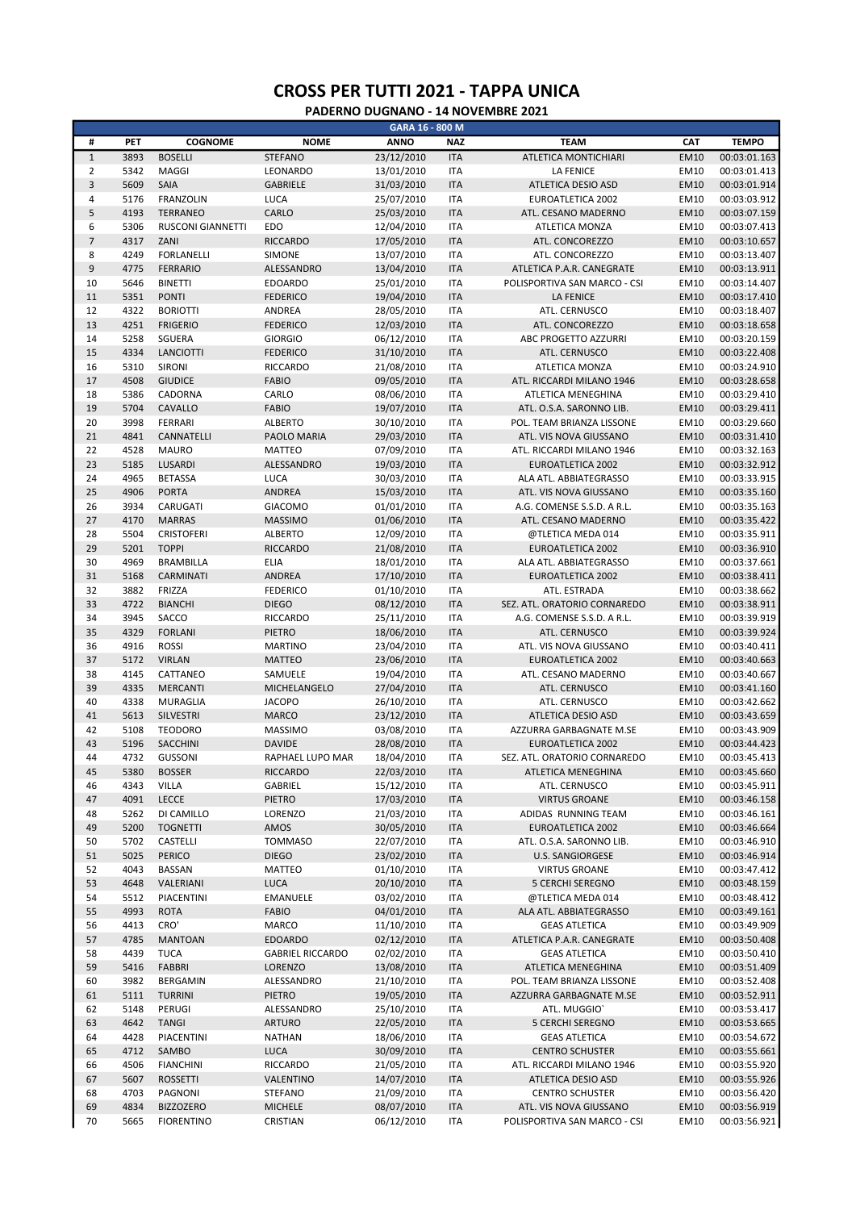# CROSS PER TUTTI 2021 - TAPPA UNICA

## PADERNO DUGNANO - 14 NOVEMBRE 2021

| GARA 16 - 800 M | | | | | | | | |
|---|---|---|---|---|---|---|---|---|
| # | PET | COGNOME | NOME | ANNO | NAZ | TEAM | CAT | TEMPO |
| 1 | 3893 | BOSELLI | STEFANO | 23/12/2010 | ITA | ATLETICA MONTICHIARI | EM10 | 00:03:01.163 |
| 2 | 5342 | MAGGI | LEONARDO | 13/01/2010 | ITA | LA FENICE | EM10 | 00:03:01.413 |
| 3 | 5609 | SAIA | GABRIELE | 31/03/2010 | ITA | ATLETICA DESIO ASD | EM10 | 00:03:01.914 |
| 4 | 5176 | FRANZOLIN | LUCA | 25/07/2010 | ITA | EUROATLETICA 2002 | EM10 | 00:03:03.912 |
| 5 | 4193 | TERRANEO | CARLO | 25/03/2010 | ITA | ATL. CESANO MADERNO | EM10 | 00:03:07.159 |
| 6 | 5306 | RUSCONI GIANNETTI | EDO | 12/04/2010 | ITA | ATLETICA MONZA | EM10 | 00:03:07.413 |
| 7 | 4317 | ZANI | RICCARDO | 17/05/2010 | ITA | ATL. CONCOREZZO | EM10 | 00:03:10.657 |
| 8 | 4249 | FORLANELLI | SIMONE | 13/07/2010 | ITA | ATL. CONCOREZZO | EM10 | 00:03:13.407 |
| 9 | 4775 | FERRARIO | ALESSANDRO | 13/04/2010 | ITA | ATLETICA P.A.R. CANEGRATE | EM10 | 00:03:13.911 |
| 10 | 5646 | BINETTI | EDOARDO | 25/01/2010 | ITA | POLISPORTIVA SAN MARCO - CSI | EM10 | 00:03:14.407 |
| 11 | 5351 | PONTI | FEDERICO | 19/04/2010 | ITA | LA FENICE | EM10 | 00:03:17.410 |
| 12 | 4322 | BORIOTTI | ANDREA | 28/05/2010 | ITA | ATL. CERNUSCO | EM10 | 00:03:18.407 |
| 13 | 4251 | FRIGERIO | FEDERICO | 12/03/2010 | ITA | ATL. CONCOREZZO | EM10 | 00:03:18.658 |
| 14 | 5258 | SGUERA | GIORGIO | 06/12/2010 | ITA | ABC PROGETTO AZZURRI | EM10 | 00:03:20.159 |
| 15 | 4334 | LANCIOTTI | FEDERICO | 31/10/2010 | ITA | ATL. CERNUSCO | EM10 | 00:03:22.408 |
| 16 | 5310 | SIRONI | RICCARDO | 21/08/2010 | ITA | ATLETICA MONZA | EM10 | 00:03:24.910 |
| 17 | 4508 | GIUDICE | FABIO | 09/05/2010 | ITA | ATL. RICCARDI MILANO 1946 | EM10 | 00:03:28.658 |
| 18 | 5386 | CADORNA | CARLO | 08/06/2010 | ITA | ATLETICA MENEGHINA | EM10 | 00:03:29.410 |
| 19 | 5704 | CAVALLO | FABIO | 19/07/2010 | ITA | ATL. O.S.A. SARONNO LIB. | EM10 | 00:03:29.411 |
| 20 | 3998 | FERRARI | ALBERTO | 30/10/2010 | ITA | POL. TEAM BRIANZA LISSONE | EM10 | 00:03:29.660 |
| 21 | 4841 | CANNATELLI | PAOLO MARIA | 29/03/2010 | ITA | ATL. VIS NOVA GIUSSANO | EM10 | 00:03:31.410 |
| 22 | 4528 | MAURO | MATTEO | 07/09/2010 | ITA | ATL. RICCARDI MILANO 1946 | EM10 | 00:03:32.163 |
| 23 | 5185 | LUSARDI | ALESSANDRO | 19/03/2010 | ITA | EUROATLETICA 2002 | EM10 | 00:03:32.912 |
| 24 | 4965 | BETASSA | LUCA | 30/03/2010 | ITA | ALA ATL. ABBIATEGRASSO | EM10 | 00:03:33.915 |
| 25 | 4906 | PORTA | ANDREA | 15/03/2010 | ITA | ATL. VIS NOVA GIUSSANO | EM10 | 00:03:35.160 |
| 26 | 3934 | CARUGATI | GIACOMO | 01/01/2010 | ITA | A.G. COMENSE S.S.D. A R.L. | EM10 | 00:03:35.163 |
| 27 | 4170 | MARRAS | MASSIMO | 01/06/2010 | ITA | ATL. CESANO MADERNO | EM10 | 00:03:35.422 |
| 28 | 5504 | CRISTOFERI | ALBERTO | 12/09/2010 | ITA | @TLETICA MEDA 014 | EM10 | 00:03:35.911 |
| 29 | 5201 | TOPPI | RICCARDO | 21/08/2010 | ITA | EUROATLETICA 2002 | EM10 | 00:03:36.910 |
| 30 | 4969 | BRAMBILLA | ELIA | 18/01/2010 | ITA | ALA ATL. ABBIATEGRASSO | EM10 | 00:03:37.661 |
| 31 | 5168 | CARMINATI | ANDREA | 17/10/2010 | ITA | EUROATLETICA 2002 | EM10 | 00:03:38.411 |
| 32 | 3882 | FRIZZA | FEDERICO | 01/10/2010 | ITA | ATL. ESTRADA | EM10 | 00:03:38.662 |
| 33 | 4722 | BIANCHI | DIEGO | 08/12/2010 | ITA | SEZ. ATL. ORATORIO CORNAREDO | EM10 | 00:03:38.911 |
| 34 | 3945 | SACCO | RICCARDO | 25/11/2010 | ITA | A.G. COMENSE S.S.D. A R.L. | EM10 | 00:03:39.919 |
| 35 | 4329 | FORLANI | PIETRO | 18/06/2010 | ITA | ATL. CERNUSCO | EM10 | 00:03:39.924 |
| 36 | 4916 | ROSSI | MARTINO | 23/04/2010 | ITA | ATL. VIS NOVA GIUSSANO | EM10 | 00:03:40.411 |
| 37 | 5172 | VIRLAN | MATTEO | 23/06/2010 | ITA | EUROATLETICA 2002 | EM10 | 00:03:40.663 |
| 38 | 4145 | CATTANEO | SAMUELE | 19/04/2010 | ITA | ATL. CESANO MADERNO | EM10 | 00:03:40.667 |
| 39 | 4335 | MERCANTI | MICHELANGELO | 27/04/2010 | ITA | ATL. CERNUSCO | EM10 | 00:03:41.160 |
| 40 | 4338 | MURAGLIA | JACOPO | 26/10/2010 | ITA | ATL. CERNUSCO | EM10 | 00:03:42.662 |
| 41 | 5613 | SILVESTRI | MARCO | 23/12/2010 | ITA | ATLETICA DESIO ASD | EM10 | 00:03:43.659 |
| 42 | 5108 | TEODORO | MASSIMO | 03/08/2010 | ITA | AZZURRA GARBAGNATE M.SE | EM10 | 00:03:43.909 |
| 43 | 5196 | SACCHINI | DAVIDE | 28/08/2010 | ITA | EUROATLETICA 2002 | EM10 | 00:03:44.423 |
| 44 | 4732 | GUSSONI | RAPHAEL LUPO MAR | 18/04/2010 | ITA | SEZ. ATL. ORATORIO CORNAREDO | EM10 | 00:03:45.413 |
| 45 | 5380 | BOSSER | RICCARDO | 22/03/2010 | ITA | ATLETICA MENEGHINA | EM10 | 00:03:45.660 |
| 46 | 4343 | VILLA | GABRIEL | 15/12/2010 | ITA | ATL. CERNUSCO | EM10 | 00:03:45.911 |
| 47 | 4091 | LECCE | PIETRO | 17/03/2010 | ITA | VIRTUS GROANE | EM10 | 00:03:46.158 |
| 48 | 5262 | DI CAMILLO | LORENZO | 21/03/2010 | ITA | ADIDAS RUNNING TEAM | EM10 | 00:03:46.161 |
| 49 | 5200 | TOGNETTI | AMOS | 30/05/2010 | ITA | EUROATLETICA 2002 | EM10 | 00:03:46.664 |
| 50 | 5702 | CASTELLI | TOMMASO | 22/07/2010 | ITA | ATL. O.S.A. SARONNO LIB. | EM10 | 00:03:46.910 |
| 51 | 5025 | PERICO | DIEGO | 23/02/2010 | ITA | U.S. SANGIORGESE | EM10 | 00:03:46.914 |
| 52 | 4043 | BASSAN | MATTEO | 01/10/2010 | ITA | VIRTUS GROANE | EM10 | 00:03:47.412 |
| 53 | 4648 | VALERIANI | LUCA | 20/10/2010 | ITA | 5 CERCHI SEREGNO | EM10 | 00:03:48.159 |
| 54 | 5512 | PIACENTINI | EMANUELE | 03/02/2010 | ITA | @TLETICA MEDA 014 | EM10 | 00:03:48.412 |
| 55 | 4993 | ROTA | FABIO | 04/01/2010 | ITA | ALA ATL. ABBIATEGRASSO | EM10 | 00:03:49.161 |
| 56 | 4413 | CRO' | MARCO | 11/10/2010 | ITA | GEAS ATLETICA | EM10 | 00:03:49.909 |
| 57 | 4785 | MANTOAN | EDOARDO | 02/12/2010 | ITA | ATLETICA P.A.R. CANEGRATE | EM10 | 00:03:50.408 |
| 58 | 4439 | TUCA | GABRIEL RICCARDO | 02/02/2010 | ITA | GEAS ATLETICA | EM10 | 00:03:50.410 |
| 59 | 5416 | FABBRI | LORENZO | 13/08/2010 | ITA | ATLETICA MENEGHINA | EM10 | 00:03:51.409 |
| 60 | 3982 | BERGAMIN | ALESSANDRO | 21/10/2010 | ITA | POL. TEAM BRIANZA LISSONE | EM10 | 00:03:52.408 |
| 61 | 5111 | TURRINI | PIETRO | 19/05/2010 | ITA | AZZURRA GARBAGNATE M.SE | EM10 | 00:03:52.911 |
| 62 | 5148 | PERUGI | ALESSANDRO | 25/10/2010 | ITA | ATL. MUGGIO` | EM10 | 00:03:53.417 |
| 63 | 4642 | TANGI | ARTURO | 22/05/2010 | ITA | 5 CERCHI SEREGNO | EM10 | 00:03:53.665 |
| 64 | 4428 | PIACENTINI | NATHAN | 18/06/2010 | ITA | GEAS ATLETICA | EM10 | 00:03:54.672 |
| 65 | 4712 | SAMBO | LUCA | 30/09/2010 | ITA | CENTRO SCHUSTER | EM10 | 00:03:55.661 |
| 66 | 4506 | FIANCHINI | RICCARDO | 21/05/2010 | ITA | ATL. RICCARDI MILANO 1946 | EM10 | 00:03:55.920 |
| 67 | 5607 | ROSSETTI | VALENTINO | 14/07/2010 | ITA | ATLETICA DESIO ASD | EM10 | 00:03:55.926 |
| 68 | 4703 | PAGNONI | STEFANO | 21/09/2010 | ITA | CENTRO SCHUSTER | EM10 | 00:03:56.420 |
| 69 | 4834 | BIZZOZERO | MICHELE | 08/07/2010 | ITA | ATL. VIS NOVA GIUSSANO | EM10 | 00:03:56.919 |
| 70 | 5665 | FIORENTINO | CRISTIAN | 06/12/2010 | ITA | POLISPORTIVA SAN MARCO - CSI | EM10 | 00:03:56.921 |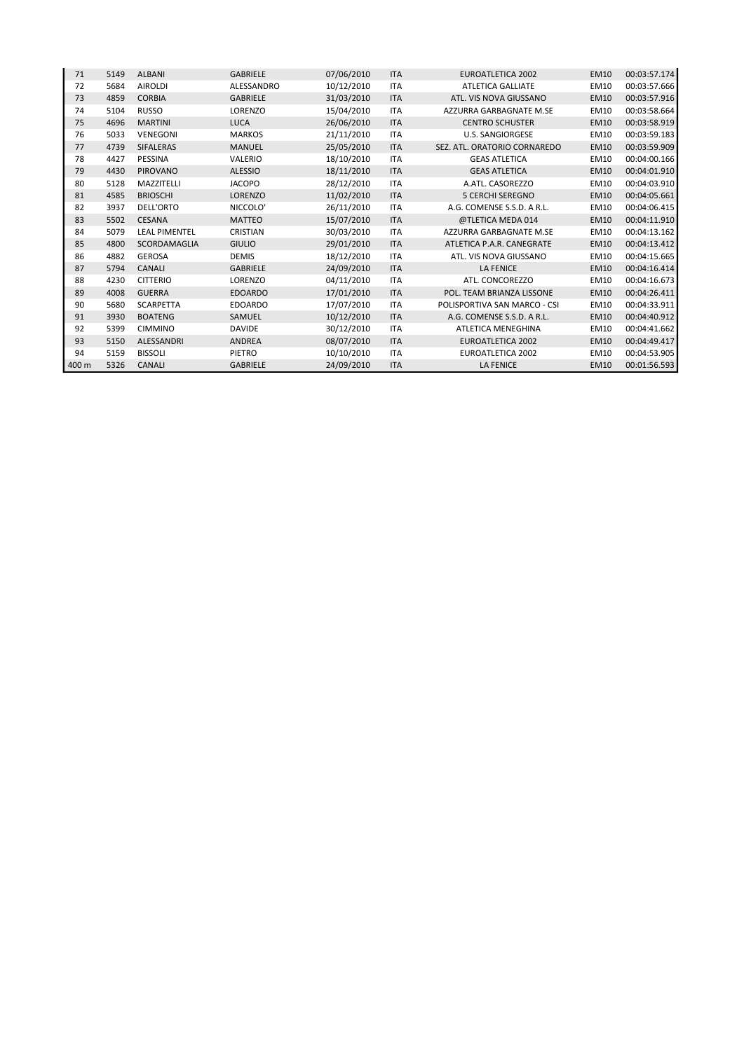| 71 | 5149 | ALBANI | GABRIELE | 07/06/2010 | ITA | EUROATLETICA 2002 | EM10 | 00:03:57.174 |
|---|---|---|---|---|---|---|---|---|
| 72 | 5684 | AIROLDI | ALESSANDRO | 10/12/2010 | ITA | ATLETICA GALLIATE | EM10 | 00:03:57.666 |
| 73 | 4859 | CORBIA | GABRIELE | 31/03/2010 | ITA | ATL. VIS NOVA GIUSSANO | EM10 | 00:03:57.916 |
| 74 | 5104 | RUSSO | LORENZO | 15/04/2010 | ITA | AZZURRA GARBAGNATE M.SE | EM10 | 00:03:58.664 |
| 75 | 4696 | MARTINI | LUCA | 26/06/2010 | ITA | CENTRO SCHUSTER | EM10 | 00:03:58.919 |
| 76 | 5033 | VENEGONI | MARKOS | 21/11/2010 | ITA | U.S. SANGIORGESE | EM10 | 00:03:59.183 |
| 77 | 4739 | SIFALERAS | MANUEL | 25/05/2010 | ITA | SEZ. ATL. ORATORIO CORNAREDO | EM10 | 00:03:59.909 |
| 78 | 4427 | PESSINA | VALERIO | 18/10/2010 | ITA | GEAS ATLETICA | EM10 | 00:04:00.166 |
| 79 | 4430 | PIROVANO | ALESSIO | 18/11/2010 | ITA | GEAS ATLETICA | EM10 | 00:04:01.910 |
| 80 | 5128 | MAZZITELLI | JACOPO | 28/12/2010 | ITA | A.ATL. CASOREZZO | EM10 | 00:04:03.910 |
| 81 | 4585 | BRIOSCHI | LORENZO | 11/02/2010 | ITA | 5 CERCHI SEREGNO | EM10 | 00:04:05.661 |
| 82 | 3937 | DELL'ORTO | NICCOLO' | 26/11/2010 | ITA | A.G. COMENSE S.S.D. A R.L. | EM10 | 00:04:06.415 |
| 83 | 5502 | CESANA | MATTEO | 15/07/2010 | ITA | @TLETICA MEDA 014 | EM10 | 00:04:11.910 |
| 84 | 5079 | LEAL PIMENTEL | CRISTIAN | 30/03/2010 | ITA | AZZURRA GARBAGNATE M.SE | EM10 | 00:04:13.162 |
| 85 | 4800 | SCORDAMAGLIA | GIULIO | 29/01/2010 | ITA | ATLETICA P.A.R. CANEGRATE | EM10 | 00:04:13.412 |
| 86 | 4882 | GEROSA | DEMIS | 18/12/2010 | ITA | ATL. VIS NOVA GIUSSANO | EM10 | 00:04:15.665 |
| 87 | 5794 | CANALI | GABRIELE | 24/09/2010 | ITA | LA FENICE | EM10 | 00:04:16.414 |
| 88 | 4230 | CITTERIO | LORENZO | 04/11/2010 | ITA | ATL. CONCOREZZO | EM10 | 00:04:16.673 |
| 89 | 4008 | GUERRA | EDOARDO | 17/01/2010 | ITA | POL. TEAM BRIANZA LISSONE | EM10 | 00:04:26.411 |
| 90 | 5680 | SCARPETTA | EDOARDO | 17/07/2010 | ITA | POLISPORTIVA SAN MARCO - CSI | EM10 | 00:04:33.911 |
| 91 | 3930 | BOATENG | SAMUEL | 10/12/2010 | ITA | A.G. COMENSE S.S.D. A R.L. | EM10 | 00:04:40.912 |
| 92 | 5399 | CIMMINO | DAVIDE | 30/12/2010 | ITA | ATLETICA MENEGHINA | EM10 | 00:04:41.662 |
| 93 | 5150 | ALESSANDRI | ANDREA | 08/07/2010 | ITA | EUROATLETICA 2002 | EM10 | 00:04:49.417 |
| 94 | 5159 | BISSOLI | PIETRO | 10/10/2010 | ITA | EUROATLETICA 2002 | EM10 | 00:04:53.905 |
| 400 m | 5326 | CANALI | GABRIELE | 24/09/2010 | ITA | LA FENICE | EM10 | 00:01:56.593 |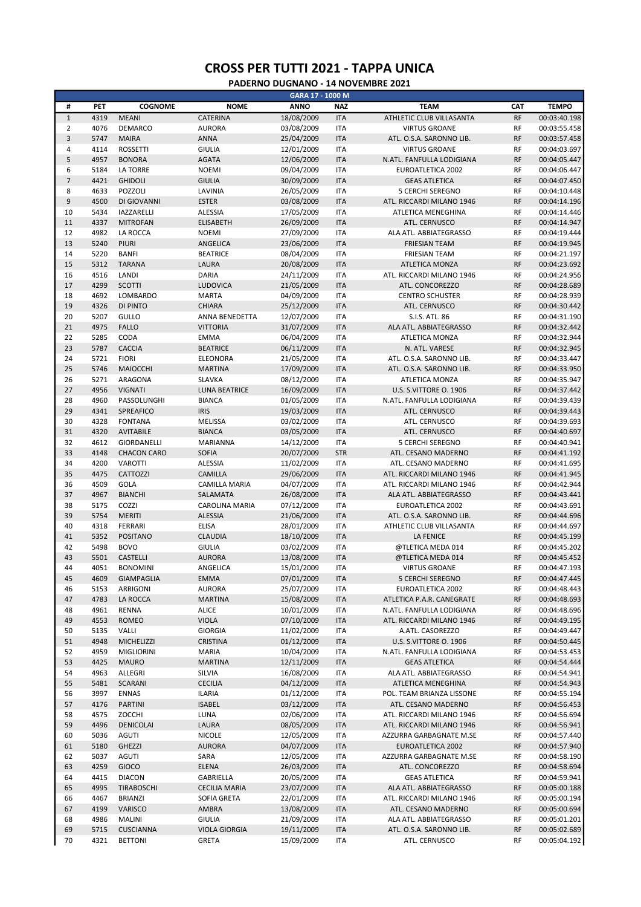# CROSS PER TUTTI 2021 - TAPPA UNICA

## PADERNO DUGNANO - 14 NOVEMBRE 2021

| GARA 17 - 1000 M | | | | | | | | |
|---|---|---|---|---|---|---|---|---|
| # | PET | COGNOME | NOME | ANNO | NAZ | TEAM | CAT | TEMPO |
| 1 | 4319 | MEANI | CATERINA | 18/08/2009 | ITA | ATHLETIC CLUB VILLASANTA | RF | 00:03:40.198 |
| 2 | 4076 | DEMARCO | AURORA | 03/08/2009 | ITA | VIRTUS GROANE | RF | 00:03:55.458 |
| 3 | 5747 | MAIRA | ANNA | 25/04/2009 | ITA | ATL. O.S.A. SARONNO LIB. | RF | 00:03:57.458 |
| 4 | 4114 | ROSSETTI | GIULIA | 12/01/2009 | ITA | VIRTUS GROANE | RF | 00:04:03.697 |
| 5 | 4957 | BONORA | AGATA | 12/06/2009 | ITA | N.ATL. FANFULLA LODIGIANA | RF | 00:04:05.447 |
| 6 | 5184 | LA TORRE | NOEMI | 09/04/2009 | ITA | EUROATLETICA 2002 | RF | 00:04:06.447 |
| 7 | 4421 | GHIDOLI | GIULIA | 30/09/2009 | ITA | GEAS ATLETICA | RF | 00:04:07.450 |
| 8 | 4633 | POZZOLI | LAVINIA | 26/05/2009 | ITA | 5 CERCHI SEREGNO | RF | 00:04:10.448 |
| 9 | 4500 | DI GIOVANNI | ESTER | 03/08/2009 | ITA | ATL. RICCARDI MILANO 1946 | RF | 00:04:14.196 |
| 10 | 5434 | IAZZARELLI | ALESSIA | 17/05/2009 | ITA | ATLETICA MENEGHINA | RF | 00:04:14.446 |
| 11 | 4337 | MITROFAN | ELISABETH | 26/09/2009 | ITA | ATL. CERNUSCO | RF | 00:04:14.947 |
| 12 | 4982 | LA ROCCA | NOEMI | 27/09/2009 | ITA | ALA ATL. ABBIATEGRASSO | RF | 00:04:19.444 |
| 13 | 5240 | PIURI | ANGELICA | 23/06/2009 | ITA | FRIESIAN TEAM | RF | 00:04:19.945 |
| 14 | 5220 | BANFI | BEATRICE | 08/04/2009 | ITA | FRIESIAN TEAM | RF | 00:04:21.197 |
| 15 | 5312 | TARANA | LAURA | 20/08/2009 | ITA | ATLETICA MONZA | RF | 00:04:23.692 |
| 16 | 4516 | LANDI | DARIA | 24/11/2009 | ITA | ATL. RICCARDI MILANO 1946 | RF | 00:04:24.956 |
| 17 | 4299 | SCOTTI | LUDOVICA | 21/05/2009 | ITA | ATL. CONCOREZZO | RF | 00:04:28.689 |
| 18 | 4692 | LOMBARDO | MARTA | 04/09/2009 | ITA | CENTRO SCHUSTER | RF | 00:04:28.939 |
| 19 | 4326 | DI PINTO | CHIARA | 25/12/2009 | ITA | ATL. CERNUSCO | RF | 00:04:30.442 |
| 20 | 5207 | GULLO | ANNA BENEDETTA | 12/07/2009 | ITA | S.I.S. ATL. 86 | RF | 00:04:31.190 |
| 21 | 4975 | FALLO | VITTORIA | 31/07/2009 | ITA | ALA ATL. ABBIATEGRASSO | RF | 00:04:32.442 |
| 22 | 5285 | CODA | EMMA | 06/04/2009 | ITA | ATLETICA MONZA | RF | 00:04:32.944 |
| 23 | 5787 | CACCIA | BEATRICE | 06/11/2009 | ITA | N. ATL. VARESE | RF | 00:04:32.945 |
| 24 | 5721 | FIORI | ELEONORA | 21/05/2009 | ITA | ATL. O.S.A. SARONNO LIB. | RF | 00:04:33.447 |
| 25 | 5746 | MAIOCCHI | MARTINA | 17/09/2009 | ITA | ATL. O.S.A. SARONNO LIB. | RF | 00:04:33.950 |
| 26 | 5271 | ARAGONA | SLAVKA | 08/12/2009 | ITA | ATLETICA MONZA | RF | 00:04:35.947 |
| 27 | 4956 | VIGNATI | LUNA BEATRICE | 16/09/2009 | ITA | U.S. S.VITTORE O. 1906 | RF | 00:04:37.442 |
| 28 | 4960 | PASSOLUNGHI | BIANCA | 01/05/2009 | ITA | N.ATL. FANFULLA LODIGIANA | RF | 00:04:39.439 |
| 29 | 4341 | SPREAFICO | IRIS | 19/03/2009 | ITA | ATL. CERNUSCO | RF | 00:04:39.443 |
| 30 | 4328 | FONTANA | MELISSA | 03/02/2009 | ITA | ATL. CERNUSCO | RF | 00:04:39.693 |
| 31 | 4320 | AVITABILE | BIANCA | 03/05/2009 | ITA | ATL. CERNUSCO | RF | 00:04:40.697 |
| 32 | 4612 | GIORDANELLI | MARIANNA | 14/12/2009 | ITA | 5 CERCHI SEREGNO | RF | 00:04:40.941 |
| 33 | 4148 | CHACON CARO | SOFIA | 20/07/2009 | STR | ATL. CESANO MADERNO | RF | 00:04:41.192 |
| 34 | 4200 | VAROTTI | ALESSIA | 11/02/2009 | ITA | ATL. CESANO MADERNO | RF | 00:04:41.695 |
| 35 | 4475 | CATTOZZI | CAMILLA | 29/06/2009 | ITA | ATL. RICCARDI MILANO 1946 | RF | 00:04:41.945 |
| 36 | 4509 | GOLA | CAMILLA MARIA | 04/07/2009 | ITA | ATL. RICCARDI MILANO 1946 | RF | 00:04:42.944 |
| 37 | 4967 | BIANCHI | SALAMATA | 26/08/2009 | ITA | ALA ATL. ABBIATEGRASSO | RF | 00:04:43.441 |
| 38 | 5175 | COZZI | CAROLINA MARIA | 07/12/2009 | ITA | EUROATLETICA 2002 | RF | 00:04:43.691 |
| 39 | 5754 | MERITI | ALESSIA | 21/06/2009 | ITA | ATL. O.S.A. SARONNO LIB. | RF | 00:04:44.696 |
| 40 | 4318 | FERRARI | ELISA | 28/01/2009 | ITA | ATHLETIC CLUB VILLASANTA | RF | 00:04:44.697 |
| 41 | 5352 | POSITANO | CLAUDIA | 18/10/2009 | ITA | LA FENICE | RF | 00:04:45.199 |
| 42 | 5498 | BOVO | GIULIA | 03/02/2009 | ITA | @TLETICA MEDA 014 | RF | 00:04:45.202 |
| 43 | 5501 | CASTELLI | AURORA | 13/08/2009 | ITA | @TLETICA MEDA 014 | RF | 00:04:45.452 |
| 44 | 4051 | BONOMINI | ANGELICA | 15/01/2009 | ITA | VIRTUS GROANE | RF | 00:04:47.193 |
| 45 | 4609 | GIAMPAGLIA | EMMA | 07/01/2009 | ITA | 5 CERCHI SEREGNO | RF | 00:04:47.445 |
| 46 | 5153 | ARRIGONI | AURORA | 25/07/2009 | ITA | EUROATLETICA 2002 | RF | 00:04:48.443 |
| 47 | 4783 | LA ROCCA | MARTINA | 15/08/2009 | ITA | ATLETICA P.A.R. CANEGRATE | RF | 00:04:48.693 |
| 48 | 4961 | RENNA | ALICE | 10/01/2009 | ITA | N.ATL. FANFULLA LODIGIANA | RF | 00:04:48.696 |
| 49 | 4553 | ROMEO | VIOLA | 07/10/2009 | ITA | ATL. RICCARDI MILANO 1946 | RF | 00:04:49.195 |
| 50 | 5135 | VALLI | GIORGIA | 11/02/2009 | ITA | A.ATL. CASOREZZO | RF | 00:04:49.447 |
| 51 | 4948 | MICHELIZZI | CRISTINA | 01/12/2009 | ITA | U.S. S.VITTORE O. 1906 | RF | 00:04:50.445 |
| 52 | 4959 | MIGLIORINI | MARIA | 10/04/2009 | ITA | N.ATL. FANFULLA LODIGIANA | RF | 00:04:53.453 |
| 53 | 4425 | MAURO | MARTINA | 12/11/2009 | ITA | GEAS ATLETICA | RF | 00:04:54.444 |
| 54 | 4963 | ALLEGRI | SILVIA | 16/08/2009 | ITA | ALA ATL. ABBIATEGRASSO | RF | 00:04:54.941 |
| 55 | 5481 | SCARANI | CECILIA | 04/12/2009 | ITA | ATLETICA MENEGHINA | RF | 00:04:54.943 |
| 56 | 3997 | ENNAS | ILARIA | 01/12/2009 | ITA | POL. TEAM BRIANZA LISSONE | RF | 00:04:55.194 |
| 57 | 4176 | PARTINI | ISABEL | 03/12/2009 | ITA | ATL. CESANO MADERNO | RF | 00:04:56.453 |
| 58 | 4575 | ZOCCHI | LUNA | 02/06/2009 | ITA | ATL. RICCARDI MILANO 1946 | RF | 00:04:56.694 |
| 59 | 4496 | DENICOLAI | LAURA | 08/05/2009 | ITA | ATL. RICCARDI MILANO 1946 | RF | 00:04:56.941 |
| 60 | 5036 | AGUTI | NICOLE | 12/05/2009 | ITA | AZZURRA GARBAGNATE M.SE | RF | 00:04:57.440 |
| 61 | 5180 | GHEZZI | AURORA | 04/07/2009 | ITA | EUROATLETICA 2002 | RF | 00:04:57.940 |
| 62 | 5037 | AGUTI | SARA | 12/05/2009 | ITA | AZZURRA GARBAGNATE M.SE | RF | 00:04:58.190 |
| 63 | 4259 | GIOCO | ELENA | 26/03/2009 | ITA | ATL. CONCOREZZO | RF | 00:04:58.694 |
| 64 | 4415 | DIACON | GABRIELLA | 20/05/2009 | ITA | GEAS ATLETICA | RF | 00:04:59.941 |
| 65 | 4995 | TIRABOSCHI | CECILIA MARIA | 23/07/2009 | ITA | ALA ATL. ABBIATEGRASSO | RF | 00:05:00.188 |
| 66 | 4467 | BRIANZI | SOFIA GRETA | 22/01/2009 | ITA | ATL. RICCARDI MILANO 1946 | RF | 00:05:00.194 |
| 67 | 4199 | VARISCO | AMBRA | 13/08/2009 | ITA | ATL. CESANO MADERNO | RF | 00:05:00.694 |
| 68 | 4986 | MALINI | GIULIA | 21/09/2009 | ITA | ALA ATL. ABBIATEGRASSO | RF | 00:05:01.201 |
| 69 | 5715 | CUSCIANNA | VIOLA GIORGIA | 19/11/2009 | ITA | ATL. O.S.A. SARONNO LIB. | RF | 00:05:02.689 |
| 70 | 4321 | BETTONI | GRETA | 15/09/2009 | ITA | ATL. CERNUSCO | RF | 00:05:04.192 |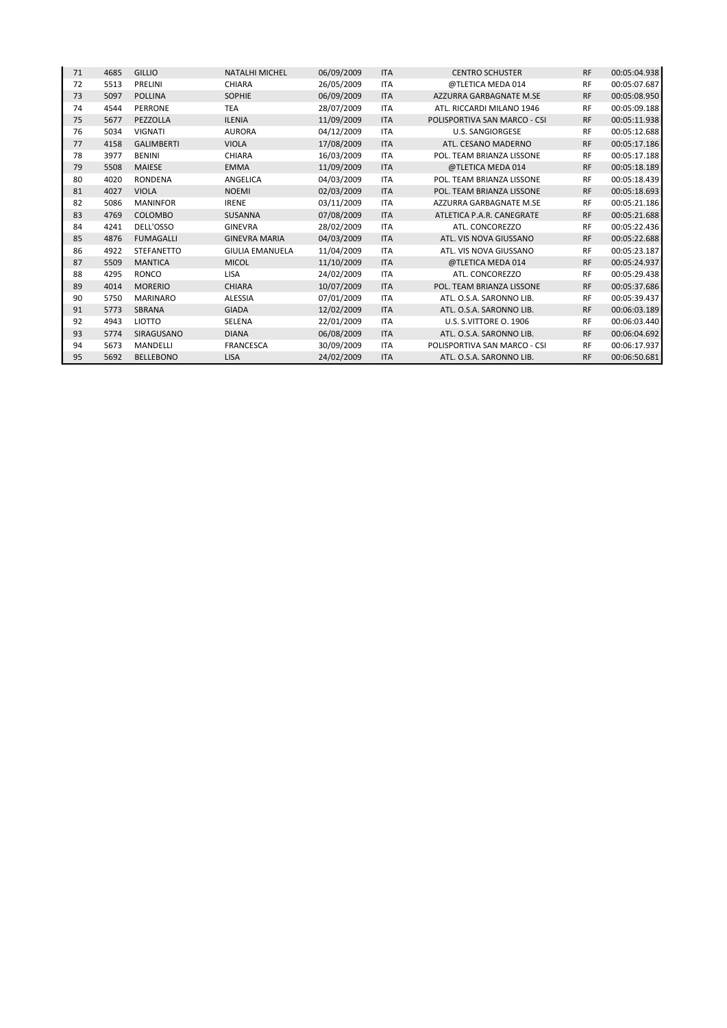| 71 | 4685 | GILLIO | NATALHI MICHEL | 06/09/2009 | ITA | CENTRO SCHUSTER | RF | 00:05:04.938 |
|---|---|---|---|---|---|---|---|---|
| 72 | 5513 | PRELINI | CHIARA | 26/05/2009 | ITA | @TLETICA MEDA 014 | RF | 00:05:07.687 |
| 73 | 5097 | POLLINA | SOPHIE | 06/09/2009 | ITA | AZZURRA GARBAGNATE M.SE | RF | 00:05:08.950 |
| 74 | 4544 | PERRONE | TEA | 28/07/2009 | ITA | ATL. RICCARDI MILANO 1946 | RF | 00:05:09.188 |
| 75 | 5677 | PEZZOLLA | ILENIA | 11/09/2009 | ITA | POLISPORTIVA SAN MARCO - CSI | RF | 00:05:11.938 |
| 76 | 5034 | VIGNATI | AURORA | 04/12/2009 | ITA | U.S. SANGIORGESE | RF | 00:05:12.688 |
| 77 | 4158 | GALIMBERTI | VIOLA | 17/08/2009 | ITA | ATL. CESANO MADERNO | RF | 00:05:17.186 |
| 78 | 3977 | BENINI | CHIARA | 16/03/2009 | ITA | POL. TEAM BRIANZA LISSONE | RF | 00:05:17.188 |
| 79 | 5508 | MAIESE | EMMA | 11/09/2009 | ITA | @TLETICA MEDA 014 | RF | 00:05:18.189 |
| 80 | 4020 | RONDENA | ANGELICA | 04/03/2009 | ITA | POL. TEAM BRIANZA LISSONE | RF | 00:05:18.439 |
| 81 | 4027 | VIOLA | NOEMI | 02/03/2009 | ITA | POL. TEAM BRIANZA LISSONE | RF | 00:05:18.693 |
| 82 | 5086 | MANINFOR | IRENE | 03/11/2009 | ITA | AZZURRA GARBAGNATE M.SE | RF | 00:05:21.186 |
| 83 | 4769 | COLOMBO | SUSANNA | 07/08/2009 | ITA | ATLETICA P.A.R. CANEGRATE | RF | 00:05:21.688 |
| 84 | 4241 | DELL'OSSO | GINEVRA | 28/02/2009 | ITA | ATL. CONCOREZZO | RF | 00:05:22.436 |
| 85 | 4876 | FUMAGALLI | GINEVRA MARIA | 04/03/2009 | ITA | ATL. VIS NOVA GIUSSANO | RF | 00:05:22.688 |
| 86 | 4922 | STEFANETTO | GIULIA EMANUELA | 11/04/2009 | ITA | ATL. VIS NOVA GIUSSANO | RF | 00:05:23.187 |
| 87 | 5509 | MANTICA | MICOL | 11/10/2009 | ITA | @TLETICA MEDA 014 | RF | 00:05:24.937 |
| 88 | 4295 | RONCO | LISA | 24/02/2009 | ITA | ATL. CONCOREZZO | RF | 00:05:29.438 |
| 89 | 4014 | MORERIO | CHIARA | 10/07/2009 | ITA | POL. TEAM BRIANZA LISSONE | RF | 00:05:37.686 |
| 90 | 5750 | MARINARO | ALESSIA | 07/01/2009 | ITA | ATL. O.S.A. SARONNO LIB. | RF | 00:05:39.437 |
| 91 | 5773 | SBRANA | GIADA | 12/02/2009 | ITA | ATL. O.S.A. SARONNO LIB. | RF | 00:06:03.189 |
| 92 | 4943 | LIOTTO | SELENA | 22/01/2009 | ITA | U.S. S.VITTORE O. 1906 | RF | 00:06:03.440 |
| 93 | 5774 | SIRAGUSANO | DIANA | 06/08/2009 | ITA | ATL. O.S.A. SARONNO LIB. | RF | 00:06:04.692 |
| 94 | 5673 | MANDELLI | FRANCESCA | 30/09/2009 | ITA | POLISPORTIVA SAN MARCO - CSI | RF | 00:06:17.937 |
| 95 | 5692 | BELLEBONO | LISA | 24/02/2009 | ITA | ATL. O.S.A. SARONNO LIB. | RF | 00:06:50.681 |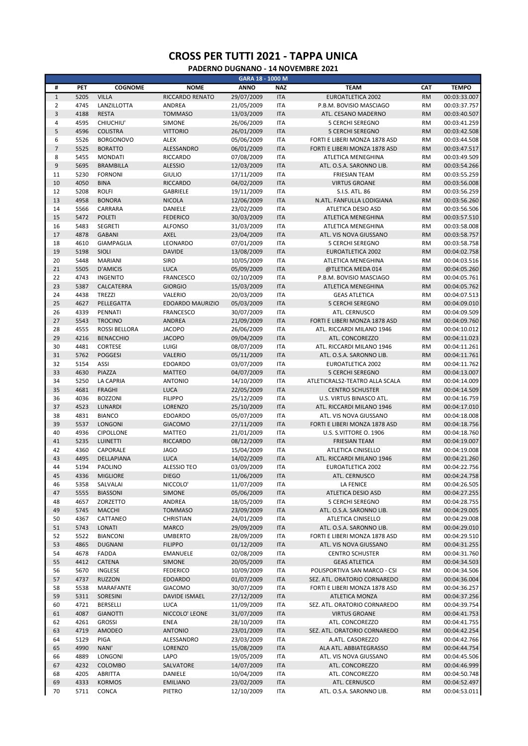# CROSS PER TUTTI 2021 - TAPPA UNICA

## PADERNO DUGNANO - 14 NOVEMBRE 2021

| GARA 18 - 1000 M | | | | | | | | |
|---|---|---|---|---|---|---|---|---|
| # | PET | COGNOME | NOME | ANNO | NAZ | TEAM | CAT | TEMPO |
| 1 | 5205 | VILLA | RICCARDO RENATO | 29/07/2009 | ITA | EUROATLETICA 2002 | RM | 00:03:33.007 |
| 2 | 4745 | LANZILLOTTA | ANDREA | 21/05/2009 | ITA | P.B.M. BOVISIO MASCIAGO | RM | 00:03:37.757 |
| 3 | 4188 | RESTA | TOMMASO | 13/03/2009 | ITA | ATL. CESANO MADERNO | RM | 00:03:40.507 |
| 4 | 4595 | CHIUCHIU' | SIMONE | 26/06/2009 | ITA | 5 CERCHI SEREGNO | RM | 00:03:41.259 |
| 5 | 4596 | COLISTRA | VITTORIO | 26/01/2009 | ITA | 5 CERCHI SEREGNO | RM | 00:03:42.508 |
| 6 | 5526 | BORGONOVO | ALEX | 05/06/2009 | ITA | FORTI E LIBERI MONZA 1878 ASD | RM | 00:03:44.508 |
| 7 | 5525 | BORATTO | ALESSANDRO | 06/01/2009 | ITA | FORTI E LIBERI MONZA 1878 ASD | RM | 00:03:47.517 |
| 8 | 5455 | MONDATI | RICCARDO | 07/08/2009 | ITA | ATLETICA MENEGHINA | RM | 00:03:49.509 |
| 9 | 5695 | BRAMBILLA | ALESSIO | 12/03/2009 | ITA | ATL. O.S.A. SARONNO LIB. | RM | 00:03:54.266 |
| 11 | 5230 | FORNONI | GIULIO | 17/11/2009 | ITA | FRIESIAN TEAM | RM | 00:03:55.259 |
| 10 | 4050 | BINA | RICCARDO | 04/02/2009 | ITA | VIRTUS GROANE | RM | 00:03:56.008 |
| 12 | 5208 | ROLFI | GABRIELE | 19/11/2009 | ITA | S.I.S. ATL. 86 | RM | 00:03:56.259 |
| 13 | 4958 | BONORA | NICOLA | 12/06/2009 | ITA | N.ATL. FANFULLA LODIGIANA | RM | 00:03:56.260 |
| 14 | 5566 | CARRARA | DANIELE | 23/02/2009 | ITA | ATLETICA DESIO ASD | RM | 00:03:56.506 |
| 15 | 5472 | POLETI | FEDERICO | 30/03/2009 | ITA | ATLETICA MENEGHINA | RM | 00:03:57.510 |
| 16 | 5483 | SEGRETI | ALFONSO | 31/03/2009 | ITA | ATLETICA MENEGHINA | RM | 00:03:58.008 |
| 17 | 4878 | GABANI | AXEL | 23/04/2009 | ITA | ATL. VIS NOVA GIUSSANO | RM | 00:03:58.757 |
| 18 | 4610 | GIAMPAGLIA | LEONARDO | 07/01/2009 | ITA | 5 CERCHI SEREGNO | RM | 00:03:58.758 |
| 19 | 5198 | SIOLI | DAVIDE | 13/08/2009 | ITA | EUROATLETICA 2002 | RM | 00:04:02.758 |
| 20 | 5448 | MARIANI | SIRO | 10/05/2009 | ITA | ATLETICA MENEGHINA | RM | 00:04:03.516 |
| 21 | 5505 | D'AMICIS | LUCA | 05/09/2009 | ITA | @TLETICA MEDA 014 | RM | 00:04:05.260 |
| 22 | 4743 | INGENITO | FRANCESCO | 02/10/2009 | ITA | P.B.M. BOVISIO MASCIAGO | RM | 00:04:05.761 |
| 23 | 5387 | CALCATERRA | GIORGIO | 15/03/2009 | ITA | ATLETICA MENEGHINA | RM | 00:04:05.762 |
| 24 | 4438 | TREZZI | VALERIO | 20/03/2009 | ITA | GEAS ATLETICA | RM | 00:04:07.513 |
| 25 | 4627 | PELLEGATTA | EDOARDO MAURIZIO | 05/03/2009 | ITA | 5 CERCHI SEREGNO | RM | 00:04:09.010 |
| 26 | 4339 | PENNATI | FRANCESCO | 30/07/2009 | ITA | ATL. CERNUSCO | RM | 00:04:09.509 |
| 27 | 5543 | TROCINO | ANDREA | 21/09/2009 | ITA | FORTI E LIBERI MONZA 1878 ASD | RM | 00:04:09.760 |
| 28 | 4555 | ROSSI BELLORA | JACOPO | 26/06/2009 | ITA | ATL. RICCARDI MILANO 1946 | RM | 00:04:10.012 |
| 29 | 4216 | BENACCHIO | JACOPO | 09/04/2009 | ITA | ATL. CONCOREZZO | RM | 00:04:11.023 |
| 30 | 4481 | CORTESE | LUIGI | 08/07/2009 | ITA | ATL. RICCARDI MILANO 1946 | RM | 00:04:11.261 |
| 31 | 5762 | POGGESI | VALERIO | 05/11/2009 | ITA | ATL. O.S.A. SARONNO LIB. | RM | 00:04:11.761 |
| 32 | 5154 | ASSI | EDOARDO | 03/07/2009 | ITA | EUROATLETICA 2002 | RM | 00:04:11.762 |
| 33 | 4630 | PIAZZA | MATTEO | 04/07/2009 | ITA | 5 CERCHI SEREGNO | RM | 00:04:13.007 |
| 34 | 5250 | LA CAPRIA | ANTONIO | 14/10/2009 | ITA | ATLETICRALS2-TEATRO ALLA SCALA | RM | 00:04:14.009 |
| 35 | 4681 | FRAGHI | LUCA | 22/05/2009 | ITA | CENTRO SCHUSTER | RM | 00:04:14.509 |
| 36 | 4036 | BOZZONI | FILIPPO | 25/12/2009 | ITA | U.S. VIRTUS BINASCO ATL. | RM | 00:04:16.759 |
| 37 | 4523 | LUNARDI | LORENZO | 25/10/2009 | ITA | ATL. RICCARDI MILANO 1946 | RM | 00:04:17.010 |
| 38 | 4831 | BIANCO | EDOARDO | 05/07/2009 | ITA | ATL. VIS NOVA GIUSSANO | RM | 00:04:18.008 |
| 39 | 5537 | LONGONI | GIACOMO | 27/11/2009 | ITA | FORTI E LIBERI MONZA 1878 ASD | RM | 00:04:18.756 |
| 40 | 4936 | CIPOLLONE | MATTEO | 21/01/2009 | ITA | U.S. S.VITTORE O. 1906 | RM | 00:04:18.760 |
| 41 | 5235 | LUINETTI | RICCARDO | 08/12/2009 | ITA | FRIESIAN TEAM | RM | 00:04:19.007 |
| 42 | 4360 | CAPORALE | JAGO | 15/04/2009 | ITA | ATLETICA CINISELLO | RM | 00:04:19.008 |
| 43 | 4495 | DELLAPIANA | LUCA | 14/02/2009 | ITA | ATL. RICCARDI MILANO 1946 | RM | 00:04:21.260 |
| 44 | 5194 | PAOLINO | ALESSIO TEO | 03/09/2009 | ITA | EUROATLETICA 2002 | RM | 00:04:22.756 |
| 45 | 4336 | MIGLIORE | DIEGO | 11/06/2009 | ITA | ATL. CERNUSCO | RM | 00:04:24.758 |
| 46 | 5358 | SALVALAI | NICCOLO' | 11/07/2009 | ITA | LA FENICE | RM | 00:04:26.505 |
| 47 | 5555 | BIASSONI | SIMONE | 05/06/2009 | ITA | ATLETICA DESIO ASD | RM | 00:04:27.255 |
| 48 | 4657 | ZORZETTO | ANDREA | 18/05/2009 | ITA | 5 CERCHI SEREGNO | RM | 00:04:28.755 |
| 49 | 5745 | MACCHI | TOMMASO | 23/09/2009 | ITA | ATL. O.S.A. SARONNO LIB. | RM | 00:04:29.005 |
| 50 | 4367 | CATTANEO | CHRISTIAN | 24/01/2009 | ITA | ATLETICA CINISELLO | RM | 00:04:29.008 |
| 51 | 5743 | LONATI | MARCO | 29/09/2009 | ITA | ATL. O.S.A. SARONNO LIB. | RM | 00:04:29.010 |
| 52 | 5522 | BIANCONI | UMBERTO | 28/09/2009 | ITA | FORTI E LIBERI MONZA 1878 ASD | RM | 00:04:29.510 |
| 53 | 4865 | DUGNANI | FILIPPO | 01/12/2009 | ITA | ATL. VIS NOVA GIUSSANO | RM | 00:04:31.255 |
| 54 | 4678 | FADDA | EMANUELE | 02/08/2009 | ITA | CENTRO SCHUSTER | RM | 00:04:31.760 |
| 55 | 4412 | CATENA | SIMONE | 20/05/2009 | ITA | GEAS ATLETICA | RM | 00:04:34.503 |
| 56 | 5670 | INGLESE | FEDERICO | 10/09/2009 | ITA | POLISPORTIVA SAN MARCO - CSI | RM | 00:04:34.506 |
| 57 | 4737 | RUZZON | EDOARDO | 01/07/2009 | ITA | SEZ. ATL. ORATORIO CORNAREDO | RM | 00:04:36.004 |
| 58 | 5538 | MARAFANTE | GIACOMO | 30/07/2009 | ITA | FORTI E LIBERI MONZA 1878 ASD | RM | 00:04:36.257 |
| 59 | 5311 | SORESINI | DAVIDE ISMAEL | 27/12/2009 | ITA | ATLETICA MONZA | RM | 00:04:37.256 |
| 60 | 4721 | BERSELLI | LUCA | 11/09/2009 | ITA | SEZ. ATL. ORATORIO CORNAREDO | RM | 00:04:39.754 |
| 61 | 4087 | GIANOTTI | NICCOLO' LEONE | 31/07/2009 | ITA | VIRTUS GROANE | RM | 00:04:41.753 |
| 62 | 4261 | GROSSI | ENEA | 28/10/2009 | ITA | ATL. CONCOREZZO | RM | 00:04:41.755 |
| 63 | 4719 | AMODEO | ANTONIO | 23/01/2009 | ITA | SEZ. ATL. ORATORIO CORNAREDO | RM | 00:04:42.254 |
| 64 | 5129 | PIGA | ALESSANDRO | 23/03/2009 | ITA | A.ATL. CASOREZZO | RM | 00:04:42.766 |
| 65 | 4990 | NANI' | LORENZO | 15/08/2009 | ITA | ALA ATL. ABBIATEGRASSO | RM | 00:04:44.754 |
| 66 | 4889 | LONGONI | LAPO | 19/05/2009 | ITA | ATL. VIS NOVA GIUSSANO | RM | 00:04:45.506 |
| 67 | 4232 | COLOMBO | SALVATORE | 14/07/2009 | ITA | ATL. CONCOREZZO | RM | 00:04:46.999 |
| 68 | 4205 | ABRITTA | DANIELE | 10/04/2009 | ITA | ATL. CONCOREZZO | RM | 00:04:50.748 |
| 69 | 4333 | KORMOS | EMILIANO | 23/02/2009 | ITA | ATL. CERNUSCO | RM | 00:04:52.497 |
| 70 | 5711 | CONCA | PIETRO | 12/10/2009 | ITA | ATL. O.S.A. SARONNO LIB. | RM | 00:04:53.011 |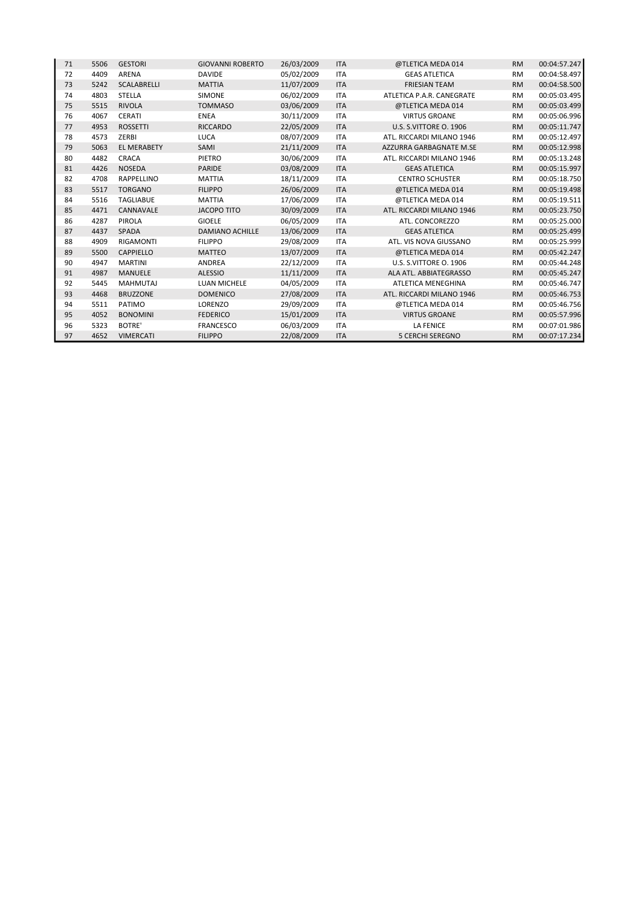| 71 | 5506 | GESTORI | GIOVANNI ROBERTO | 26/03/2009 | ITA | @TLETICA MEDA 014 | RM | 00:04:57.247 |
|---|---|---|---|---|---|---|---|---|
| 72 | 4409 | ARENA | DAVIDE | 05/02/2009 | ITA | GEAS ATLETICA | RM | 00:04:58.497 |
| 73 | 5242 | SCALABRELLI | MATTIA | 11/07/2009 | ITA | FRIESIAN TEAM | RM | 00:04:58.500 |
| 74 | 4803 | STELLA | SIMONE | 06/02/2009 | ITA | ATLETICA P.A.R. CANEGRATE | RM | 00:05:03.495 |
| 75 | 5515 | RIVOLA | TOMMASO | 03/06/2009 | ITA | @TLETICA MEDA 014 | RM | 00:05:03.499 |
| 76 | 4067 | CERATI | ENEA | 30/11/2009 | ITA | VIRTUS GROANE | RM | 00:05:06.996 |
| 77 | 4953 | ROSSETTI | RICCARDO | 22/05/2009 | ITA | U.S. S.VITTORE O. 1906 | RM | 00:05:11.747 |
| 78 | 4573 | ZERBI | LUCA | 08/07/2009 | ITA | ATL. RICCARDI MILANO 1946 | RM | 00:05:12.497 |
| 79 | 5063 | EL MERABETY | SAMI | 21/11/2009 | ITA | AZZURRA GARBAGNATE M.SE | RM | 00:05:12.998 |
| 80 | 4482 | CRACA | PIETRO | 30/06/2009 | ITA | ATL. RICCARDI MILANO 1946 | RM | 00:05:13.248 |
| 81 | 4426 | NOSEDA | PARIDE | 03/08/2009 | ITA | GEAS ATLETICA | RM | 00:05:15.997 |
| 82 | 4708 | RAPPELLINO | MATTIA | 18/11/2009 | ITA | CENTRO SCHUSTER | RM | 00:05:18.750 |
| 83 | 5517 | TORGANO | FILIPPO | 26/06/2009 | ITA | @TLETICA MEDA 014 | RM | 00:05:19.498 |
| 84 | 5516 | TAGLIABUE | MATTIA | 17/06/2009 | ITA | @TLETICA MEDA 014 | RM | 00:05:19.511 |
| 85 | 4471 | CANNAVALE | JACOPO TITO | 30/09/2009 | ITA | ATL. RICCARDI MILANO 1946 | RM | 00:05:23.750 |
| 86 | 4287 | PIROLA | GIOELE | 06/05/2009 | ITA | ATL. CONCOREZZO | RM | 00:05:25.000 |
| 87 | 4437 | SPADA | DAMIANO ACHILLE | 13/06/2009 | ITA | GEAS ATLETICA | RM | 00:05:25.499 |
| 88 | 4909 | RIGAMONTI | FILIPPO | 29/08/2009 | ITA | ATL. VIS NOVA GIUSSANO | RM | 00:05:25.999 |
| 89 | 5500 | CAPPIELLO | MATTEO | 13/07/2009 | ITA | @TLETICA MEDA 014 | RM | 00:05:42.247 |
| 90 | 4947 | MARTINI | ANDREA | 22/12/2009 | ITA | U.S. S.VITTORE O. 1906 | RM | 00:05:44.248 |
| 91 | 4987 | MANUELE | ALESSIO | 11/11/2009 | ITA | ALA ATL. ABBIATEGRASSO | RM | 00:05:45.247 |
| 92 | 5445 | MAHMUTAJ | LUAN MICHELE | 04/05/2009 | ITA | ATLETICA MENEGHINA | RM | 00:05:46.747 |
| 93 | 4468 | BRUZZONE | DOMENICO | 27/08/2009 | ITA | ATL. RICCARDI MILANO 1946 | RM | 00:05:46.753 |
| 94 | 5511 | PATIMO | LORENZO | 29/09/2009 | ITA | @TLETICA MEDA 014 | RM | 00:05:46.756 |
| 95 | 4052 | BONOMINI | FEDERICO | 15/01/2009 | ITA | VIRTUS GROANE | RM | 00:05:57.996 |
| 96 | 5323 | BOTRE' | FRANCESCO | 06/03/2009 | ITA | LA FENICE | RM | 00:07:01.986 |
| 97 | 4652 | VIMERCATI | FILIPPO | 22/08/2009 | ITA | 5 CERCHI SEREGNO | RM | 00:07:17.234 |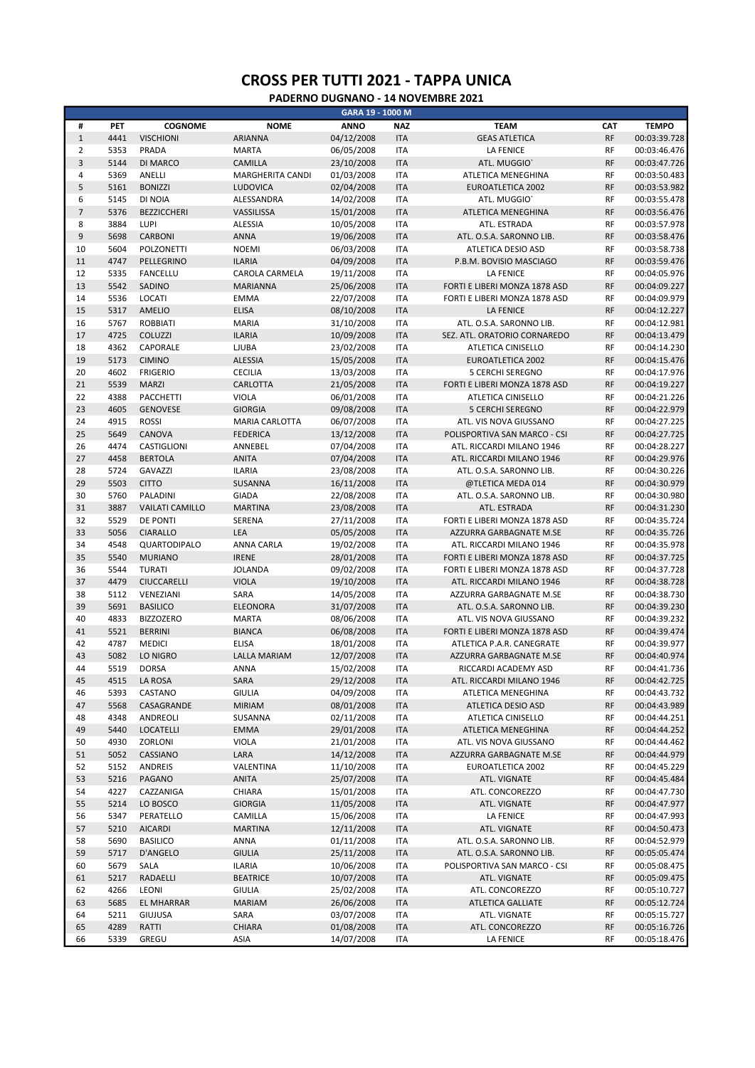# CROSS PER TUTTI 2021 - TAPPA UNICA

## PADERNO DUGNANO - 14 NOVEMBRE 2021

| GARA 19 - 1000 M | | | | | | | | | |
|---|---|---|---|---|---|---|---|---|---|
| # | PET | COGNOME | NOME | ANNO | NAZ | TEAM | CAT | TEMPO |
| 1 | 4441 | VISCHIONI | ARIANNA | 04/12/2008 | ITA | GEAS ATLETICA | RF | 00:03:39.728 |
| 2 | 5353 | PRADA | MARTA | 06/05/2008 | ITA | LA FENICE | RF | 00:03:46.476 |
| 3 | 5144 | DI MARCO | CAMILLA | 23/10/2008 | ITA | ATL. MUGGIO` | RF | 00:03:47.726 |
| 4 | 5369 | ANELLI | MARGHERITA CANDI | 01/03/2008 | ITA | ATLETICA MENEGHINA | RF | 00:03:50.483 |
| 5 | 5161 | BONIZZI | LUDOVICA | 02/04/2008 | ITA | EUROATLETICA 2002 | RF | 00:03:53.982 |
| 6 | 5145 | DI NOIA | ALESSANDRA | 14/02/2008 | ITA | ATL. MUGGIO` | RF | 00:03:55.478 |
| 7 | 5376 | BEZZICCHERI | VASSILISSA | 15/01/2008 | ITA | ATLETICA MENEGHINA | RF | 00:03:56.476 |
| 8 | 3884 | LUPI | ALESSIA | 10/05/2008 | ITA | ATL. ESTRADA | RF | 00:03:57.978 |
| 9 | 5698 | CARBONI | ANNA | 19/06/2008 | ITA | ATL. O.S.A. SARONNO LIB. | RF | 00:03:58.476 |
| 10 | 5604 | POLZONETTI | NOEMI | 06/03/2008 | ITA | ATLETICA DESIO ASD | RF | 00:03:58.738 |
| 11 | 4747 | PELLEGRINO | ILARIA | 04/09/2008 | ITA | P.B.M. BOVISIO MASCIAGO | RF | 00:03:59.476 |
| 12 | 5335 | FANCELLU | CAROLA CARMELA | 19/11/2008 | ITA | LA FENICE | RF | 00:04:05.976 |
| 13 | 5542 | SADINO | MARIANNA | 25/06/2008 | ITA | FORTI E LIBERI MONZA 1878 ASD | RF | 00:04:09.227 |
| 14 | 5536 | LOCATI | EMMA | 22/07/2008 | ITA | FORTI E LIBERI MONZA 1878 ASD | RF | 00:04:09.979 |
| 15 | 5317 | AMELIO | ELISA | 08/10/2008 | ITA | LA FENICE | RF | 00:04:12.227 |
| 16 | 5767 | ROBBIATI | MARIA | 31/10/2008 | ITA | ATL. O.S.A. SARONNO LIB. | RF | 00:04:12.981 |
| 17 | 4725 | COLUZZI | ILARIA | 10/09/2008 | ITA | SEZ. ATL. ORATORIO CORNAREDO | RF | 00:04:13.479 |
| 18 | 4362 | CAPORALE | LJUBA | 23/02/2008 | ITA | ATLETICA CINISELLO | RF | 00:04:14.230 |
| 19 | 5173 | CIMINO | ALESSIA | 15/05/2008 | ITA | EUROATLETICA 2002 | RF | 00:04:15.476 |
| 20 | 4602 | FRIGERIO | CECILIA | 13/03/2008 | ITA | 5 CERCHI SEREGNO | RF | 00:04:17.976 |
| 21 | 5539 | MARZI | CARLOTTA | 21/05/2008 | ITA | FORTI E LIBERI MONZA 1878 ASD | RF | 00:04:19.227 |
| 22 | 4388 | PACCHETTI | VIOLA | 06/01/2008 | ITA | ATLETICA CINISELLO | RF | 00:04:21.226 |
| 23 | 4605 | GENOVESE | GIORGIA | 09/08/2008 | ITA | 5 CERCHI SEREGNO | RF | 00:04:22.979 |
| 24 | 4915 | ROSSI | MARIA CARLOTTA | 06/07/2008 | ITA | ATL. VIS NOVA GIUSSANO | RF | 00:04:27.225 |
| 25 | 5649 | CANOVA | FEDERICA | 13/12/2008 | ITA | POLISPORTIVA SAN MARCO - CSI | RF | 00:04:27.725 |
| 26 | 4474 | CASTIGLIONI | ANNEBEL | 07/04/2008 | ITA | ATL. RICCARDI MILANO 1946 | RF | 00:04:28.227 |
| 27 | 4458 | BERTOLA | ANITA | 07/04/2008 | ITA | ATL. RICCARDI MILANO 1946 | RF | 00:04:29.976 |
| 28 | 5724 | GAVAZZI | ILARIA | 23/08/2008 | ITA | ATL. O.S.A. SARONNO LIB. | RF | 00:04:30.226 |
| 29 | 5503 | CITTO | SUSANNA | 16/11/2008 | ITA | @TLETICA MEDA 014 | RF | 00:04:30.979 |
| 30 | 5760 | PALADINI | GIADA | 22/08/2008 | ITA | ATL. O.S.A. SARONNO LIB. | RF | 00:04:30.980 |
| 31 | 3887 | VAILATI CAMILLO | MARTINA | 23/08/2008 | ITA | ATL. ESTRADA | RF | 00:04:31.230 |
| 32 | 5529 | DE PONTI | SERENA | 27/11/2008 | ITA | FORTI E LIBERI MONZA 1878 ASD | RF | 00:04:35.724 |
| 33 | 5056 | CIARALLO | LEA | 05/05/2008 | ITA | AZZURRA GARBAGNATE M.SE | RF | 00:04:35.726 |
| 34 | 4548 | QUARTODIPALO | ANNA CARLA | 19/02/2008 | ITA | ATL. RICCARDI MILANO 1946 | RF | 00:04:35.978 |
| 35 | 5540 | MURIANO | IRENE | 28/01/2008 | ITA | FORTI E LIBERI MONZA 1878 ASD | RF | 00:04:37.725 |
| 36 | 5544 | TURATI | JOLANDA | 09/02/2008 | ITA | FORTI E LIBERI MONZA 1878 ASD | RF | 00:04:37.728 |
| 37 | 4479 | CIUCCARELLI | VIOLA | 19/10/2008 | ITA | ATL. RICCARDI MILANO 1946 | RF | 00:04:38.728 |
| 38 | 5112 | VENEZIANI | SARA | 14/05/2008 | ITA | AZZURRA GARBAGNATE M.SE | RF | 00:04:38.730 |
| 39 | 5691 | BASILICO | ELEONORA | 31/07/2008 | ITA | ATL. O.S.A. SARONNO LIB. | RF | 00:04:39.230 |
| 40 | 4833 | BIZZOZERO | MARTA | 08/06/2008 | ITA | ATL. VIS NOVA GIUSSANO | RF | 00:04:39.232 |
| 41 | 5521 | BERRINI | BIANCA | 06/08/2008 | ITA | FORTI E LIBERI MONZA 1878 ASD | RF | 00:04:39.474 |
| 42 | 4787 | MEDICI | ELISA | 18/01/2008 | ITA | ATLETICA P.A.R. CANEGRATE | RF | 00:04:39.977 |
| 43 | 5082 | LO NIGRO | LALLA MARIAM | 12/07/2008 | ITA | AZZURRA GARBAGNATE M.SE | RF | 00:04:40.974 |
| 44 | 5519 | DORSA | ANNA | 15/02/2008 | ITA | RICCARDI ACADEMY ASD | RF | 00:04:41.736 |
| 45 | 4515 | LA ROSA | SARA | 29/12/2008 | ITA | ATL. RICCARDI MILANO 1946 | RF | 00:04:42.725 |
| 46 | 5393 | CASTANO | GIULIA | 04/09/2008 | ITA | ATLETICA MENEGHINA | RF | 00:04:43.732 |
| 47 | 5568 | CASAGRANDE | MIRIAM | 08/01/2008 | ITA | ATLETICA DESIO ASD | RF | 00:04:43.989 |
| 48 | 4348 | ANDREOLI | SUSANNA | 02/11/2008 | ITA | ATLETICA CINISELLO | RF | 00:04:44.251 |
| 49 | 5440 | LOCATELLI | EMMA | 29/01/2008 | ITA | ATLETICA MENEGHINA | RF | 00:04:44.252 |
| 50 | 4930 | ZORLONI | VIOLA | 21/01/2008 | ITA | ATL. VIS NOVA GIUSSANO | RF | 00:04:44.462 |
| 51 | 5052 | CASSIANO | LARA | 14/12/2008 | ITA | AZZURRA GARBAGNATE M.SE | RF | 00:04:44.979 |
| 52 | 5152 | ANDREIS | VALENTINA | 11/10/2008 | ITA | EUROATLETICA 2002 | RF | 00:04:45.229 |
| 53 | 5216 | PAGANO | ANITA | 25/07/2008 | ITA | ATL. VIGNATE | RF | 00:04:45.484 |
| 54 | 4227 | CAZZANIGA | CHIARA | 15/01/2008 | ITA | ATL. CONCOREZZO | RF | 00:04:47.730 |
| 55 | 5214 | LO BOSCO | GIORGIA | 11/05/2008 | ITA | ATL. VIGNATE | RF | 00:04:47.977 |
| 56 | 5347 | PERATELLO | CAMILLA | 15/06/2008 | ITA | LA FENICE | RF | 00:04:47.993 |
| 57 | 5210 | AICARDI | MARTINA | 12/11/2008 | ITA | ATL. VIGNATE | RF | 00:04:50.473 |
| 58 | 5690 | BASILICO | ANNA | 01/11/2008 | ITA | ATL. O.S.A. SARONNO LIB. | RF | 00:04:52.979 |
| 59 | 5717 | D'ANGELO | GIULIA | 25/11/2008 | ITA | ATL. O.S.A. SARONNO LIB. | RF | 00:05:05.474 |
| 60 | 5679 | SALA | ILARIA | 10/06/2008 | ITA | POLISPORTIVA SAN MARCO - CSI | RF | 00:05:08.475 |
| 61 | 5217 | RADAELLI | BEATRICE | 10/07/2008 | ITA | ATL. VIGNATE | RF | 00:05:09.475 |
| 62 | 4266 | LEONI | GIULIA | 25/02/2008 | ITA | ATL. CONCOREZZO | RF | 00:05:10.727 |
| 63 | 5685 | EL MHARRAR | MARIAM | 26/06/2008 | ITA | ATLETICA GALLIATE | RF | 00:05:12.724 |
| 64 | 5211 | GIUJUSA | SARA | 03/07/2008 | ITA | ATL. VIGNATE | RF | 00:05:15.727 |
| 65 | 4289 | RATTI | CHIARA | 01/08/2008 | ITA | ATL. CONCOREZZO | RF | 00:05:16.726 |
| 66 | 5339 | GREGU | ASIA | 14/07/2008 | ITA | LA FENICE | RF | 00:05:18.476 |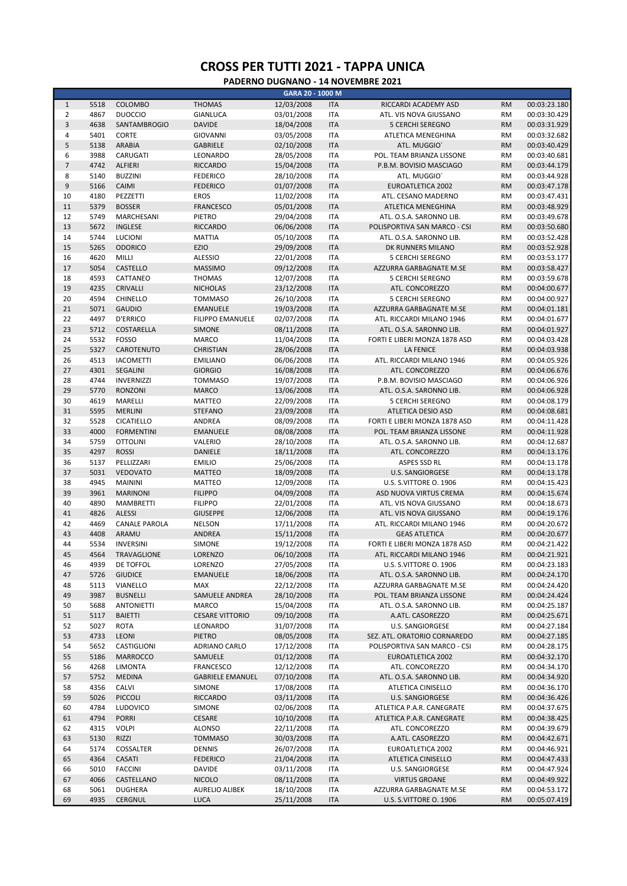# CROSS PER TUTTI 2021 - TAPPA UNICA

## PADERNO DUGNANO - 14 NOVEMBRE 2021

| GARA 20 - 1000 M | | | | | | | | |
|---|---|---|---|---|---|---|---|---|
| 1 | 5518 | COLOMBO | THOMAS | 12/03/2008 | ITA | RICCARDI ACADEMY ASD | RM | 00:03:23.180 |
| 2 | 4867 | DUOCCIO | GIANLUCA | 03/01/2008 | ITA | ATL. VIS NOVA GIUSSANO | RM | 00:03:30.429 |
| 3 | 4638 | SANTAMBROGIO | DAVIDE | 18/04/2008 | ITA | 5 CERCHI SEREGNO | RM | 00:03:31.929 |
| 4 | 5401 | CORTE | GIOVANNI | 03/05/2008 | ITA | ATLETICA MENEGHINA | RM | 00:03:32.682 |
| 5 | 5138 | ARABIA | GABRIELE | 02/10/2008 | ITA | ATL. MUGGIO` | RM | 00:03:40.429 |
| 6 | 3988 | CARUGATI | LEONARDO | 28/05/2008 | ITA | POL. TEAM BRIANZA LISSONE | RM | 00:03:40.681 |
| 7 | 4742 | ALFIERI | RICCARDO | 15/04/2008 | ITA | P.B.M. BOVISIO MASCIAGO | RM | 00:03:44.179 |
| 8 | 5140 | BUZZINI | FEDERICO | 28/10/2008 | ITA | ATL. MUGGIO` | RM | 00:03:44.928 |
| 9 | 5166 | CAIMI | FEDERICO | 01/07/2008 | ITA | EUROATLETICA 2002 | RM | 00:03:47.178 |
| 10 | 4180 | PEZZETTI | EROS | 11/02/2008 | ITA | ATL. CESANO MADERNO | RM | 00:03:47.431 |
| 11 | 5379 | BOSSER | FRANCESCO | 05/01/2008 | ITA | ATLETICA MENEGHINA | RM | 00:03:48.929 |
| 12 | 5749 | MARCHESANI | PIETRO | 29/04/2008 | ITA | ATL. O.S.A. SARONNO LIB. | RM | 00:03:49.678 |
| 13 | 5672 | INGLESE | RICCARDO | 06/06/2008 | ITA | POLISPORTIVA SAN MARCO - CSI | RM | 00:03:50.680 |
| 14 | 5744 | LUCIONI | MATTIA | 05/10/2008 | ITA | ATL. O.S.A. SARONNO LIB. | RM | 00:03:52.428 |
| 15 | 5265 | ODORICO | EZIO | 29/09/2008 | ITA | DK RUNNERS MILANO | RM | 00:03:52.928 |
| 16 | 4620 | MILLI | ALESSIO | 22/01/2008 | ITA | 5 CERCHI SEREGNO | RM | 00:03:53.177 |
| 17 | 5054 | CASTELLO | MASSIMO | 09/12/2008 | ITA | AZZURRA GARBAGNATE M.SE | RM | 00:03:58.427 |
| 18 | 4593 | CATTANEO | THOMAS | 12/07/2008 | ITA | 5 CERCHI SEREGNO | RM | 00:03:59.678 |
| 19 | 4235 | CRIVALLI | NICHOLAS | 23/12/2008 | ITA | ATL. CONCOREZZO | RM | 00:04:00.677 |
| 20 | 4594 | CHINELLO | TOMMASO | 26/10/2008 | ITA | 5 CERCHI SEREGNO | RM | 00:04:00.927 |
| 21 | 5071 | GAUDIO | EMANUELE | 19/03/2008 | ITA | AZZURRA GARBAGNATE M.SE | RM | 00:04:01.181 |
| 22 | 4497 | D'ERRICO | FILIPPO EMANUELE | 02/07/2008 | ITA | ATL. RICCARDI MILANO 1946 | RM | 00:04:01.677 |
| 23 | 5712 | COSTARELLA | SIMONE | 08/11/2008 | ITA | ATL. O.S.A. SARONNO LIB. | RM | 00:04:01.927 |
| 24 | 5532 | FOSSO | MARCO | 11/04/2008 | ITA | FORTI E LIBERI MONZA 1878 ASD | RM | 00:04:03.428 |
| 25 | 5327 | CAROTENUTO | CHRISTIAN | 28/06/2008 | ITA | LA FENICE | RM | 00:04:03.938 |
| 26 | 4513 | IACOMETTI | EMILIANO | 06/06/2008 | ITA | ATL. RICCARDI MILANO 1946 | RM | 00:04:05.926 |
| 27 | 4301 | SEGALINI | GIORGIO | 16/08/2008 | ITA | ATL. CONCOREZZO | RM | 00:04:06.676 |
| 28 | 4744 | INVERNIZZI | TOMMASO | 19/07/2008 | ITA | P.B.M. BOVISIO MASCIAGO | RM | 00:04:06.926 |
| 29 | 5770 | RONZONI | MARCO | 13/06/2008 | ITA | ATL. O.S.A. SARONNO LIB. | RM | 00:04:06.928 |
| 30 | 4619 | MARELLI | MATTEO | 22/09/2008 | ITA | 5 CERCHI SEREGNO | RM | 00:04:08.179 |
| 31 | 5595 | MERLINI | STEFANO | 23/09/2008 | ITA | ATLETICA DESIO ASD | RM | 00:04:08.681 |
| 32 | 5528 | CICATIELLO | ANDREA | 08/09/2008 | ITA | FORTI E LIBERI MONZA 1878 ASD | RM | 00:04:11.428 |
| 33 | 4000 | FORMENTINI | EMANUELE | 08/08/2008 | ITA | POL. TEAM BRIANZA LISSONE | RM | 00:04:11.928 |
| 34 | 5759 | OTTOLINI | VALERIO | 28/10/2008 | ITA | ATL. O.S.A. SARONNO LIB. | RM | 00:04:12.687 |
| 35 | 4297 | ROSSI | DANIELE | 18/11/2008 | ITA | ATL. CONCOREZZO | RM | 00:04:13.176 |
| 36 | 5137 | PELLIZZARI | EMILIO | 25/06/2008 | ITA | ASPES SSD RL | RM | 00:04:13.178 |
| 37 | 5031 | VEDOVATO | MATTEO | 18/09/2008 | ITA | U.S. SANGIORGESE | RM | 00:04:13.178 |
| 38 | 4945 | MAININI | MATTEO | 12/09/2008 | ITA | U.S. S.VITTORE O. 1906 | RM | 00:04:15.423 |
| 39 | 3961 | MARINONI | FILIPPO | 04/09/2008 | ITA | ASD NUOVA VIRTUS CREMA | RM | 00:04:15.674 |
| 40 | 4890 | MAMBRETTI | FILIPPO | 22/01/2008 | ITA | ATL. VIS NOVA GIUSSANO | RM | 00:04:18.673 |
| 41 | 4826 | ALESSI | GIUSEPPE | 12/06/2008 | ITA | ATL. VIS NOVA GIUSSANO | RM | 00:04:19.176 |
| 42 | 4469 | CANALE PAROLA | NELSON | 17/11/2008 | ITA | ATL. RICCARDI MILANO 1946 | RM | 00:04:20.672 |
| 43 | 4408 | ARAMU | ANDREA | 15/11/2008 | ITA | GEAS ATLETICA | RM | 00:04:20.677 |
| 44 | 5534 | INVERSINI | SIMONE | 19/12/2008 | ITA | FORTI E LIBERI MONZA 1878 ASD | RM | 00:04:21.422 |
| 45 | 4564 | TRAVAGLIONE | LORENZO | 06/10/2008 | ITA | ATL. RICCARDI MILANO 1946 | RM | 00:04:21.921 |
| 46 | 4939 | DE TOFFOL | LORENZO | 27/05/2008 | ITA | U.S. S.VITTORE O. 1906 | RM | 00:04:23.183 |
| 47 | 5726 | GIUDICE | EMANUELE | 18/06/2008 | ITA | ATL. O.S.A. SARONNO LIB. | RM | 00:04:24.170 |
| 48 | 5113 | VIANELLO | MAX | 22/12/2008 | ITA | AZZURRA GARBAGNATE M.SE | RM | 00:04:24.420 |
| 49 | 3987 | BUSNELLI | SAMUELE ANDREA | 28/10/2008 | ITA | POL. TEAM BRIANZA LISSONE | RM | 00:04:24.424 |
| 50 | 5688 | ANTONIETTI | MARCO | 15/04/2008 | ITA | ATL. O.S.A. SARONNO LIB. | RM | 00:04:25.187 |
| 51 | 5117 | BAIETTI | CESARE VITTORIO | 09/10/2008 | ITA | A.ATL. CASOREZZO | RM | 00:04:25.671 |
| 52 | 5027 | ROTA | LEONARDO | 31/07/2008 | ITA | U.S. SANGIORGESE | RM | 00:04:27.184 |
| 53 | 4733 | LEONI | PIETRO | 08/05/2008 | ITA | SEZ. ATL. ORATORIO CORNAREDO | RM | 00:04:27.185 |
| 54 | 5652 | CASTIGLIONI | ADRIANO CARLO | 17/12/2008 | ITA | POLISPORTIVA SAN MARCO - CSI | RM | 00:04:28.175 |
| 55 | 5186 | MARROCCO | SAMUELE | 01/12/2008 | ITA | EUROATLETICA 2002 | RM | 00:04:32.170 |
| 56 | 4268 | LIMONTA | FRANCESCO | 12/12/2008 | ITA | ATL. CONCOREZZO | RM | 00:04:34.170 |
| 57 | 5752 | MEDINA | GABRIELE EMANUEL | 07/10/2008 | ITA | ATL. O.S.A. SARONNO LIB. | RM | 00:04:34.920 |
| 58 | 4356 | CALVI | SIMONE | 17/08/2008 | ITA | ATLETICA CINISELLO | RM | 00:04:36.170 |
| 59 | 5026 | PICCOLI | RICCARDO | 03/11/2008 | ITA | U.S. SANGIORGESE | RM | 00:04:36.426 |
| 60 | 4784 | LUDOVICO | SIMONE | 02/06/2008 | ITA | ATLETICA P.A.R. CANEGRATE | RM | 00:04:37.675 |
| 61 | 4794 | PORRI | CESARE | 10/10/2008 | ITA | ATLETICA P.A.R. CANEGRATE | RM | 00:04:38.425 |
| 62 | 4315 | VOLPI | ALONSO | 22/11/2008 | ITA | ATL. CONCOREZZO | RM | 00:04:39.679 |
| 63 | 5130 | RIZZI | TOMMASO | 30/03/2008 | ITA | A.ATL. CASOREZZO | RM | 00:04:42.671 |
| 64 | 5174 | COSSALTER | DENNIS | 26/07/2008 | ITA | EUROATLETICA 2002 | RM | 00:04:46.921 |
| 65 | 4364 | CASATI | FEDERICO | 21/04/2008 | ITA | ATLETICA CINISELLO | RM | 00:04:47.433 |
| 66 | 5010 | FACCINI | DAVIDE | 03/11/2008 | ITA | U.S. SANGIORGESE | RM | 00:04:47.924 |
| 67 | 4066 | CASTELLANO | NICOLO | 08/11/2008 | ITA | VIRTUS GROANE | RM | 00:04:49.922 |
| 68 | 5061 | DUGHERA | AURELIO ALIBEK | 18/10/2008 | ITA | AZZURRA GARBAGNATE M.SE | RM | 00:04:53.172 |
| 69 | 4935 | CERGNUL | LUCA | 25/11/2008 | ITA | U.S. S.VITTORE O. 1906 | RM | 00:05:07.419 |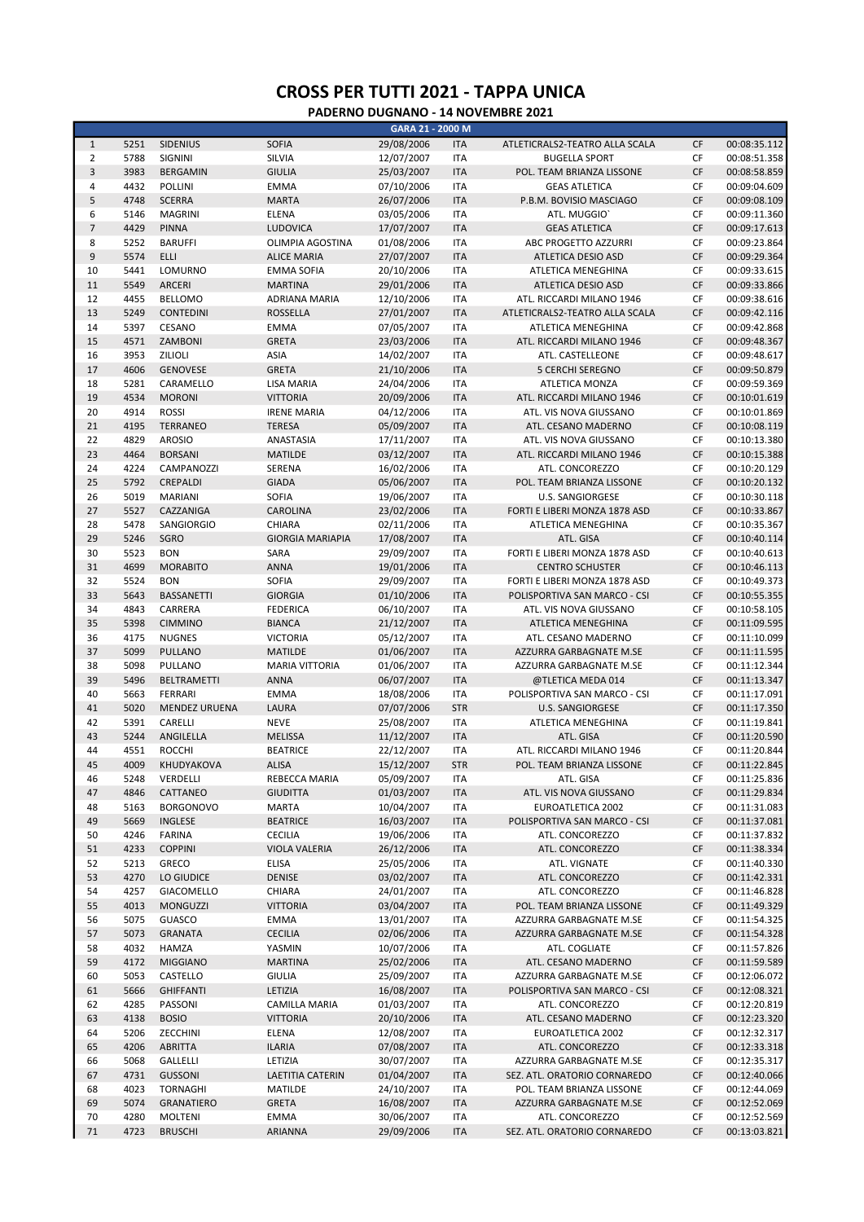# CROSS PER TUTTI 2021 - TAPPA UNICA

## PADERNO DUGNANO - 14 NOVEMBRE 2021

| GARA 21 - 2000 M | | | | | | | | |
|---|---|---|---|---|---|---|---|---|
| 1 | 5251 | SIDENIUS | SOFIA | 29/08/2006 | ITA | ATLETICRALS2-TEATRO ALLA SCALA | CF | 00:08:35.112 |
| 2 | 5788 | SIGNINI | SILVIA | 12/07/2007 | ITA | BUGELLA SPORT | CF | 00:08:51.358 |
| 3 | 3983 | BERGAMIN | GIULIA | 25/03/2007 | ITA | POL. TEAM BRIANZA LISSONE | CF | 00:08:58.859 |
| 4 | 4432 | POLLINI | EMMA | 07/10/2006 | ITA | GEAS ATLETICA | CF | 00:09:04.609 |
| 5 | 4748 | SCERRA | MARTA | 26/07/2006 | ITA | P.B.M. BOVISIO MASCIAGO | CF | 00:09:08.109 |
| 6 | 5146 | MAGRINI | ELENA | 03/05/2006 | ITA | ATL. MUGGIO` | CF | 00:09:11.360 |
| 7 | 4429 | PINNA | LUDOVICA | 17/07/2007 | ITA | GEAS ATLETICA | CF | 00:09:17.613 |
| 8 | 5252 | BARUFFI | OLIMPIA AGOSTINA | 01/08/2006 | ITA | ABC PROGETTO AZZURRI | CF | 00:09:23.864 |
| 9 | 5574 | ELLI | ALICE MARIA | 27/07/2007 | ITA | ATLETICA DESIO ASD | CF | 00:09:29.364 |
| 10 | 5441 | LOMURNO | EMMA SOFIA | 20/10/2006 | ITA | ATLETICA MENEGHINA | CF | 00:09:33.615 |
| 11 | 5549 | ARCERI | MARTINA | 29/01/2006 | ITA | ATLETICA DESIO ASD | CF | 00:09:33.866 |
| 12 | 4455 | BELLOMO | ADRIANA MARIA | 12/10/2006 | ITA | ATL. RICCARDI MILANO 1946 | CF | 00:09:38.616 |
| 13 | 5249 | CONTEDINI | ROSSELLA | 27/01/2007 | ITA | ATLETICRALS2-TEATRO ALLA SCALA | CF | 00:09:42.116 |
| 14 | 5397 | CESANO | EMMA | 07/05/2007 | ITA | ATLETICA MENEGHINA | CF | 00:09:42.868 |
| 15 | 4571 | ZAMBONI | GRETA | 23/03/2006 | ITA | ATL. RICCARDI MILANO 1946 | CF | 00:09:48.367 |
| 16 | 3953 | ZILIOLI | ASIA | 14/02/2007 | ITA | ATL. CASTELLEONE | CF | 00:09:48.617 |
| 17 | 4606 | GENOVESE | GRETA | 21/10/2006 | ITA | 5 CERCHI SEREGNO | CF | 00:09:50.879 |
| 18 | 5281 | CARAMELLO | LISA MARIA | 24/04/2006 | ITA | ATLETICA MONZA | CF | 00:09:59.369 |
| 19 | 4534 | MORONI | VITTORIA | 20/09/2006 | ITA | ATL. RICCARDI MILANO 1946 | CF | 00:10:01.619 |
| 20 | 4914 | ROSSI | IRENE MARIA | 04/12/2006 | ITA | ATL. VIS NOVA GIUSSANO | CF | 00:10:01.869 |
| 21 | 4195 | TERRANEO | TERESA | 05/09/2007 | ITA | ATL. CESANO MADERNO | CF | 00:10:08.119 |
| 22 | 4829 | AROSIO | ANASTASIA | 17/11/2007 | ITA | ATL. VIS NOVA GIUSSANO | CF | 00:10:13.380 |
| 23 | 4464 | BORSANI | MATILDE | 03/12/2007 | ITA | ATL. RICCARDI MILANO 1946 | CF | 00:10:15.388 |
| 24 | 4224 | CAMPANOZZI | SERENA | 16/02/2006 | ITA | ATL. CONCOREZZO | CF | 00:10:20.129 |
| 25 | 5792 | CREPALDI | GIADA | 05/06/2007 | ITA | POL. TEAM BRIANZA LISSONE | CF | 00:10:20.132 |
| 26 | 5019 | MARIANI | SOFIA | 19/06/2007 | ITA | U.S. SANGIORGESE | CF | 00:10:30.118 |
| 27 | 5527 | CAZZANIGA | CAROLINA | 23/02/2006 | ITA | FORTI E LIBERI MONZA 1878 ASD | CF | 00:10:33.867 |
| 28 | 5478 | SANGIORGIO | CHIARA | 02/11/2006 | ITA | ATLETICA MENEGHINA | CF | 00:10:35.367 |
| 29 | 5246 | SGRO | GIORGIA MARIAPIA | 17/08/2007 | ITA | ATL. GISA | CF | 00:10:40.114 |
| 30 | 5523 | BON | SARA | 29/09/2007 | ITA | FORTI E LIBERI MONZA 1878 ASD | CF | 00:10:40.613 |
| 31 | 4699 | MORABITO | ANNA | 19/01/2006 | ITA | CENTRO SCHUSTER | CF | 00:10:46.113 |
| 32 | 5524 | BON | SOFIA | 29/09/2007 | ITA | FORTI E LIBERI MONZA 1878 ASD | CF | 00:10:49.373 |
| 33 | 5643 | BASSANETTI | GIORGIA | 01/10/2006 | ITA | POLISPORTIVA SAN MARCO - CSI | CF | 00:10:55.355 |
| 34 | 4843 | CARRERA | FEDERICA | 06/10/2007 | ITA | ATL. VIS NOVA GIUSSANO | CF | 00:10:58.105 |
| 35 | 5398 | CIMMINO | BIANCA | 21/12/2007 | ITA | ATLETICA MENEGHINA | CF | 00:11:09.595 |
| 36 | 4175 | NUGNES | VICTORIA | 05/12/2007 | ITA | ATL. CESANO MADERNO | CF | 00:11:10.099 |
| 37 | 5099 | PULLANO | MATILDE | 01/06/2007 | ITA | AZZURRA GARBAGNATE M.SE | CF | 00:11:11.595 |
| 38 | 5098 | PULLANO | MARIA VITTORIA | 01/06/2007 | ITA | AZZURRA GARBAGNATE M.SE | CF | 00:11:12.344 |
| 39 | 5496 | BELTRAMETTI | ANNA | 06/07/2007 | ITA | @TLETICA MEDA 014 | CF | 00:11:13.347 |
| 40 | 5663 | FERRARI | EMMA | 18/08/2006 | ITA | POLISPORTIVA SAN MARCO - CSI | CF | 00:11:17.091 |
| 41 | 5020 | MENDEZ URUENA | LAURA | 07/07/2006 | STR | U.S. SANGIORGESE | CF | 00:11:17.350 |
| 42 | 5391 | CARELLI | NEVE | 25/08/2007 | ITA | ATLETICA MENEGHINA | CF | 00:11:19.841 |
| 43 | 5244 | ANGILELLA | MELISSA | 11/12/2007 | ITA | ATL. GISA | CF | 00:11:20.590 |
| 44 | 4551 | ROCCHI | BEATRICE | 22/12/2007 | ITA | ATL. RICCARDI MILANO 1946 | CF | 00:11:20.844 |
| 45 | 4009 | KHUDYAKOVA | ALISA | 15/12/2007 | STR | POL. TEAM BRIANZA LISSONE | CF | 00:11:22.845 |
| 46 | 5248 | VERDELLI | REBECCA MARIA | 05/09/2007 | ITA | ATL. GISA | CF | 00:11:25.836 |
| 47 | 4846 | CATTANEO | GIUDITTA | 01/03/2007 | ITA | ATL. VIS NOVA GIUSSANO | CF | 00:11:29.834 |
| 48 | 5163 | BORGONOVO | MARTA | 10/04/2007 | ITA | EUROATLETICA 2002 | CF | 00:11:31.083 |
| 49 | 5669 | INGLESE | BEATRICE | 16/03/2007 | ITA | POLISPORTIVA SAN MARCO - CSI | CF | 00:11:37.081 |
| 50 | 4246 | FARINA | CECILIA | 19/06/2006 | ITA | ATL. CONCOREZZO | CF | 00:11:37.832 |
| 51 | 4233 | COPPINI | VIOLA VALERIA | 26/12/2006 | ITA | ATL. CONCOREZZO | CF | 00:11:38.334 |
| 52 | 5213 | GRECO | ELISA | 25/05/2006 | ITA | ATL. VIGNATE | CF | 00:11:40.330 |
| 53 | 4270 | LO GIUDICE | DENISE | 03/02/2007 | ITA | ATL. CONCOREZZO | CF | 00:11:42.331 |
| 54 | 4257 | GIACOMELLO | CHIARA | 24/01/2007 | ITA | ATL. CONCOREZZO | CF | 00:11:46.828 |
| 55 | 4013 | MONGUZZI | VITTORIA | 03/04/2007 | ITA | POL. TEAM BRIANZA LISSONE | CF | 00:11:49.329 |
| 56 | 5075 | GUASCO | EMMA | 13/01/2007 | ITA | AZZURRA GARBAGNATE M.SE | CF | 00:11:54.325 |
| 57 | 5073 | GRANATA | CECILIA | 02/06/2006 | ITA | AZZURRA GARBAGNATE M.SE | CF | 00:11:54.328 |
| 58 | 4032 | HAMZA | YASMIN | 10/07/2006 | ITA | ATL. COGLIATE | CF | 00:11:57.826 |
| 59 | 4172 | MIGGIANO | MARTINA | 25/02/2006 | ITA | ATL. CESANO MADERNO | CF | 00:11:59.589 |
| 60 | 5053 | CASTELLO | GIULIA | 25/09/2007 | ITA | AZZURRA GARBAGNATE M.SE | CF | 00:12:06.072 |
| 61 | 5666 | GHIFFANTI | LETIZIA | 16/08/2007 | ITA | POLISPORTIVA SAN MARCO - CSI | CF | 00:12:08.321 |
| 62 | 4285 | PASSONI | CAMILLA MARIA | 01/03/2007 | ITA | ATL. CONCOREZZO | CF | 00:12:20.819 |
| 63 | 4138 | BOSIO | VITTORIA | 20/10/2006 | ITA | ATL. CESANO MADERNO | CF | 00:12:23.320 |
| 64 | 5206 | ZECCHINI | ELENA | 12/08/2007 | ITA | EUROATLETICA 2002 | CF | 00:12:32.317 |
| 65 | 4206 | ABRITTA | ILARIA | 07/08/2007 | ITA | ATL. CONCOREZZO | CF | 00:12:33.318 |
| 66 | 5068 | GALLELLI | LETIZIA | 30/07/2007 | ITA | AZZURRA GARBAGNATE M.SE | CF | 00:12:35.317 |
| 67 | 4731 | GUSSONI | LAETITIA CATERIN | 01/04/2007 | ITA | SEZ. ATL. ORATORIO CORNAREDO | CF | 00:12:40.066 |
| 68 | 4023 | TORNAGHI | MATILDE | 24/10/2007 | ITA | POL. TEAM BRIANZA LISSONE | CF | 00:12:44.069 |
| 69 | 5074 | GRANATIERO | GRETA | 16/08/2007 | ITA | AZZURRA GARBAGNATE M.SE | CF | 00:12:52.069 |
| 70 | 4280 | MOLTENI | EMMA | 30/06/2007 | ITA | ATL. CONCOREZZO | CF | 00:12:52.569 |
| 71 | 4723 | BRUSCHI | ARIANNA | 29/09/2006 | ITA | SEZ. ATL. ORATORIO CORNAREDO | CF | 00:13:03.821 |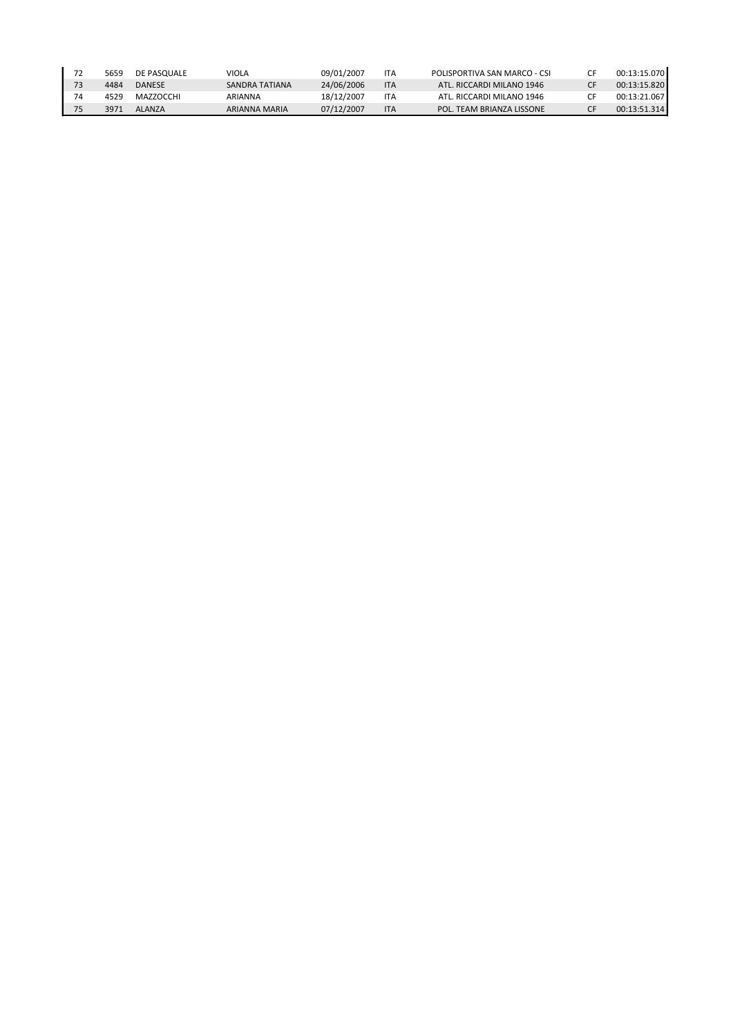| | | | | | | | | |
|---|---|---|---|---|---|---|---|---|
| 72 | 5659 | DE PASQUALE | VIOLA | 09/01/2007 | ITA | POLISPORTIVA SAN MARCO - CSI | CF | 00:13:15.070 |
| 73 | 4484 | DANESE | SANDRA TATIANA | 24/06/2006 | ITA | ATL. RICCARDI MILANO 1946 | CF | 00:13:15.820 |
| 74 | 4529 | MAZZOCCHI | ARIANNA | 18/12/2007 | ITA | ATL. RICCARDI MILANO 1946 | CF | 00:13:21.067 |
| 75 | 3971 | ALANZA | ARIANNA MARIA | 07/12/2007 | ITA | POL. TEAM BRIANZA LISSONE | CF | 00:13:51.314 |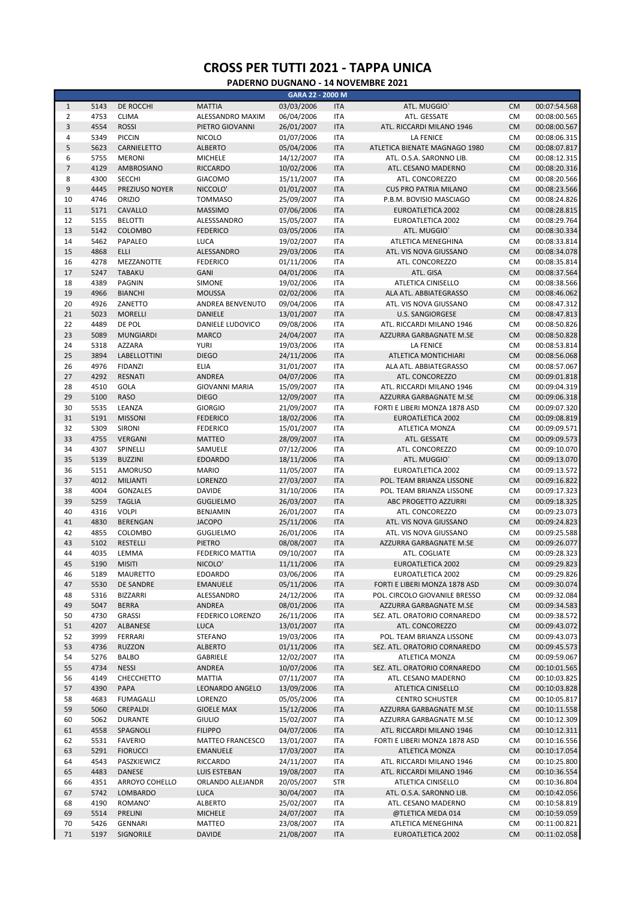# CROSS PER TUTTI 2021 - TAPPA UNICA

## PADERNO DUGNANO - 14 NOVEMBRE 2021

| GARA 22 - 2000 M | | | | | | | | |
|---|---|---|---|---|---|---|---|---|
| 1 | 5143 | DE ROCCHI | MATTIA | 03/03/2006 | ITA | ATL. MUGGIO` | CM | 00:07:54.568 |
| 2 | 4753 | CLIMA | ALESSANDRO MAXIM | 06/04/2006 | ITA | ATL. GESSATE | CM | 00:08:00.565 |
| 3 | 4554 | ROSSI | PIETRO GIOVANNI | 26/01/2007 | ITA | ATL. RICCARDI MILANO 1946 | CM | 00:08:00.567 |
| 4 | 5349 | PICCIN | NICOLO | 01/07/2006 | ITA | LA FENICE | CM | 00:08:06.315 |
| 5 | 5623 | CARNIELETTO | ALBERTO | 05/04/2006 | ITA | ATLETICA BIENATE MAGNAGO 1980 | CM | 00:08:07.817 |
| 6 | 5755 | MERONI | MICHELE | 14/12/2007 | ITA | ATL. O.S.A. SARONNO LIB. | CM | 00:08:12.315 |
| 7 | 4129 | AMBROSIANO | RICCARDO | 10/02/2006 | ITA | ATL. CESANO MADERNO | CM | 00:08:20.316 |
| 8 | 4300 | SECCHI | GIACOMO | 15/11/2007 | ITA | ATL. CONCOREZZO | CM | 00:08:20.566 |
| 9 | 4445 | PREZIUSO NOYER | NICCOLO' | 01/01/2007 | ITA | CUS PRO PATRIA MILANO | CM | 00:08:23.566 |
| 10 | 4746 | ORIZIO | TOMMASO | 25/09/2007 | ITA | P.B.M. BOVISIO MASCIAGO | CM | 00:08:24.826 |
| 11 | 5171 | CAVALLO | MASSIMO | 07/06/2006 | ITA | EUROATLETICA 2002 | CM | 00:08:28.815 |
| 12 | 5155 | BELOTTI | ALESSSANDRO | 15/05/2007 | ITA | EUROATLETICA 2002 | CM | 00:08:29.764 |
| 13 | 5142 | COLOMBO | FEDERICO | 03/05/2006 | ITA | ATL. MUGGIO` | CM | 00:08:30.334 |
| 14 | 5462 | PAPALEO | LUCA | 19/02/2007 | ITA | ATLETICA MENEGHINA | CM | 00:08:33.814 |
| 15 | 4868 | ELLI | ALESSANDRO | 29/03/2006 | ITA | ATL. VIS NOVA GIUSSANO | CM | 00:08:34.078 |
| 16 | 4278 | MEZZANOTTE | FEDERICO | 01/11/2006 | ITA | ATL. CONCOREZZO | CM | 00:08:35.814 |
| 17 | 5247 | TABAKU | GANI | 04/01/2006 | ITA | ATL. GISA | CM | 00:08:37.564 |
| 18 | 4389 | PAGNIN | SIMONE | 19/02/2006 | ITA | ATLETICA CINISELLO | CM | 00:08:38.566 |
| 19 | 4966 | BIANCHI | MOUSSA | 02/02/2006 | ITA | ALA ATL. ABBIATEGRASSO | CM | 00:08:46.062 |
| 20 | 4926 | ZANETTO | ANDREA BENVENUTO | 09/04/2006 | ITA | ATL. VIS NOVA GIUSSANO | CM | 00:08:47.312 |
| 21 | 5023 | MORELLI | DANIELE | 13/01/2007 | ITA | U.S. SANGIORGESE | CM | 00:08:47.813 |
| 22 | 4489 | DE POL | DANIELE LUDOVICO | 09/08/2006 | ITA | ATL. RICCARDI MILANO 1946 | CM | 00:08:50.826 |
| 23 | 5089 | MUNGIARDI | MARCO | 24/04/2007 | ITA | AZZURRA GARBAGNATE M.SE | CM | 00:08:50.828 |
| 24 | 5318 | AZZARA | YURI | 19/03/2006 | ITA | LA FENICE | CM | 00:08:53.814 |
| 25 | 3894 | LABELLOTTINI | DIEGO | 24/11/2006 | ITA | ATLETICA MONTICHIARI | CM | 00:08:56.068 |
| 26 | 4976 | FIDANZI | ELIA | 31/01/2007 | ITA | ALA ATL. ABBIATEGRASSO | CM | 00:08:57.067 |
| 27 | 4292 | RESNATI | ANDREA | 04/07/2006 | ITA | ATL. CONCOREZZO | CM | 00:09:01.818 |
| 28 | 4510 | GOLA | GIOVANNI MARIA | 15/09/2007 | ITA | ATL. RICCARDI MILANO 1946 | CM | 00:09:04.319 |
| 29 | 5100 | RASO | DIEGO | 12/09/2007 | ITA | AZZURRA GARBAGNATE M.SE | CM | 00:09:06.318 |
| 30 | 5535 | LEANZA | GIORGIO | 21/09/2007 | ITA | FORTI E LIBERI MONZA 1878 ASD | CM | 00:09:07.320 |
| 31 | 5191 | MISSONI | FEDERICO | 18/02/2006 | ITA | EUROATLETICA 2002 | CM | 00:09:08.819 |
| 32 | 5309 | SIRONI | FEDERICO | 15/01/2007 | ITA | ATLETICA MONZA | CM | 00:09:09.571 |
| 33 | 4755 | VERGANI | MATTEO | 28/09/2007 | ITA | ATL. GESSATE | CM | 00:09:09.573 |
| 34 | 4307 | SPINELLI | SAMUELE | 07/12/2006 | ITA | ATL. CONCOREZZO | CM | 00:09:10.070 |
| 35 | 5139 | BUZZINI | EDOARDO | 18/11/2006 | ITA | ATL. MUGGIO` | CM | 00:09:13.070 |
| 36 | 5151 | AMORUSO | MARIO | 11/05/2007 | ITA | EUROATLETICA 2002 | CM | 00:09:13.572 |
| 37 | 4012 | MILIANTI | LORENZO | 27/03/2007 | ITA | POL. TEAM BRIANZA LISSONE | CM | 00:09:16.822 |
| 38 | 4004 | GONZALES | DAVIDE | 31/10/2006 | ITA | POL. TEAM BRIANZA LISSONE | CM | 00:09:17.323 |
| 39 | 5259 | TAGLIA | GUGLIELMO | 26/03/2007 | ITA | ABC PROGETTO AZZURRI | CM | 00:09:18.325 |
| 40 | 4316 | VOLPI | BENJAMIN | 26/01/2007 | ITA | ATL. CONCOREZZO | CM | 00:09:23.073 |
| 41 | 4830 | BERENGAN | JACOPO | 25/11/2006 | ITA | ATL. VIS NOVA GIUSSANO | CM | 00:09:24.823 |
| 42 | 4855 | COLOMBO | GUGLIELMO | 26/01/2006 | ITA | ATL. VIS NOVA GIUSSANO | CM | 00:09:25.588 |
| 43 | 5102 | RESTELLI | PIETRO | 08/08/2007 | ITA | AZZURRA GARBAGNATE M.SE | CM | 00:09:26.077 |
| 44 | 4035 | LEMMA | FEDERICO MATTIA | 09/10/2007 | ITA | ATL. COGLIATE | CM | 00:09:28.323 |
| 45 | 5190 | MISITI | NICOLO' | 11/11/2006 | ITA | EUROATLETICA 2002 | CM | 00:09:29.823 |
| 46 | 5189 | MAURETTO | EDOARDO | 03/06/2006 | ITA | EUROATLETICA 2002 | CM | 00:09:29.826 |
| 47 | 5530 | DE SANDRE | EMANUELE | 05/11/2006 | ITA | FORTI E LIBERI MONZA 1878 ASD | CM | 00:09:30.074 |
| 48 | 5316 | BIZZARRI | ALESSANDRO | 24/12/2006 | ITA | POL. CIRCOLO GIOVANILE BRESSO | CM | 00:09:32.084 |
| 49 | 5047 | BERRA | ANDREA | 08/01/2006 | ITA | AZZURRA GARBAGNATE M.SE | CM | 00:09:34.583 |
| 50 | 4730 | GRASSI | FEDERICO LORENZO | 26/11/2006 | ITA | SEZ. ATL. ORATORIO CORNAREDO | CM | 00:09:38.572 |
| 51 | 4207 | ALBANESE | LUCA | 13/01/2007 | ITA | ATL. CONCOREZZO | CM | 00:09:43.072 |
| 52 | 3999 | FERRARI | STEFANO | 19/03/2006 | ITA | POL. TEAM BRIANZA LISSONE | CM | 00:09:43.073 |
| 53 | 4736 | RUZZON | ALBERTO | 01/11/2006 | ITA | SEZ. ATL. ORATORIO CORNAREDO | CM | 00:09:45.573 |
| 54 | 5276 | BALBO | GABRIELE | 12/02/2007 | ITA | ATLETICA MONZA | CM | 00:09:59.067 |
| 55 | 4734 | NESSI | ANDREA | 10/07/2006 | ITA | SEZ. ATL. ORATORIO CORNAREDO | CM | 00:10:01.565 |
| 56 | 4149 | CHECCHETTO | MATTIA | 07/11/2007 | ITA | ATL. CESANO MADERNO | CM | 00:10:03.825 |
| 57 | 4390 | PAPA | LEONARDO ANGELO | 13/09/2006 | ITA | ATLETICA CINISELLO | CM | 00:10:03.828 |
| 58 | 4683 | FUMAGALLI | LORENZO | 05/05/2006 | ITA | CENTRO SCHUSTER | CM | 00:10:05.817 |
| 59 | 5060 | CREPALDI | GIOELE MAX | 15/12/2006 | ITA | AZZURRA GARBAGNATE M.SE | CM | 00:10:11.558 |
| 60 | 5062 | DURANTE | GIULIO | 15/02/2007 | ITA | AZZURRA GARBAGNATE M.SE | CM | 00:10:12.309 |
| 61 | 4558 | SPAGNOLI | FILIPPO | 04/07/2006 | ITA | ATL. RICCARDI MILANO 1946 | CM | 00:10:12.311 |
| 62 | 5531 | FAVERIO | MATTEO FRANCESCO | 13/01/2007 | ITA | FORTI E LIBERI MONZA 1878 ASD | CM | 00:10:16.556 |
| 63 | 5291 | FIORUCCI | EMANUELE | 17/03/2007 | ITA | ATLETICA MONZA | CM | 00:10:17.054 |
| 64 | 4543 | PASZKIEWICZ | RICCARDO | 24/11/2007 | ITA | ATL. RICCARDI MILANO 1946 | CM | 00:10:25.800 |
| 65 | 4483 | DANESE | LUIS ESTEBAN | 19/08/2007 | ITA | ATL. RICCARDI MILANO 1946 | CM | 00:10:36.554 |
| 66 | 4351 | ARROYO COHELLO | ORLANDO ALEJANDR | 20/05/2007 | STR | ATLETICA CINISELLO | CM | 00:10:36.804 |
| 67 | 5742 | LOMBARDO | LUCA | 30/04/2007 | ITA | ATL. O.S.A. SARONNO LIB. | CM | 00:10:42.056 |
| 68 | 4190 | ROMANO' | ALBERTO | 25/02/2007 | ITA | ATL. CESANO MADERNO | CM | 00:10:58.819 |
| 69 | 5514 | PRELINI | MICHELE | 24/07/2007 | ITA | @TLETICA MEDA 014 | CM | 00:10:59.059 |
| 70 | 5426 | GENNARI | MATTEO | 23/08/2007 | ITA | ATLETICA MENEGHINA | CM | 00:11:00.821 |
| 71 | 5197 | SIGNORILE | DAVIDE | 21/08/2007 | ITA | EUROATLETICA 2002 | CM | 00:11:02.058 |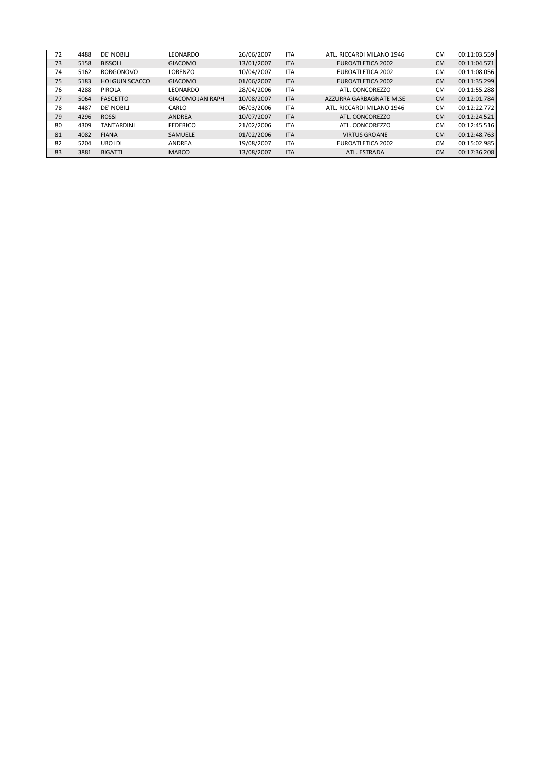| | | | | | | | | |
|---|---|---|---|---|---|---|---|---|
| 72 | 4488 | DE' NOBILI | LEONARDO | 26/06/2007 | ITA | ATL. RICCARDI MILANO 1946 | CM | 00:11:03.559 |
| 73 | 5158 | BISSOLI | GIACOMO | 13/01/2007 | ITA | EUROATLETICA 2002 | CM | 00:11:04.571 |
| 74 | 5162 | BORGONOVO | LORENZO | 10/04/2007 | ITA | EUROATLETICA 2002 | CM | 00:11:08.056 |
| 75 | 5183 | HOLGUIN SCACCO | GIACOMO | 01/06/2007 | ITA | EUROATLETICA 2002 | CM | 00:11:35.299 |
| 76 | 4288 | PIROLA | LEONARDO | 28/04/2006 | ITA | ATL. CONCOREZZO | CM | 00:11:55.288 |
| 77 | 5064 | FASCETTO | GIACOMO JAN RAPH | 10/08/2007 | ITA | AZZURRA GARBAGNATE M.SE | CM | 00:12:01.784 |
| 78 | 4487 | DE' NOBILI | CARLO | 06/03/2006 | ITA | ATL. RICCARDI MILANO 1946 | CM | 00:12:22.772 |
| 79 | 4296 | ROSSI | ANDREA | 10/07/2007 | ITA | ATL. CONCOREZZO | CM | 00:12:24.521 |
| 80 | 4309 | TANTARDINI | FEDERICO | 21/02/2006 | ITA | ATL. CONCOREZZO | CM | 00:12:45.516 |
| 81 | 4082 | FIANA | SAMUELE | 01/02/2006 | ITA | VIRTUS GROANE | CM | 00:12:48.763 |
| 82 | 5204 | UBOLDI | ANDREA | 19/08/2007 | ITA | EUROATLETICA 2002 | CM | 00:15:02.985 |
| 83 | 3881 | BIGATTI | MARCO | 13/08/2007 | ITA | ATL. ESTRADA | CM | 00:17:36.208 |